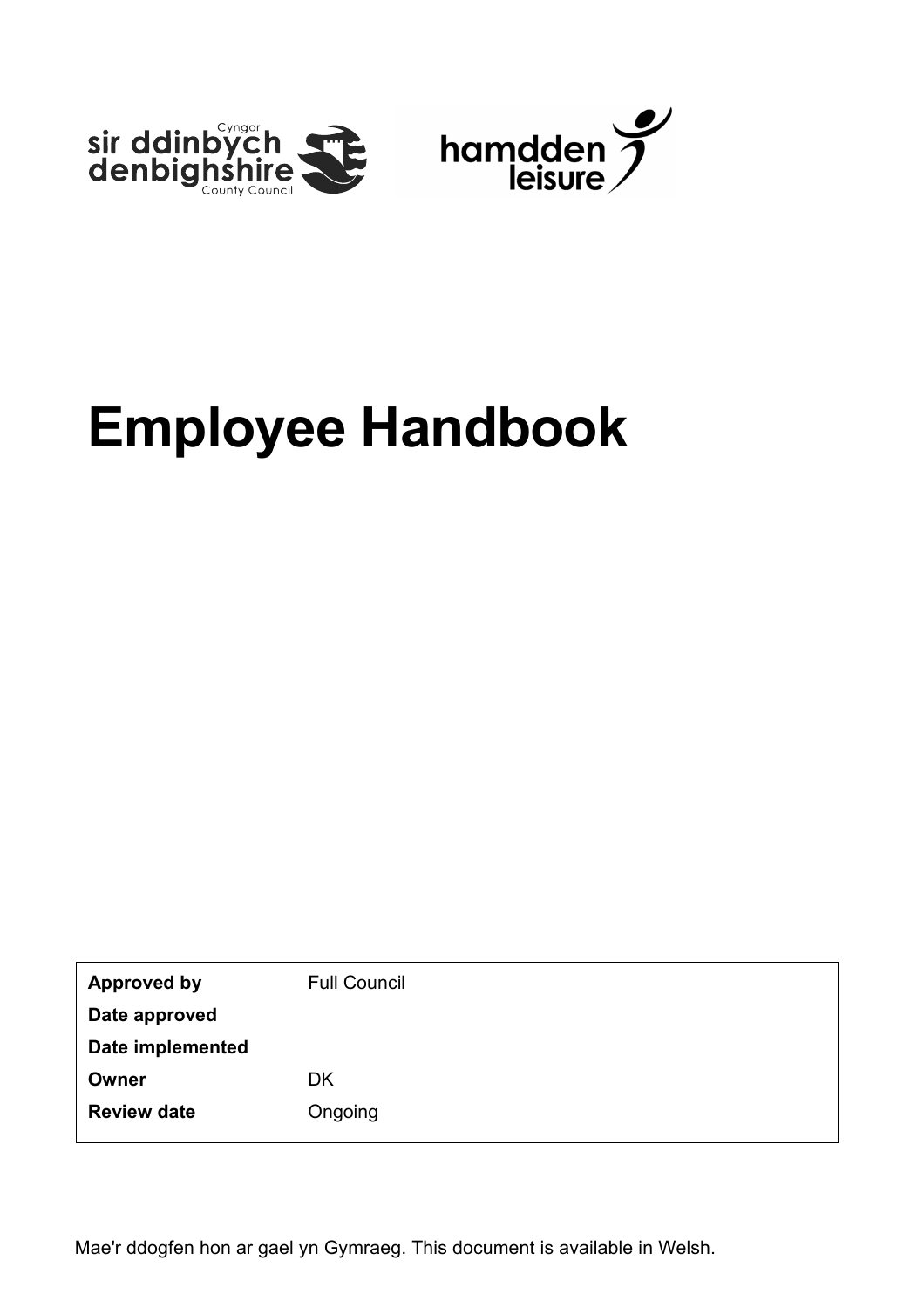Cyngor sir ddinbych denbighshire County Council

hamdden leisure

# Employee Handbook

| **Approved by** | Full Council |
| --- | --- |
| **Date approved** | |
| **Date implemented** | |
| **Owner** | DK |
| **Review date** | Ongoing |

Mae'r ddogfen hon ar gael yn Gymraeg. This document is available in Welsh.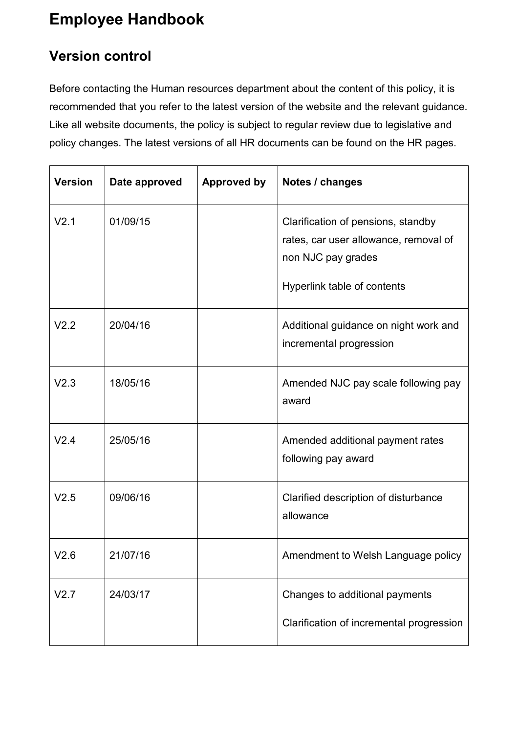# Employee Handbook

## Version control

Before contacting the Human resources department about the content of this policy, it is recommended that you refer to the latest version of the website and the relevant guidance. Like all website documents, the policy is subject to regular review due to legislative and policy changes. The latest versions of all HR documents can be found on the HR pages.

| Version | Date approved | Approved by | Notes / changes |
|---|---|---|---|
| V2.1 | 01/09/15 | | Clarification of pensions, standby rates, car user allowance, removal of non NJC pay grades<br><br>Hyperlink table of contents |
| V2.2 | 20/04/16 | | Additional guidance on night work and incremental progression |
| V2.3 | 18/05/16 | | Amended NJC pay scale following pay award |
| V2.4 | 25/05/16 | | Amended additional payment rates following pay award |
| V2.5 | 09/06/16 | | Clarified description of disturbance allowance |
| V2.6 | 21/07/16 | | Amendment to Welsh Language policy |
| V2.7 | 24/03/17 | | Changes to additional payments<br><br>Clarification of incremental progression |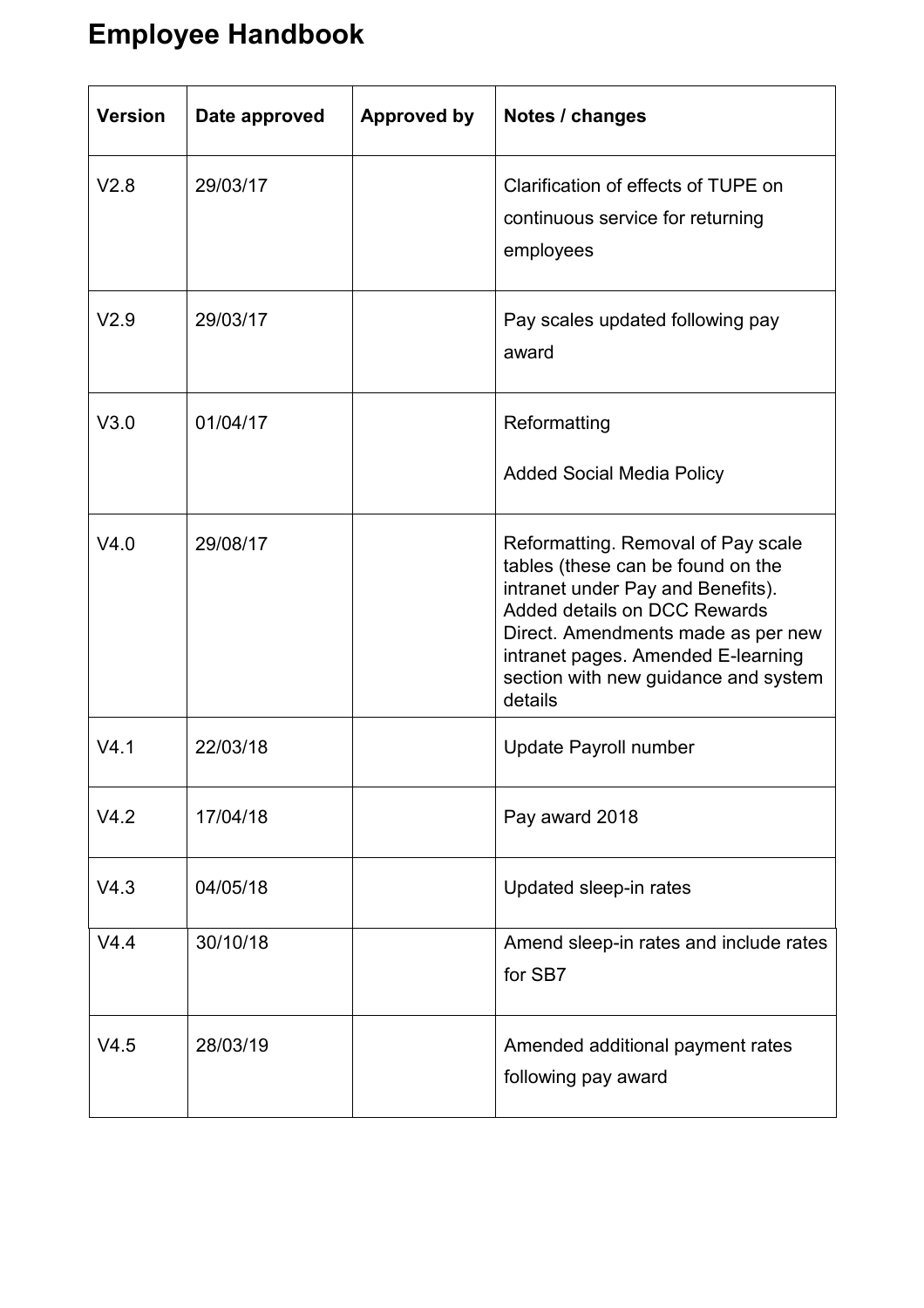# Employee Handbook

| Version | Date approved | Approved by | Notes / changes |
| --- | --- | --- | --- |
| V2.8 | 29/03/17 | | Clarification of effects of TUPE on continuous service for returning employees |
| V2.9 | 29/03/17 | | Pay scales updated following pay award |
| V3.0 | 01/04/17 | | Reformatting<br><br>Added Social Media Policy |
| V4.0 | 29/08/17 | | Reformatting. Removal of Pay scale tables (these can be found on the intranet under Pay and Benefits). Added details on DCC Rewards Direct. Amendments made as per new intranet pages. Amended E-learning section with new guidance and system details |
| V4.1 | 22/03/18 | | Update Payroll number |
| V4.2 | 17/04/18 | | Pay award 2018 |
| V4.3 | 04/05/18 | | Updated sleep-in rates |
| V4.4 | 30/10/18 | | Amend sleep-in rates and include rates for SB7 |
| V4.5 | 28/03/19 | | Amended additional payment rates following pay award |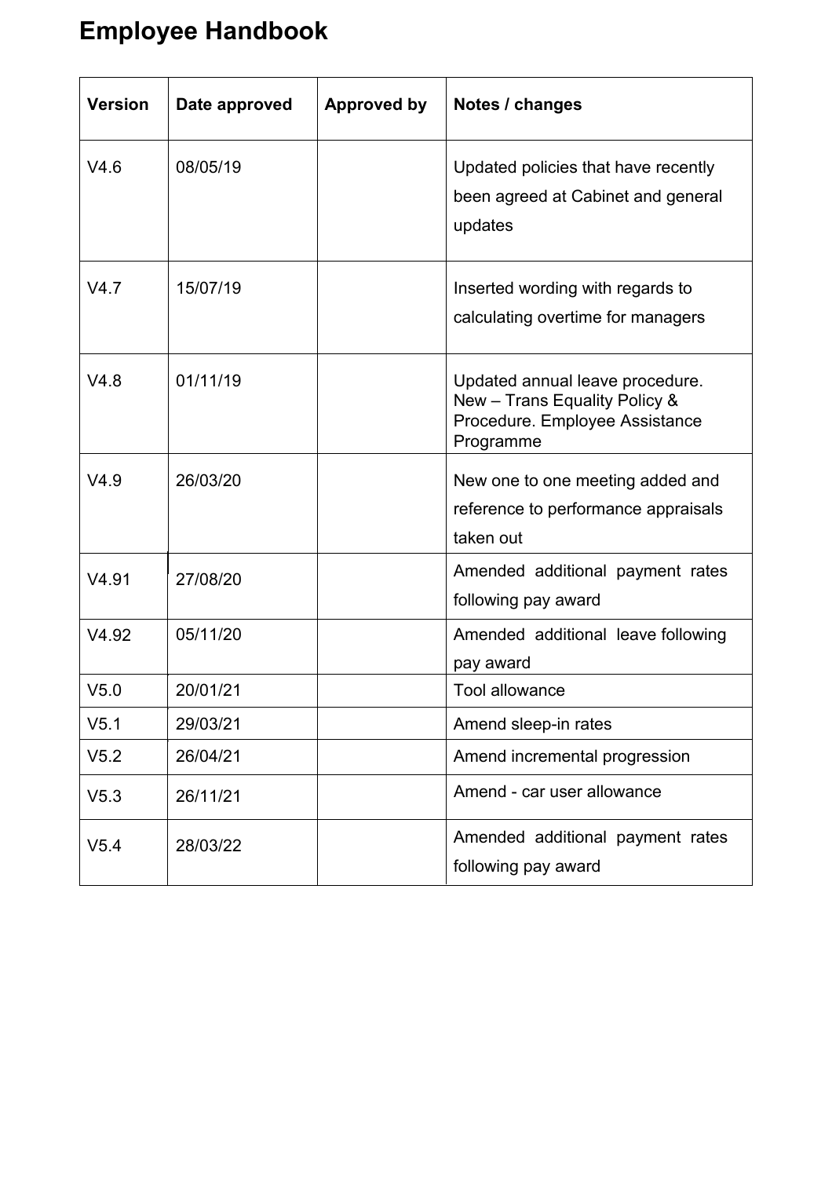# Employee Handbook

| Version | Date approved | Approved by | Notes / changes |
|---|---|---|---|
| V4.6 | 08/05/19 | | Updated policies that have recently been agreed at Cabinet and general updates |
| V4.7 | 15/07/19 | | Inserted wording with regards to calculating overtime for managers |
| V4.8 | 01/11/19 | | Updated annual leave procedure. New – Trans Equality Policy & Procedure. Employee Assistance Programme |
| V4.9 | 26/03/20 | | New one to one meeting added and reference to performance appraisals taken out |
| V4.91 | 27/08/20 | | Amended additional payment rates following pay award |
| V4.92 | 05/11/20 | | Amended additional leave following pay award |
| V5.0 | 20/01/21 | | Tool allowance |
| V5.1 | 29/03/21 | | Amend sleep-in rates |
| V5.2 | 26/04/21 | | Amend incremental progression |
| V5.3 | 26/11/21 | | Amend - car user allowance |
| V5.4 | 28/03/22 | | Amended additional payment rates following pay award |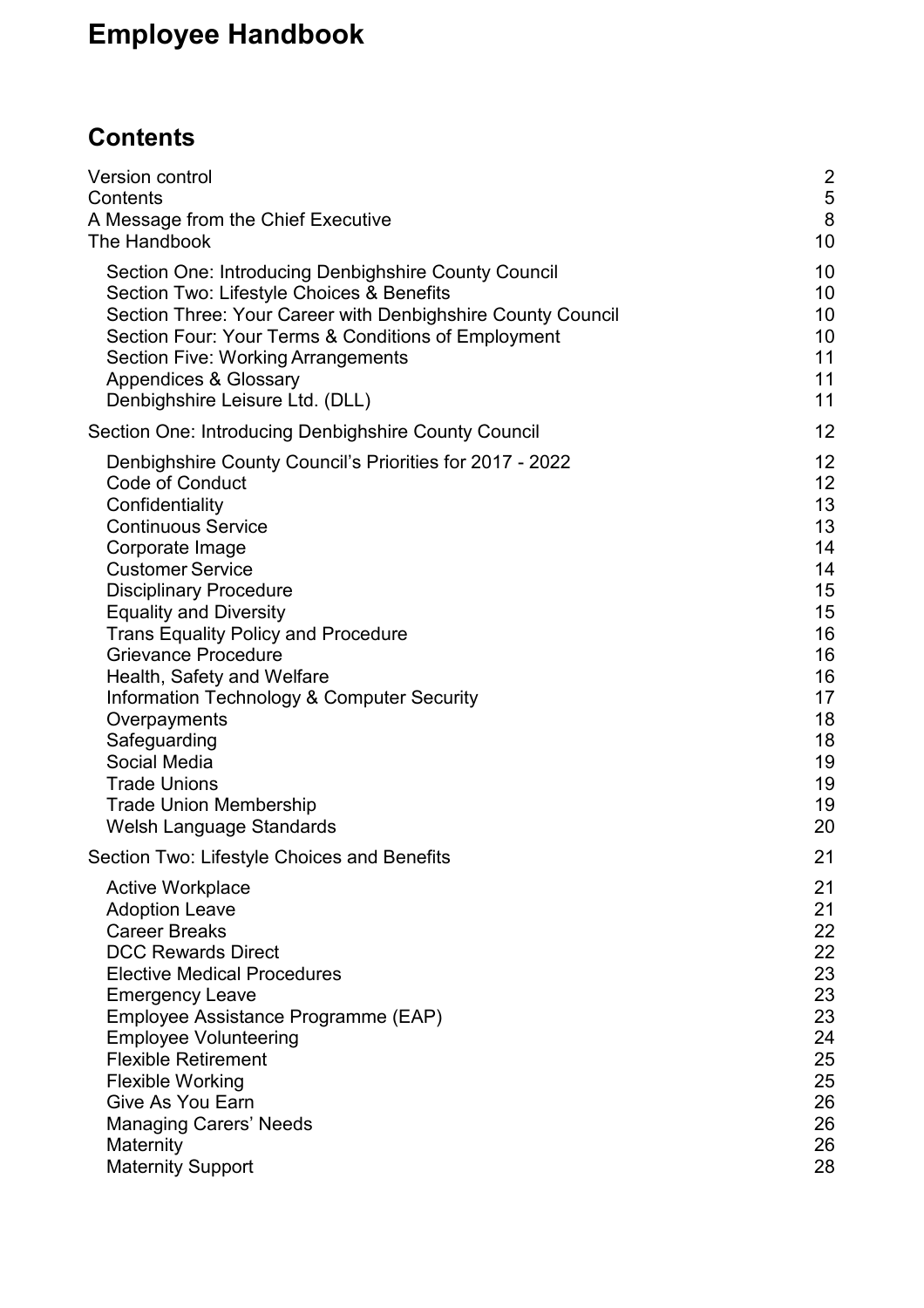# Employee Handbook

## Contents

| | |
|---|---|
| Version control | 2 |
| Contents | 5 |
| A Message from the Chief Executive | 8 |
| The Handbook | 10 |
| Section One: Introducing Denbighshire County Council | 10 |
| Section Two: Lifestyle Choices & Benefits | 10 |
| Section Three: Your Career with Denbighshire County Council | 10 |
| Section Four: Your Terms & Conditions of Employment | 10 |
| Section Five: Working Arrangements | 11 |
| Appendices & Glossary | 11 |
| Denbighshire Leisure Ltd. (DLL) | 11 |
| Section One: Introducing Denbighshire County Council | 12 |
| Denbighshire County Council's Priorities for 2017 - 2022 | 12 |
| Code of Conduct | 12 |
| Confidentiality | 13 |
| Continuous Service | 13 |
| Corporate Image | 14 |
| Customer Service | 14 |
| Disciplinary Procedure | 15 |
| Equality and Diversity | 15 |
| Trans Equality Policy and Procedure | 16 |
| Grievance Procedure | 16 |
| Health, Safety and Welfare | 16 |
| Information Technology & Computer Security | 17 |
| Overpayments | 18 |
| Safeguarding | 18 |
| Social Media | 19 |
| Trade Unions | 19 |
| Trade Union Membership | 19 |
| Welsh Language Standards | 20 |
| Section Two: Lifestyle Choices and Benefits | 21 |
| Active Workplace | 21 |
| Adoption Leave | 21 |
| Career Breaks | 22 |
| DCC Rewards Direct | 22 |
| Elective Medical Procedures | 23 |
| Emergency Leave | 23 |
| Employee Assistance Programme (EAP) | 23 |
| Employee Volunteering | 24 |
| Flexible Retirement | 25 |
| Flexible Working | 25 |
| Give As You Earn | 26 |
| Managing Carers' Needs | 26 |
| Maternity | 26 |
| Maternity Support | 28 |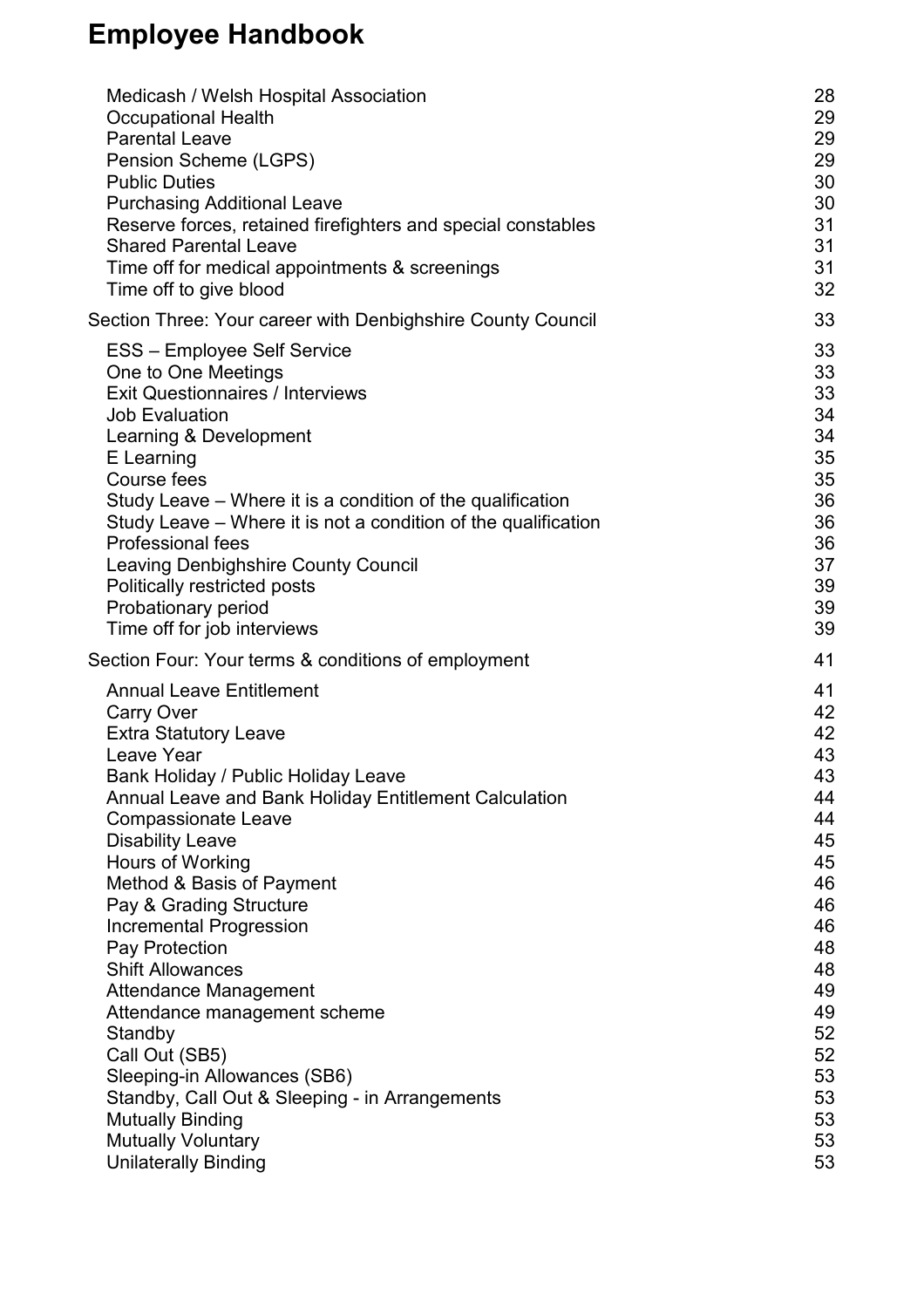# Employee Handbook

| | |
|---|---|
| Medicash / Welsh Hospital Association | 28 |
| Occupational Health | 29 |
| Parental Leave | 29 |
| Pension Scheme (LGPS) | 29 |
| Public Duties | 30 |
| Purchasing Additional Leave | 30 |
| Reserve forces, retained firefighters and special constables | 31 |
| Shared Parental Leave | 31 |
| Time off for medical appointments & screenings | 31 |
| Time off to give blood | 32 |
| **Section Three: Your career with Denbighshire County Council** | **33** |
| ESS – Employee Self Service | 33 |
| One to One Meetings | 33 |
| Exit Questionnaires / Interviews | 33 |
| Job Evaluation | 34 |
| Learning & Development | 34 |
| E Learning | 35 |
| Course fees | 35 |
| Study Leave – Where it is a condition of the qualification | 36 |
| Study Leave – Where it is not a condition of the qualification | 36 |
| Professional fees | 36 |
| Leaving Denbighshire County Council | 37 |
| Politically restricted posts | 39 |
| Probationary period | 39 |
| Time off for job interviews | 39 |
| **Section Four: Your terms & conditions of employment** | **41** |
| Annual Leave Entitlement | 41 |
| Carry Over | 42 |
| Extra Statutory Leave | 42 |
| Leave Year | 43 |
| Bank Holiday / Public Holiday Leave | 43 |
| Annual Leave and Bank Holiday Entitlement Calculation | 44 |
| Compassionate Leave | 44 |
| Disability Leave | 45 |
| Hours of Working | 45 |
| Method & Basis of Payment | 46 |
| Pay & Grading Structure | 46 |
| Incremental Progression | 46 |
| Pay Protection | 48 |
| Shift Allowances | 48 |
| Attendance Management | 49 |
| Attendance management scheme | 49 |
| Standby | 52 |
| Call Out (SB5) | 52 |
| Sleeping-in Allowances (SB6) | 53 |
| Standby, Call Out & Sleeping - in Arrangements | 53 |
| Mutually Binding | 53 |
| Mutually Voluntary | 53 |
| Unilaterally Binding | 53 |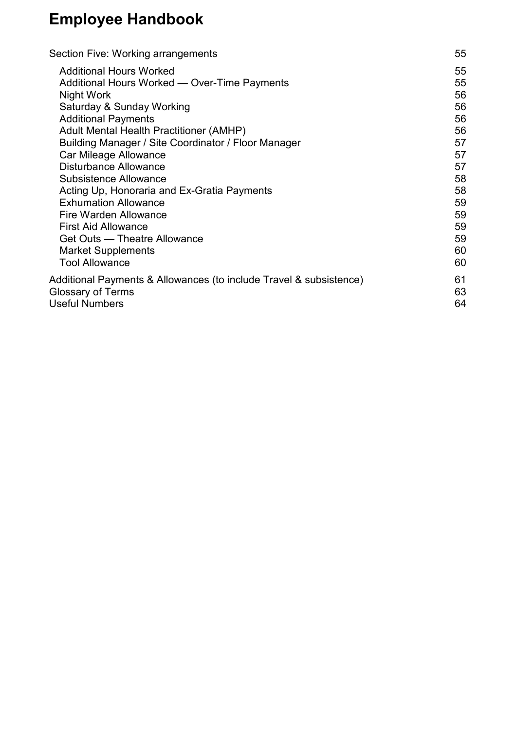# Employee Handbook

| | |
|---|---|
| Section Five: Working arrangements | 55 |
| Additional Hours Worked | 55 |
| Additional Hours Worked — Over-Time Payments | 55 |
| Night Work | 56 |
| Saturday & Sunday Working | 56 |
| Additional Payments | 56 |
| Adult Mental Health Practitioner (AMHP) | 56 |
| Building Manager / Site Coordinator / Floor Manager | 57 |
| Car Mileage Allowance | 57 |
| Disturbance Allowance | 57 |
| Subsistence Allowance | 58 |
| Acting Up, Honoraria and Ex-Gratia Payments | 58 |
| Exhumation Allowance | 59 |
| Fire Warden Allowance | 59 |
| First Aid Allowance | 59 |
| Get Outs — Theatre Allowance | 59 |
| Market Supplements | 60 |
| Tool Allowance | 60 |
| Additional Payments & Allowances (to include Travel & subsistence) | 61 |
| Glossary of Terms | 63 |
| Useful Numbers | 64 |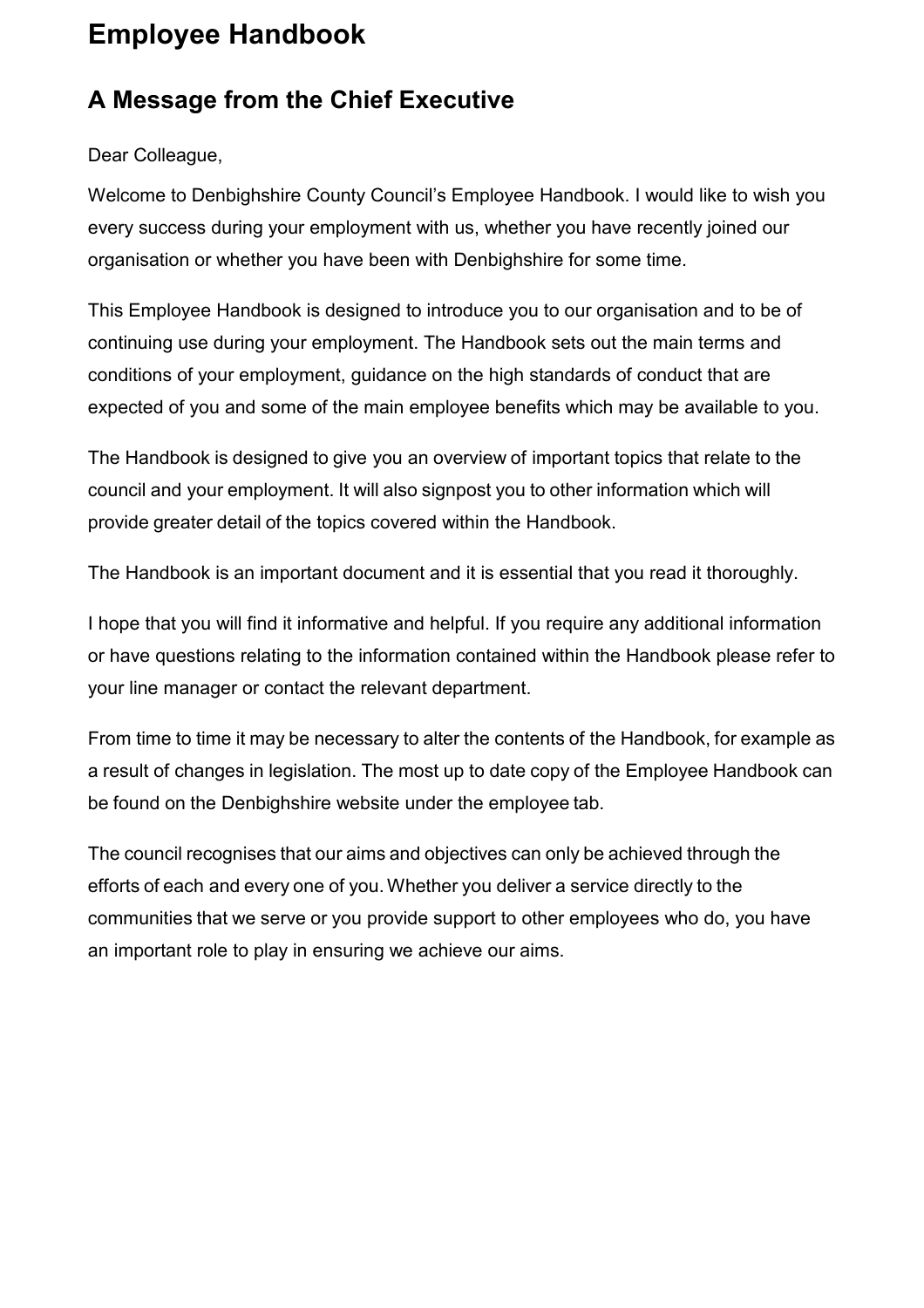# Employee Handbook

## A Message from the Chief Executive

Dear Colleague,

Welcome to Denbighshire County Council's Employee Handbook. I would like to wish you every success during your employment with us, whether you have recently joined our organisation or whether you have been with Denbighshire for some time.

This Employee Handbook is designed to introduce you to our organisation and to be of continuing use during your employment. The Handbook sets out the main terms and conditions of your employment, guidance on the high standards of conduct that are expected of you and some of the main employee benefits which may be available to you.

The Handbook is designed to give you an overview of important topics that relate to the council and your employment. It will also signpost you to other information which will provide greater detail of the topics covered within the Handbook.

The Handbook is an important document and it is essential that you read it thoroughly.

I hope that you will find it informative and helpful. If you require any additional information or have questions relating to the information contained within the Handbook please refer to your line manager or contact the relevant department.

From time to time it may be necessary to alter the contents of the Handbook, for example as a result of changes in legislation. The most up to date copy of the Employee Handbook can be found on the Denbighshire website under the employee tab.

The council recognises that our aims and objectives can only be achieved through the efforts of each and every one of you. Whether you deliver a service directly to the communities that we serve or you provide support to other employees who do, you have an important role to play in ensuring we achieve our aims.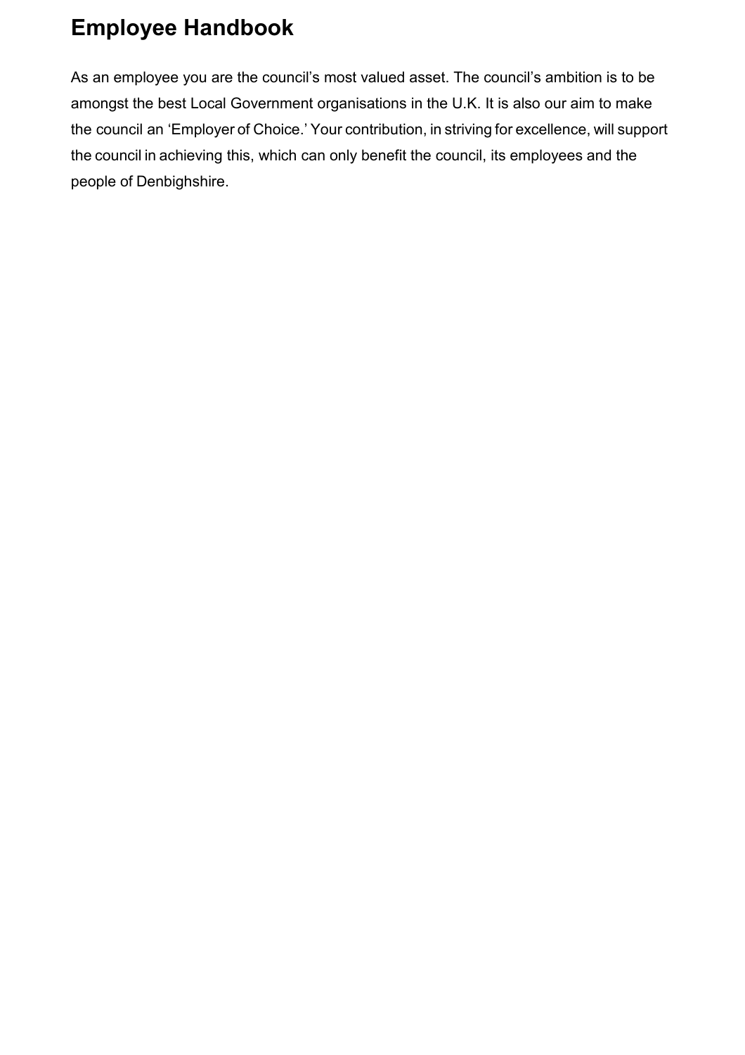# Employee Handbook

As an employee you are the council's most valued asset. The council's ambition is to be amongst the best Local Government organisations in the U.K. It is also our aim to make the council an 'Employer of Choice.' Your contribution, in striving for excellence, will support the council in achieving this, which can only benefit the council, its employees and the people of Denbighshire.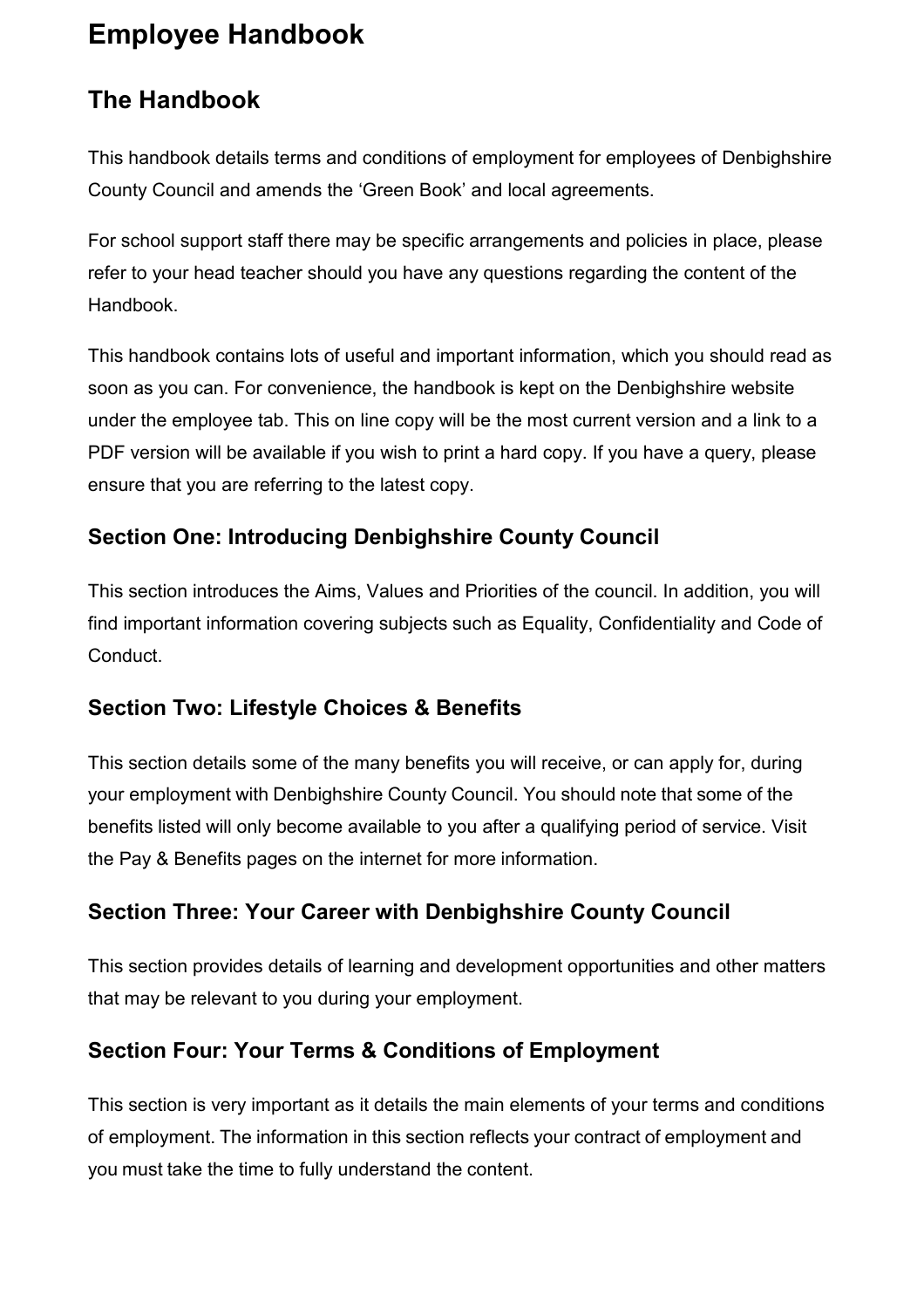# Employee Handbook

## The Handbook

This handbook details terms and conditions of employment for employees of Denbighshire County Council and amends the 'Green Book' and local agreements.

For school support staff there may be specific arrangements and policies in place, please refer to your head teacher should you have any questions regarding the content of the Handbook.

This handbook contains lots of useful and important information, which you should read as soon as you can. For convenience, the handbook is kept on the Denbighshire website under the employee tab. This on line copy will be the most current version and a link to a PDF version will be available if you wish to print a hard copy. If you have a query, please ensure that you are referring to the latest copy.

### Section One: Introducing Denbighshire County Council

This section introduces the Aims, Values and Priorities of the council. In addition, you will find important information covering subjects such as Equality, Confidentiality and Code of Conduct.

### Section Two: Lifestyle Choices & Benefits

This section details some of the many benefits you will receive, or can apply for, during your employment with Denbighshire County Council. You should note that some of the benefits listed will only become available to you after a qualifying period of service. Visit the Pay & Benefits pages on the internet for more information.

### Section Three: Your Career with Denbighshire County Council

This section provides details of learning and development opportunities and other matters that may be relevant to you during your employment.

### Section Four: Your Terms & Conditions of Employment

This section is very important as it details the main elements of your terms and conditions of employment. The information in this section reflects your contract of employment and you must take the time to fully understand the content.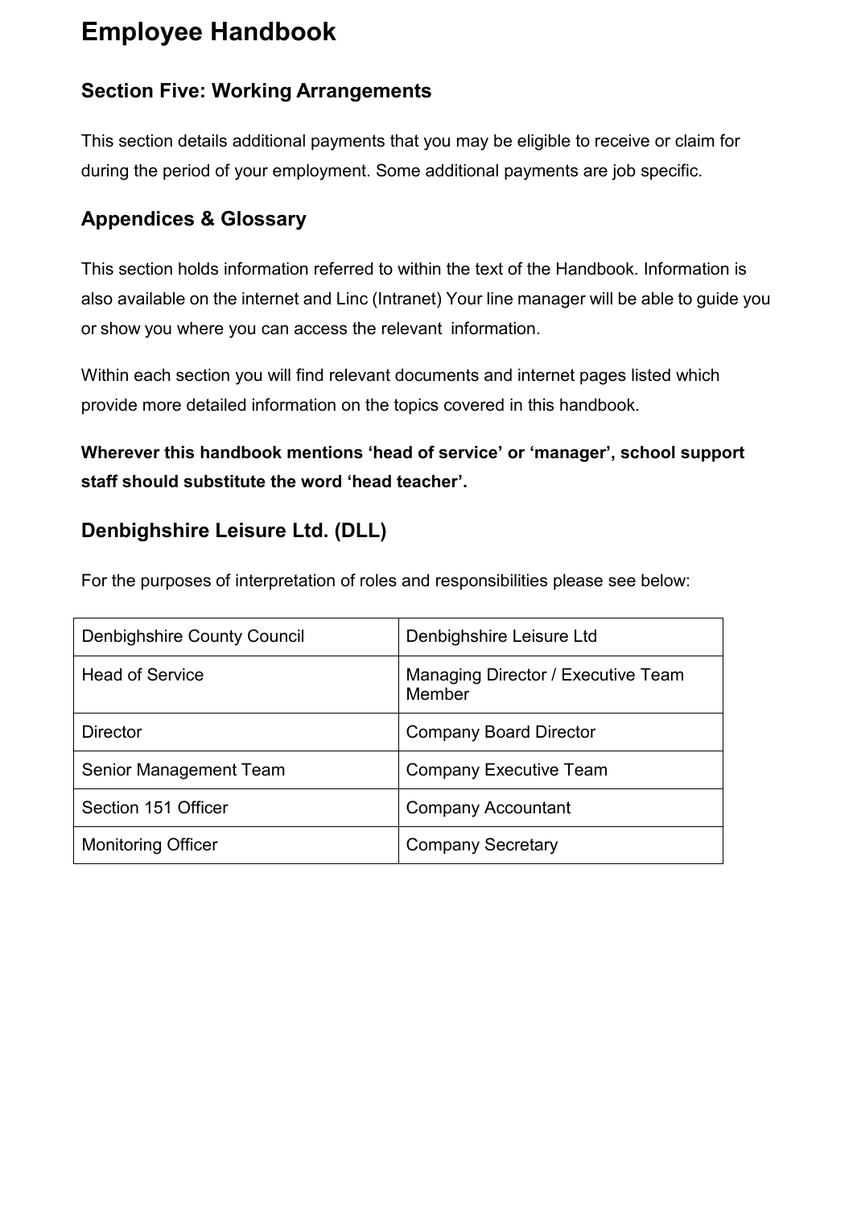# Employee Handbook

## Section Five: Working Arrangements

This section details additional payments that you may be eligible to receive or claim for during the period of your employment. Some additional payments are job specific.

## Appendices & Glossary

This section holds information referred to within the text of the Handbook. Information is also available on the internet and Linc (Intranet) Your line manager will be able to guide you or show you where you can access the relevant information.

Within each section you will find relevant documents and internet pages listed which provide more detailed information on the topics covered in this handbook.

**Wherever this handbook mentions 'head of service' or 'manager', school support staff should substitute the word 'head teacher'.**

## Denbighshire Leisure Ltd. (DLL)

For the purposes of interpretation of roles and responsibilities please see below:

| Denbighshire County Council | Denbighshire Leisure Ltd |
|---|---|
| Head of Service | Managing Director / Executive Team Member |
| Director | Company Board Director |
| Senior Management Team | Company Executive Team |
| Section 151 Officer | Company Accountant |
| Monitoring Officer | Company Secretary |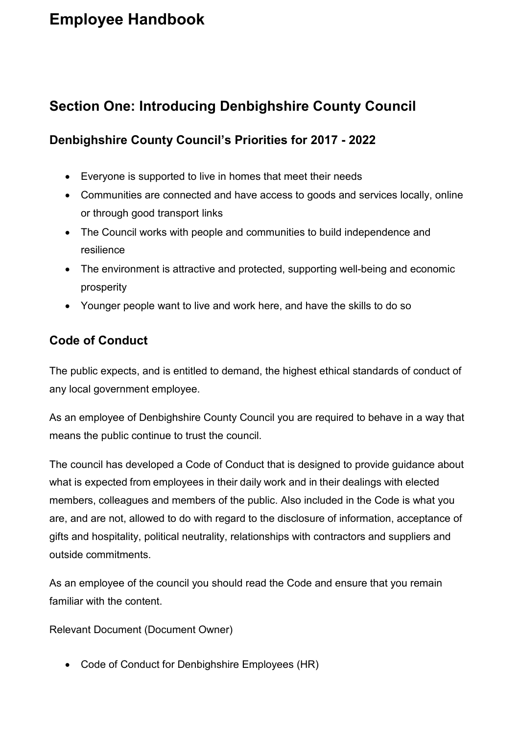# Employee Handbook

## Section One: Introducing Denbighshire County Council

### Denbighshire County Council's Priorities for 2017 - 2022

- Everyone is supported to live in homes that meet their needs
- Communities are connected and have access to goods and services locally, online or through good transport links
- The Council works with people and communities to build independence and resilience
- The environment is attractive and protected, supporting well-being and economic prosperity
- Younger people want to live and work here, and have the skills to do so

### Code of Conduct

The public expects, and is entitled to demand, the highest ethical standards of conduct of any local government employee.

As an employee of Denbighshire County Council you are required to behave in a way that means the public continue to trust the council.

The council has developed a Code of Conduct that is designed to provide guidance about what is expected from employees in their daily work and in their dealings with elected members, colleagues and members of the public. Also included in the Code is what you are, and are not, allowed to do with regard to the disclosure of information, acceptance of gifts and hospitality, political neutrality, relationships with contractors and suppliers and outside commitments.

As an employee of the council you should read the Code and ensure that you remain familiar with the content.

Relevant Document (Document Owner)

- Code of Conduct for Denbighshire Employees (HR)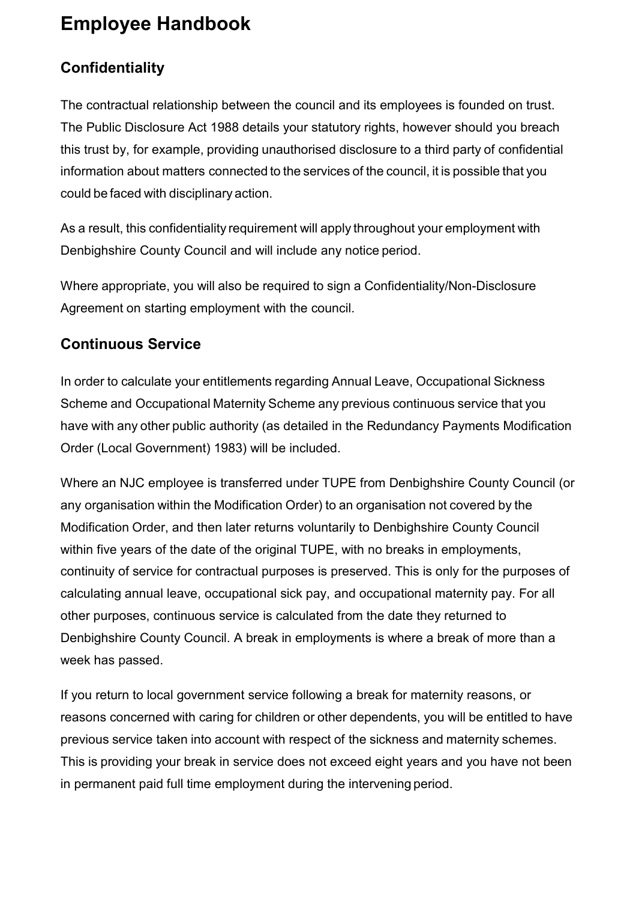# Employee Handbook

## Confidentiality

The contractual relationship between the council and its employees is founded on trust. The Public Disclosure Act 1988 details your statutory rights, however should you breach this trust by, for example, providing unauthorised disclosure to a third party of confidential information about matters connected to the services of the council, it is possible that you could be faced with disciplinary action.

As a result, this confidentiality requirement will apply throughout your employment with Denbighshire County Council and will include any notice period.

Where appropriate, you will also be required to sign a Confidentiality/Non-Disclosure Agreement on starting employment with the council.

## Continuous Service

In order to calculate your entitlements regarding Annual Leave, Occupational Sickness Scheme and Occupational Maternity Scheme any previous continuous service that you have with any other public authority (as detailed in the Redundancy Payments Modification Order (Local Government) 1983) will be included.

Where an NJC employee is transferred under TUPE from Denbighshire County Council (or any organisation within the Modification Order) to an organisation not covered by the Modification Order, and then later returns voluntarily to Denbighshire County Council within five years of the date of the original TUPE, with no breaks in employments, continuity of service for contractual purposes is preserved. This is only for the purposes of calculating annual leave, occupational sick pay, and occupational maternity pay. For all other purposes, continuous service is calculated from the date they returned to Denbighshire County Council. A break in employments is where a break of more than a week has passed.

If you return to local government service following a break for maternity reasons, or reasons concerned with caring for children or other dependents, you will be entitled to have previous service taken into account with respect of the sickness and maternity schemes. This is providing your break in service does not exceed eight years and you have not been in permanent paid full time employment during the intervening period.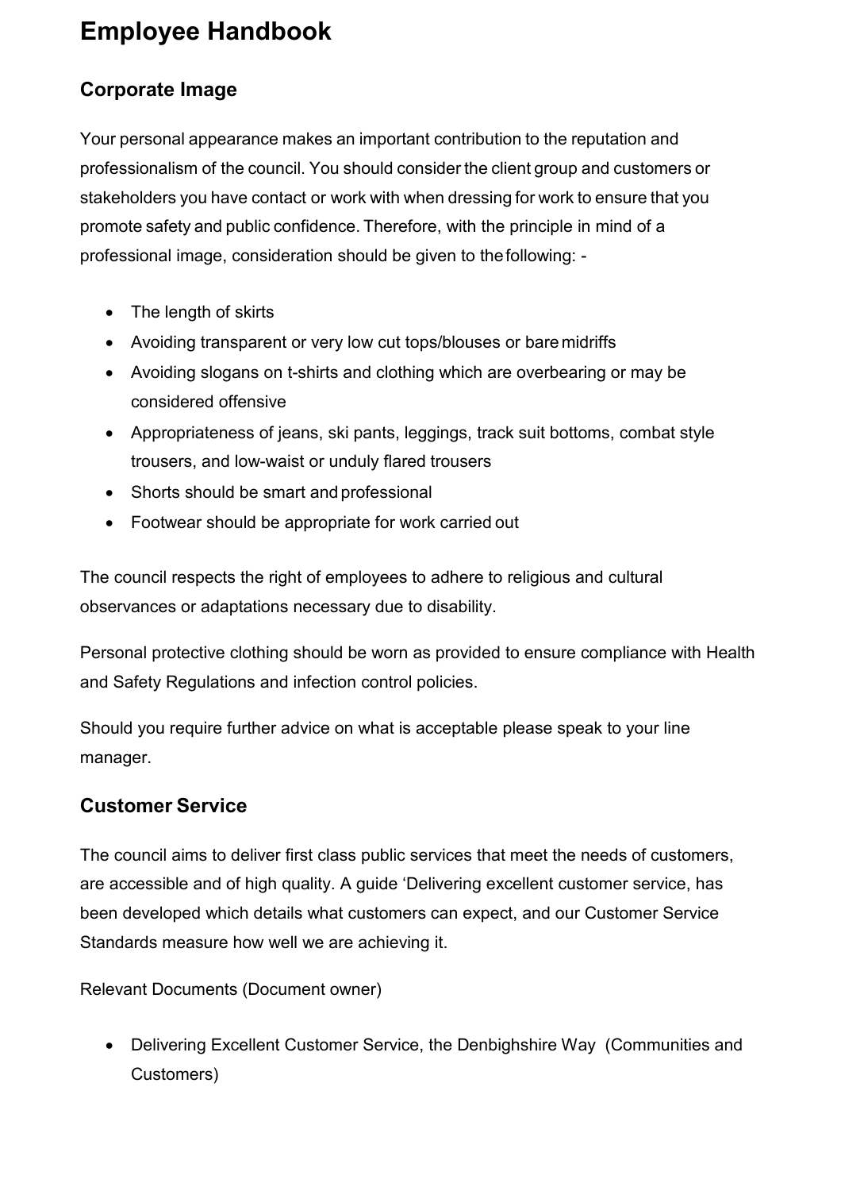# Employee Handbook

## Corporate Image

Your personal appearance makes an important contribution to the reputation and professionalism of the council. You should consider the client group and customers or stakeholders you have contact or work with when dressing for work to ensure that you promote safety and public confidence. Therefore, with the principle in mind of a professional image, consideration should be given to the following: -

- The length of skirts
- Avoiding transparent or very low cut tops/blouses or bare midriffs
- Avoiding slogans on t-shirts and clothing which are overbearing or may be considered offensive
- Appropriateness of jeans, ski pants, leggings, track suit bottoms, combat style trousers, and low-waist or unduly flared trousers
- Shorts should be smart and professional
- Footwear should be appropriate for work carried out

The council respects the right of employees to adhere to religious and cultural observances or adaptations necessary due to disability.

Personal protective clothing should be worn as provided to ensure compliance with Health and Safety Regulations and infection control policies.

Should you require further advice on what is acceptable please speak to your line manager.

## Customer Service

The council aims to deliver first class public services that meet the needs of customers, are accessible and of high quality. A guide 'Delivering excellent customer service, has been developed which details what customers can expect, and our Customer Service Standards measure how well we are achieving it.

Relevant Documents (Document owner)

- Delivering Excellent Customer Service, the Denbighshire Way (Communities and Customers)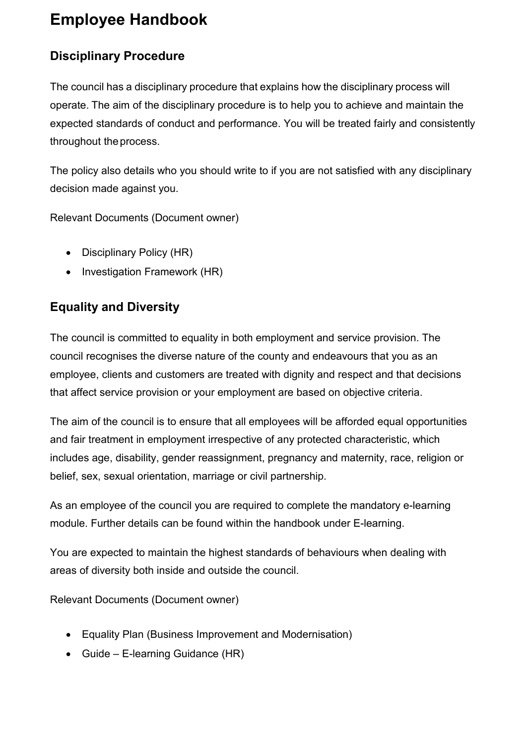# Employee Handbook

## Disciplinary Procedure

The council has a disciplinary procedure that explains how the disciplinary process will operate. The aim of the disciplinary procedure is to help you to achieve and maintain the expected standards of conduct and performance. You will be treated fairly and consistently throughout the process.

The policy also details who you should write to if you are not satisfied with any disciplinary decision made against you.

Relevant Documents (Document owner)

- Disciplinary Policy (HR)
- Investigation Framework (HR)

## Equality and Diversity

The council is committed to equality in both employment and service provision. The council recognises the diverse nature of the county and endeavours that you as an employee, clients and customers are treated with dignity and respect and that decisions that affect service provision or your employment are based on objective criteria.

The aim of the council is to ensure that all employees will be afforded equal opportunities and fair treatment in employment irrespective of any protected characteristic, which includes age, disability, gender reassignment, pregnancy and maternity, race, religion or belief, sex, sexual orientation, marriage or civil partnership.

As an employee of the council you are required to complete the mandatory e-learning module. Further details can be found within the handbook under E-learning.

You are expected to maintain the highest standards of behaviours when dealing with areas of diversity both inside and outside the council.

Relevant Documents (Document owner)

- Equality Plan (Business Improvement and Modernisation)
- Guide – E-learning Guidance (HR)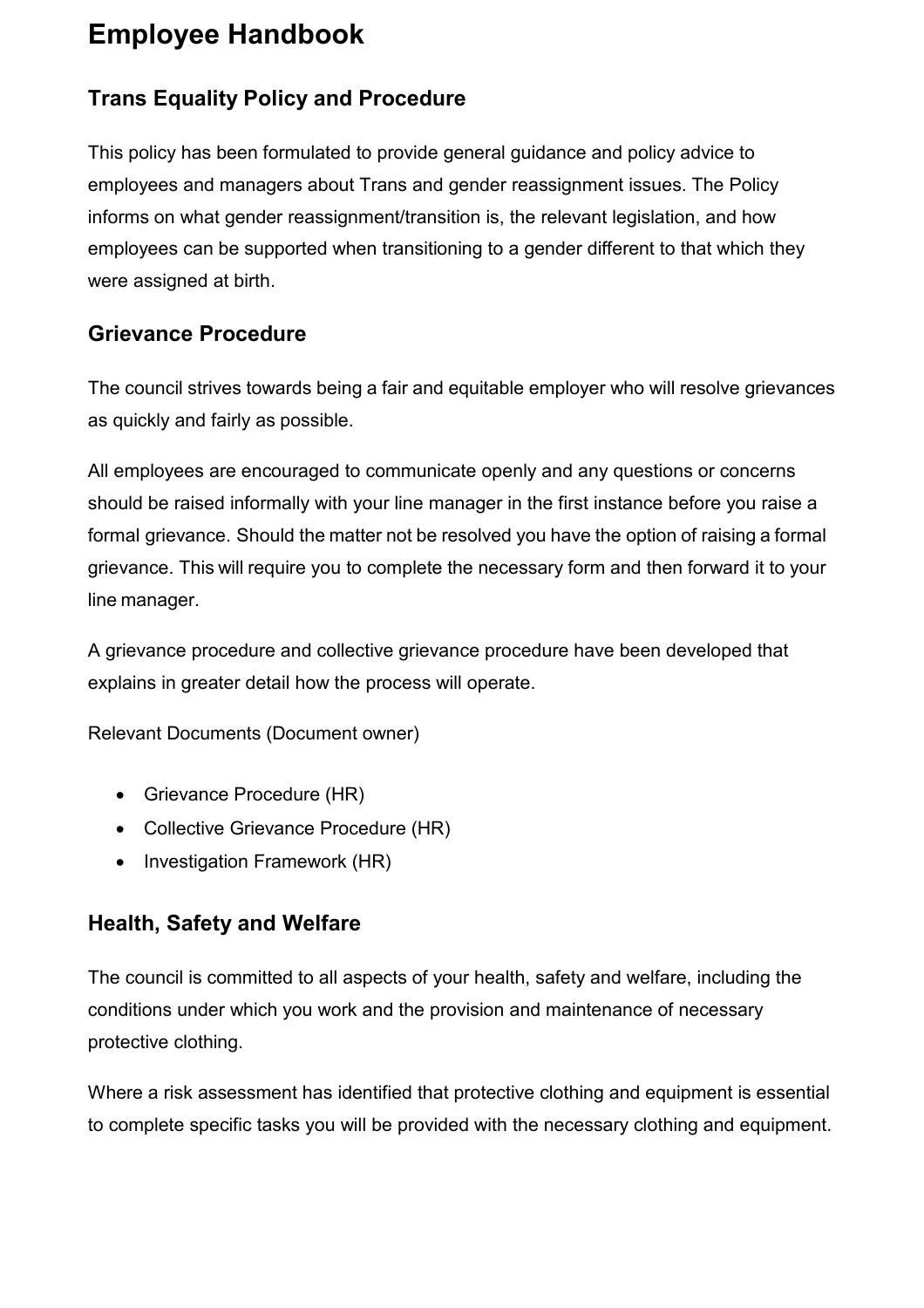# Employee Handbook

## Trans Equality Policy and Procedure

This policy has been formulated to provide general guidance and policy advice to employees and managers about Trans and gender reassignment issues. The Policy informs on what gender reassignment/transition is, the relevant legislation, and how employees can be supported when transitioning to a gender different to that which they were assigned at birth.

## Grievance Procedure

The council strives towards being a fair and equitable employer who will resolve grievances as quickly and fairly as possible.

All employees are encouraged to communicate openly and any questions or concerns should be raised informally with your line manager in the first instance before you raise a formal grievance. Should the matter not be resolved you have the option of raising a formal grievance. This will require you to complete the necessary form and then forward it to your line manager.

A grievance procedure and collective grievance procedure have been developed that explains in greater detail how the process will operate.

Relevant Documents (Document owner)

- Grievance Procedure (HR)
- Collective Grievance Procedure (HR)
- Investigation Framework (HR)

## Health, Safety and Welfare

The council is committed to all aspects of your health, safety and welfare, including the conditions under which you work and the provision and maintenance of necessary protective clothing.

Where a risk assessment has identified that protective clothing and equipment is essential to complete specific tasks you will be provided with the necessary clothing and equipment.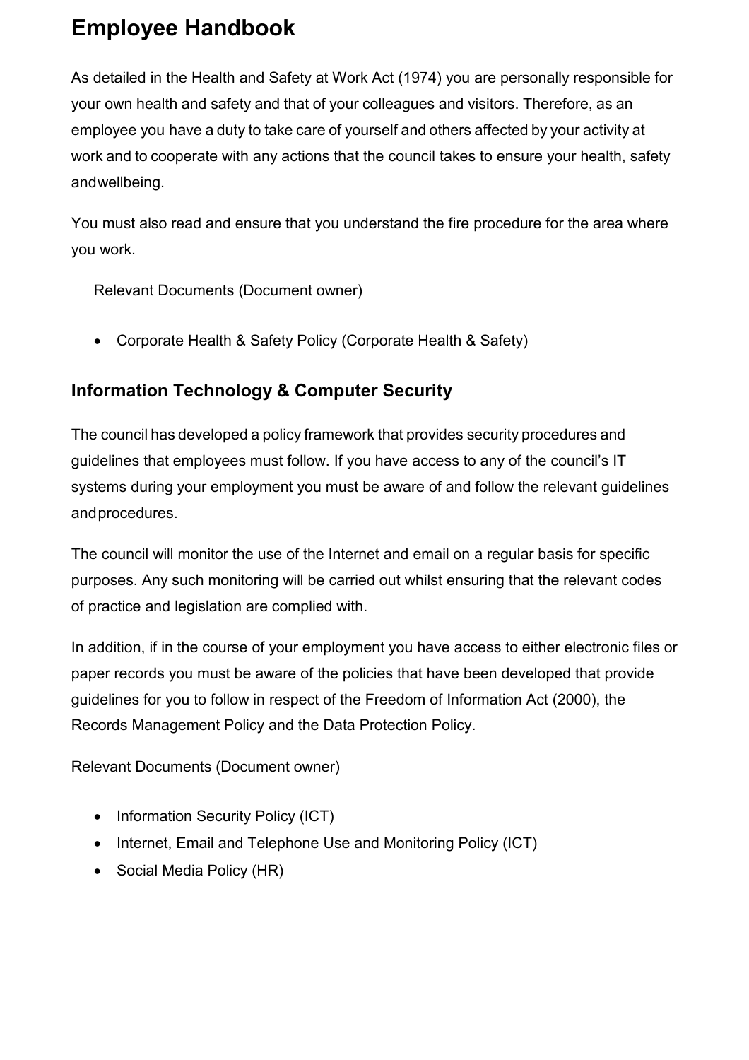# Employee Handbook

As detailed in the Health and Safety at Work Act (1974) you are personally responsible for your own health and safety and that of your colleagues and visitors. Therefore, as an employee you have a duty to take care of yourself and others affected by your activity at work and to cooperate with any actions that the council takes to ensure your health, safety and wellbeing.

You must also read and ensure that you understand the fire procedure for the area where you work.

Relevant Documents (Document owner)

- Corporate Health & Safety Policy (Corporate Health & Safety)

## Information Technology & Computer Security

The council has developed a policy framework that provides security procedures and guidelines that employees must follow. If you have access to any of the council's IT systems during your employment you must be aware of and follow the relevant guidelines and procedures.

The council will monitor the use of the Internet and email on a regular basis for specific purposes. Any such monitoring will be carried out whilst ensuring that the relevant codes of practice and legislation are complied with.

In addition, if in the course of your employment you have access to either electronic files or paper records you must be aware of the policies that have been developed that provide guidelines for you to follow in respect of the Freedom of Information Act (2000), the Records Management Policy and the Data Protection Policy.

Relevant Documents (Document owner)

- Information Security Policy (ICT)
- Internet, Email and Telephone Use and Monitoring Policy (ICT)
- Social Media Policy (HR)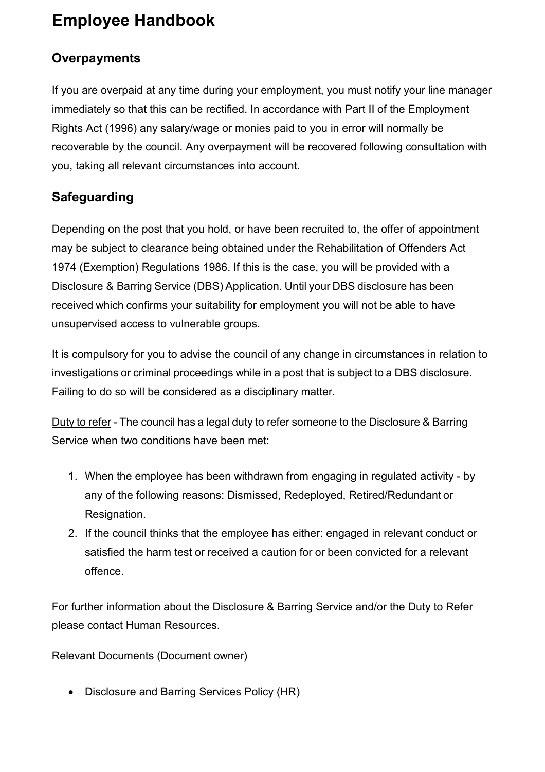# Employee Handbook

## Overpayments

If you are overpaid at any time during your employment, you must notify your line manager immediately so that this can be rectified. In accordance with Part II of the Employment Rights Act (1996) any salary/wage or monies paid to you in error will normally be recoverable by the council. Any overpayment will be recovered following consultation with you, taking all relevant circumstances into account.

## Safeguarding

Depending on the post that you hold, or have been recruited to, the offer of appointment may be subject to clearance being obtained under the Rehabilitation of Offenders Act 1974 (Exemption) Regulations 1986. If this is the case, you will be provided with a Disclosure & Barring Service (DBS) Application. Until your DBS disclosure has been received which confirms your suitability for employment you will not be able to have unsupervised access to vulnerable groups.

It is compulsory for you to advise the council of any change in circumstances in relation to investigations or criminal proceedings while in a post that is subject to a DBS disclosure. Failing to do so will be considered as a disciplinary matter.

Duty to refer - The council has a legal duty to refer someone to the Disclosure & Barring Service when two conditions have been met:

1. When the employee has been withdrawn from engaging in regulated activity - by any of the following reasons: Dismissed, Redeployed, Retired/Redundant or Resignation.
2. If the council thinks that the employee has either: engaged in relevant conduct or satisfied the harm test or received a caution for or been convicted for a relevant offence.

For further information about the Disclosure & Barring Service and/or the Duty to Refer please contact Human Resources.

Relevant Documents (Document owner)

- Disclosure and Barring Services Policy (HR)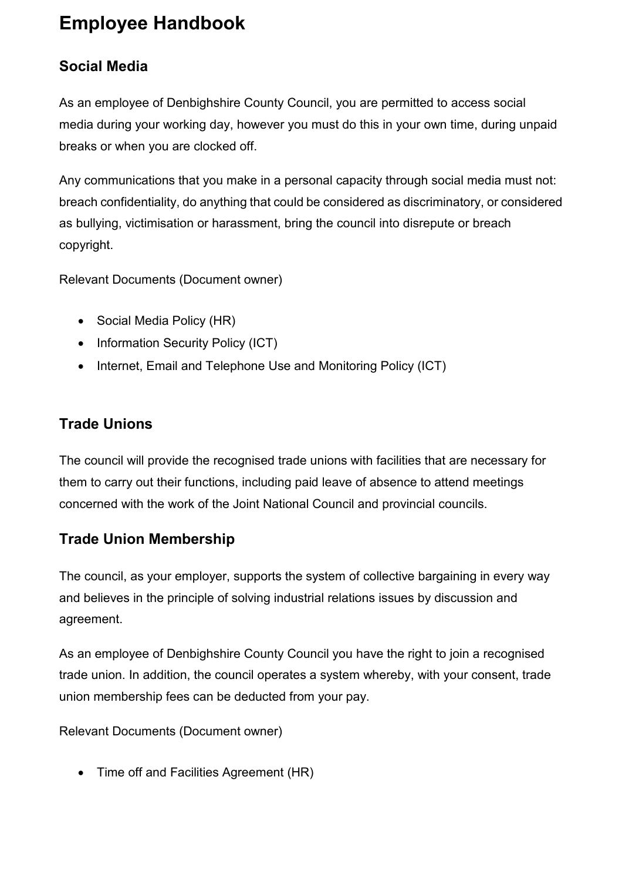# Employee Handbook

## Social Media

As an employee of Denbighshire County Council, you are permitted to access social media during your working day, however you must do this in your own time, during unpaid breaks or when you are clocked off.

Any communications that you make in a personal capacity through social media must not: breach confidentiality, do anything that could be considered as discriminatory, or considered as bullying, victimisation or harassment, bring the council into disrepute or breach copyright.

Relevant Documents (Document owner)

- Social Media Policy (HR)
- Information Security Policy (ICT)
- Internet, Email and Telephone Use and Monitoring Policy (ICT)

## Trade Unions

The council will provide the recognised trade unions with facilities that are necessary for them to carry out their functions, including paid leave of absence to attend meetings concerned with the work of the Joint National Council and provincial councils.

## Trade Union Membership

The council, as your employer, supports the system of collective bargaining in every way and believes in the principle of solving industrial relations issues by discussion and agreement.

As an employee of Denbighshire County Council you have the right to join a recognised trade union. In addition, the council operates a system whereby, with your consent, trade union membership fees can be deducted from your pay.

Relevant Documents (Document owner)

- Time off and Facilities Agreement (HR)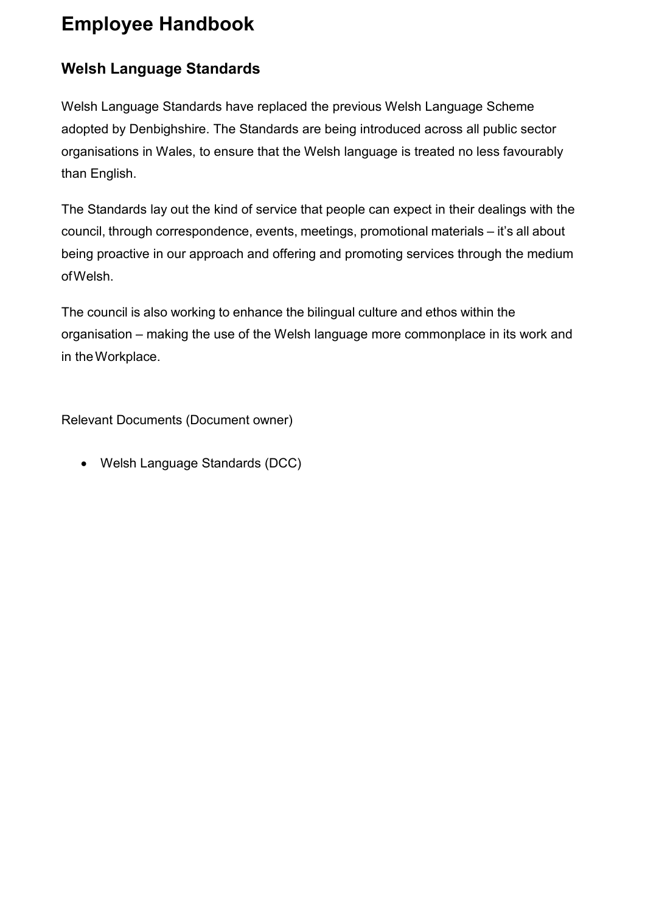# Employee Handbook

## Welsh Language Standards

Welsh Language Standards have replaced the previous Welsh Language Scheme adopted by Denbighshire. The Standards are being introduced across all public sector organisations in Wales, to ensure that the Welsh language is treated no less favourably than English.

The Standards lay out the kind of service that people can expect in their dealings with the council, through correspondence, events, meetings, promotional materials – it's all about being proactive in our approach and offering and promoting services through the medium of Welsh.

The council is also working to enhance the bilingual culture and ethos within the organisation – making the use of the Welsh language more commonplace in its work and in the Workplace.

Relevant Documents (Document owner)

- Welsh Language Standards (DCC)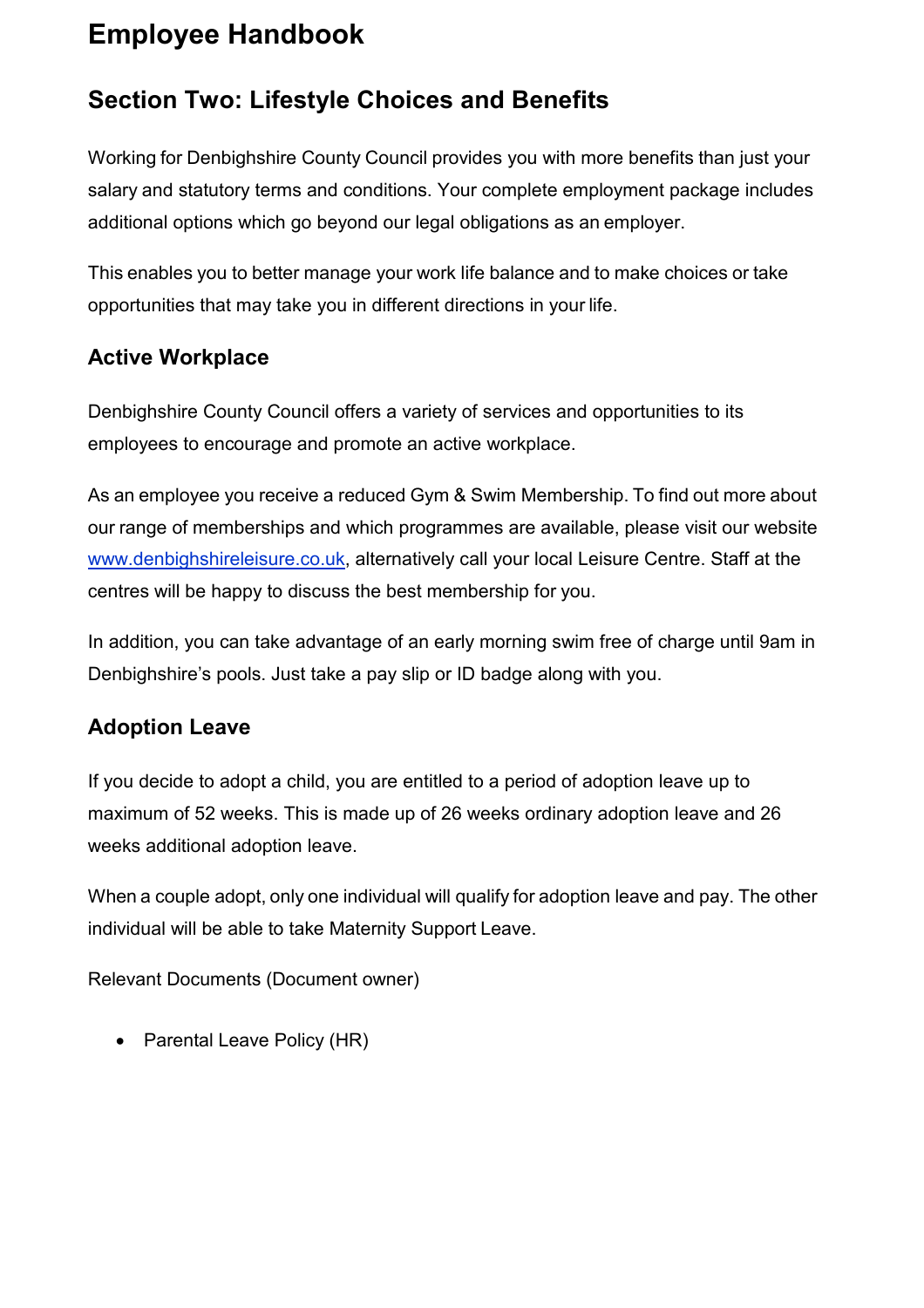# Employee Handbook

## Section Two: Lifestyle Choices and Benefits

Working for Denbighshire County Council provides you with more benefits than just your salary and statutory terms and conditions. Your complete employment package includes additional options which go beyond our legal obligations as an employer.

This enables you to better manage your work life balance and to make choices or take opportunities that may take you in different directions in your life.

### Active Workplace

Denbighshire County Council offers a variety of services and opportunities to its employees to encourage and promote an active workplace.

As an employee you receive a reduced Gym & Swim Membership. To find out more about our range of memberships and which programmes are available, please visit our website [www.denbighshireleisure.co.uk](http://www.denbighshireleisure.co.uk), alternatively call your local Leisure Centre. Staff at the centres will be happy to discuss the best membership for you.

In addition, you can take advantage of an early morning swim free of charge until 9am in Denbighshire's pools. Just take a pay slip or ID badge along with you.

### Adoption Leave

If you decide to adopt a child, you are entitled to a period of adoption leave up to maximum of 52 weeks. This is made up of 26 weeks ordinary adoption leave and 26 weeks additional adoption leave.

When a couple adopt, only one individual will qualify for adoption leave and pay. The other individual will be able to take Maternity Support Leave.

Relevant Documents (Document owner)

- Parental Leave Policy (HR)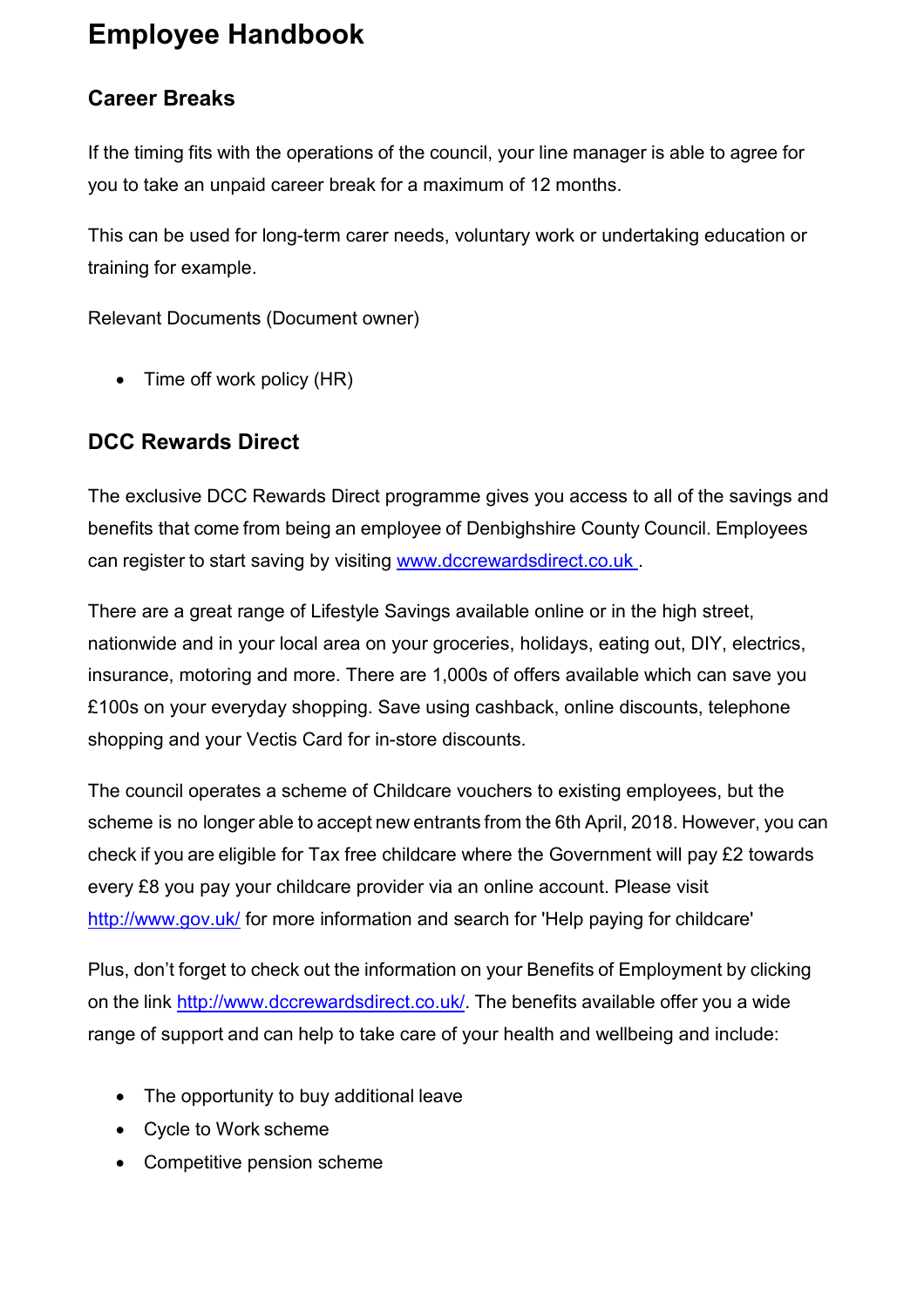# Employee Handbook

## Career Breaks

If the timing fits with the operations of the council, your line manager is able to agree for you to take an unpaid career break for a maximum of 12 months.

This can be used for long-term carer needs, voluntary work or undertaking education or training for example.

Relevant Documents (Document owner)

- Time off work policy (HR)

## DCC Rewards Direct

The exclusive DCC Rewards Direct programme gives you access to all of the savings and benefits that come from being an employee of Denbighshire County Council. Employees can register to start saving by visiting [www.dccrewardsdirect.co.uk](http://www.dccrewardsdirect.co.uk) .

There are a great range of Lifestyle Savings available online or in the high street, nationwide and in your local area on your groceries, holidays, eating out, DIY, electrics, insurance, motoring and more. There are 1,000s of offers available which can save you £100s on your everyday shopping. Save using cashback, online discounts, telephone shopping and your Vectis Card for in-store discounts.

The council operates a scheme of Childcare vouchers to existing employees, but the scheme is no longer able to accept new entrants from the 6th April, 2018. However, you can check if you are eligible for Tax free childcare where the Government will pay £2 towards every £8 you pay your childcare provider via an online account. Please visit [http://www.gov.uk/](http://www.gov.uk/) for more information and search for 'Help paying for childcare'

Plus, don't forget to check out the information on your Benefits of Employment by clicking on the link [http://www.dccrewardsdirect.co.uk/](http://www.dccrewardsdirect.co.uk/). The benefits available offer you a wide range of support and can help to take care of your health and wellbeing and include:

- The opportunity to buy additional leave
- Cycle to Work scheme
- Competitive pension scheme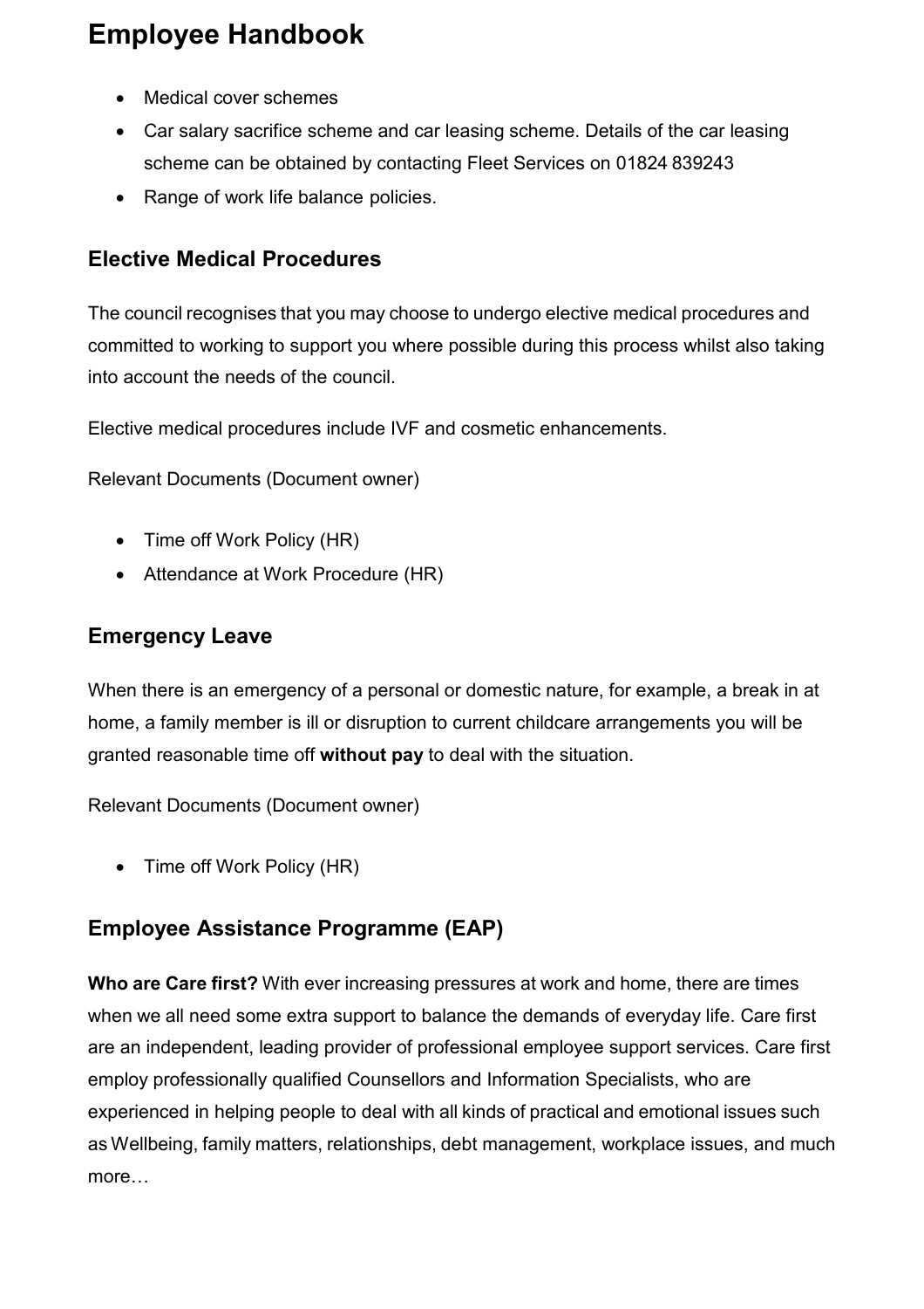- Medical cover schemes
- Car salary sacrifice scheme and car leasing scheme. Details of the car leasing scheme can be obtained by contacting Fleet Services on 01824 839243
- Range of work life balance policies.

## Elective Medical Procedures

The council recognises that you may choose to undergo elective medical procedures and committed to working to support you where possible during this process whilst also taking into account the needs of the council.

Elective medical procedures include IVF and cosmetic enhancements.

Relevant Documents (Document owner)

- Time off Work Policy (HR)
- Attendance at Work Procedure (HR)

## Emergency Leave

When there is an emergency of a personal or domestic nature, for example, a break in at home, a family member is ill or disruption to current childcare arrangements you will be granted reasonable time off **without pay** to deal with the situation.

Relevant Documents (Document owner)

- Time off Work Policy (HR)

## Employee Assistance Programme (EAP)

**Who are Care first?** With ever increasing pressures at work and home, there are times when we all need some extra support to balance the demands of everyday life. Care first are an independent, leading provider of professional employee support services. Care first employ professionally qualified Counsellors and Information Specialists, who are experienced in helping people to deal with all kinds of practical and emotional issues such as Wellbeing, family matters, relationships, debt management, workplace issues, and much more…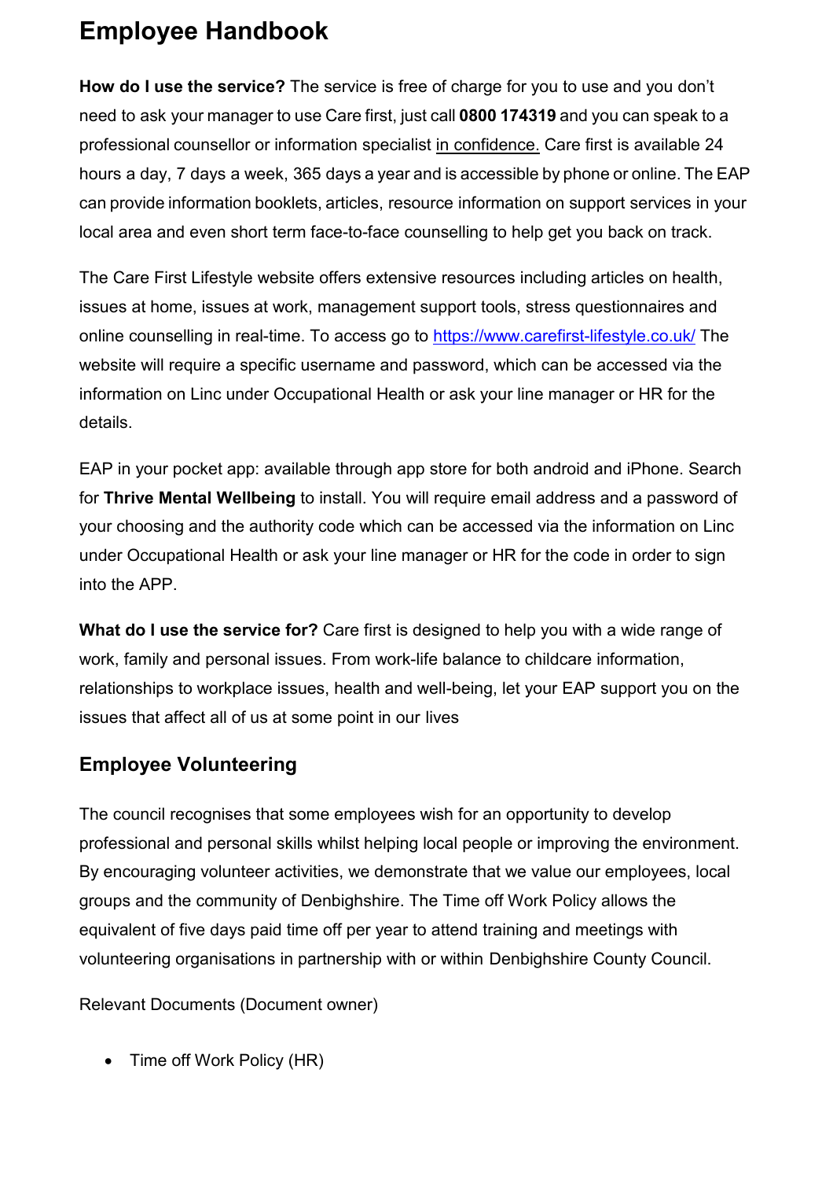# Employee Handbook

**How do I use the service?** The service is free of charge for you to use and you don't need to ask your manager to use Care first, just call **0800 174319** and you can speak to a professional counsellor or information specialist in confidence. Care first is available 24 hours a day, 7 days a week, 365 days a year and is accessible by phone or online. The EAP can provide information booklets, articles, resource information on support services in your local area and even short term face-to-face counselling to help get you back on track.

The Care First Lifestyle website offers extensive resources including articles on health, issues at home, issues at work, management support tools, stress questionnaires and online counselling in real-time. To access go to https://www.carefirst-lifestyle.co.uk/ The website will require a specific username and password, which can be accessed via the information on Linc under Occupational Health or ask your line manager or HR for the details.

EAP in your pocket app: available through app store for both android and iPhone. Search for **Thrive Mental Wellbeing** to install. You will require email address and a password of your choosing and the authority code which can be accessed via the information on Linc under Occupational Health or ask your line manager or HR for the code in order to sign into the APP.

**What do I use the service for?** Care first is designed to help you with a wide range of work, family and personal issues. From work-life balance to childcare information, relationships to workplace issues, health and well-being, let your EAP support you on the issues that affect all of us at some point in our lives

## Employee Volunteering

The council recognises that some employees wish for an opportunity to develop professional and personal skills whilst helping local people or improving the environment. By encouraging volunteer activities, we demonstrate that we value our employees, local groups and the community of Denbighshire. The Time off Work Policy allows the equivalent of five days paid time off per year to attend training and meetings with volunteering organisations in partnership with or within Denbighshire County Council.

Relevant Documents (Document owner)

- Time off Work Policy (HR)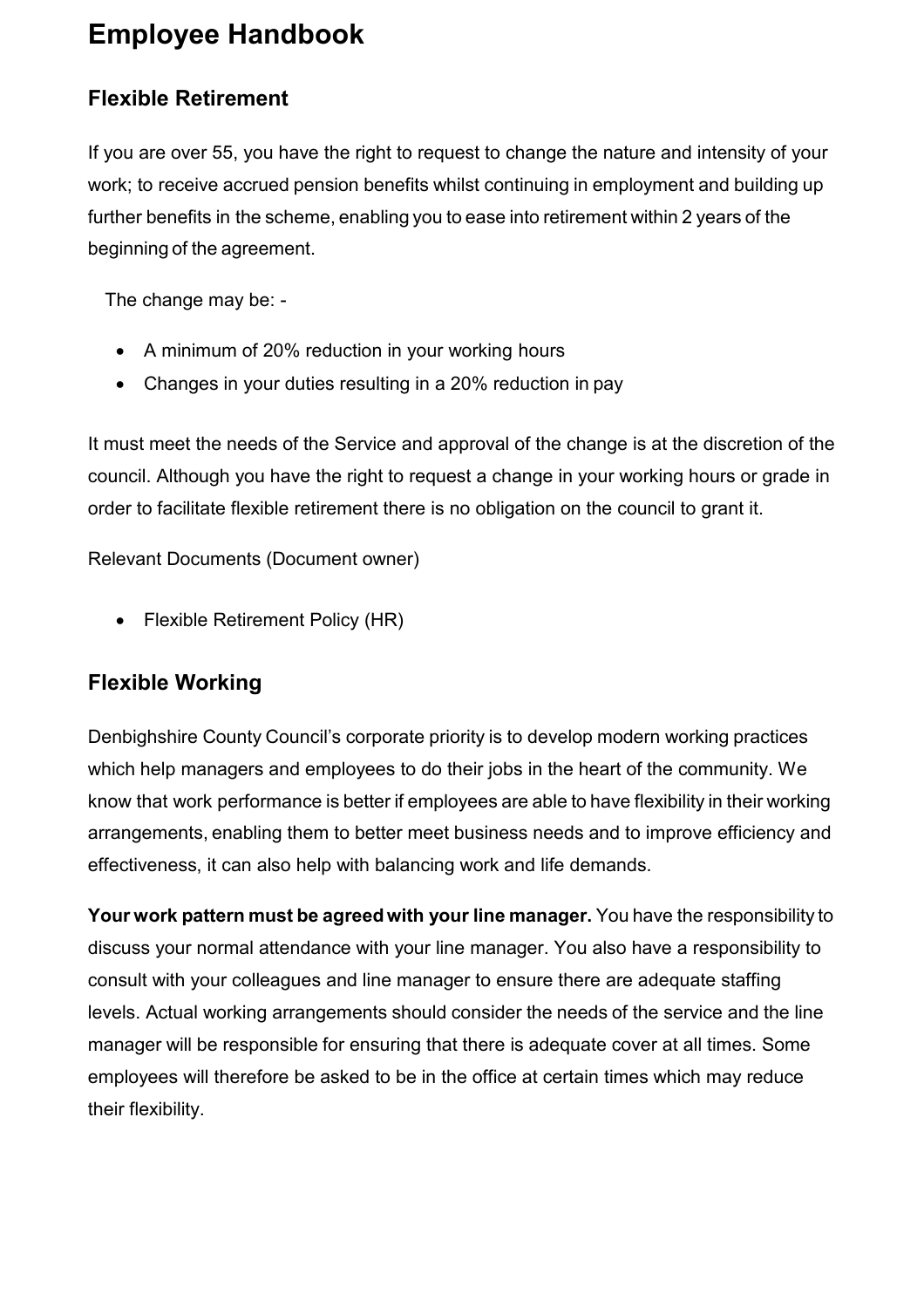# Employee Handbook

## Flexible Retirement

If you are over 55, you have the right to request to change the nature and intensity of your work; to receive accrued pension benefits whilst continuing in employment and building up further benefits in the scheme, enabling you to ease into retirement within 2 years of the beginning of the agreement.

The change may be: -

- A minimum of 20% reduction in your working hours
- Changes in your duties resulting in a 20% reduction in pay

It must meet the needs of the Service and approval of the change is at the discretion of the council. Although you have the right to request a change in your working hours or grade in order to facilitate flexible retirement there is no obligation on the council to grant it.

Relevant Documents (Document owner)

- Flexible Retirement Policy (HR)

## Flexible Working

Denbighshire County Council's corporate priority is to develop modern working practices which help managers and employees to do their jobs in the heart of the community. We know that work performance is better if employees are able to have flexibility in their working arrangements, enabling them to better meet business needs and to improve efficiency and effectiveness, it can also help with balancing work and life demands.

**Your work pattern must be agreed with your line manager.** You have the responsibility to discuss your normal attendance with your line manager. You also have a responsibility to consult with your colleagues and line manager to ensure there are adequate staffing levels. Actual working arrangements should consider the needs of the service and the line manager will be responsible for ensuring that there is adequate cover at all times. Some employees will therefore be asked to be in the office at certain times which may reduce their flexibility.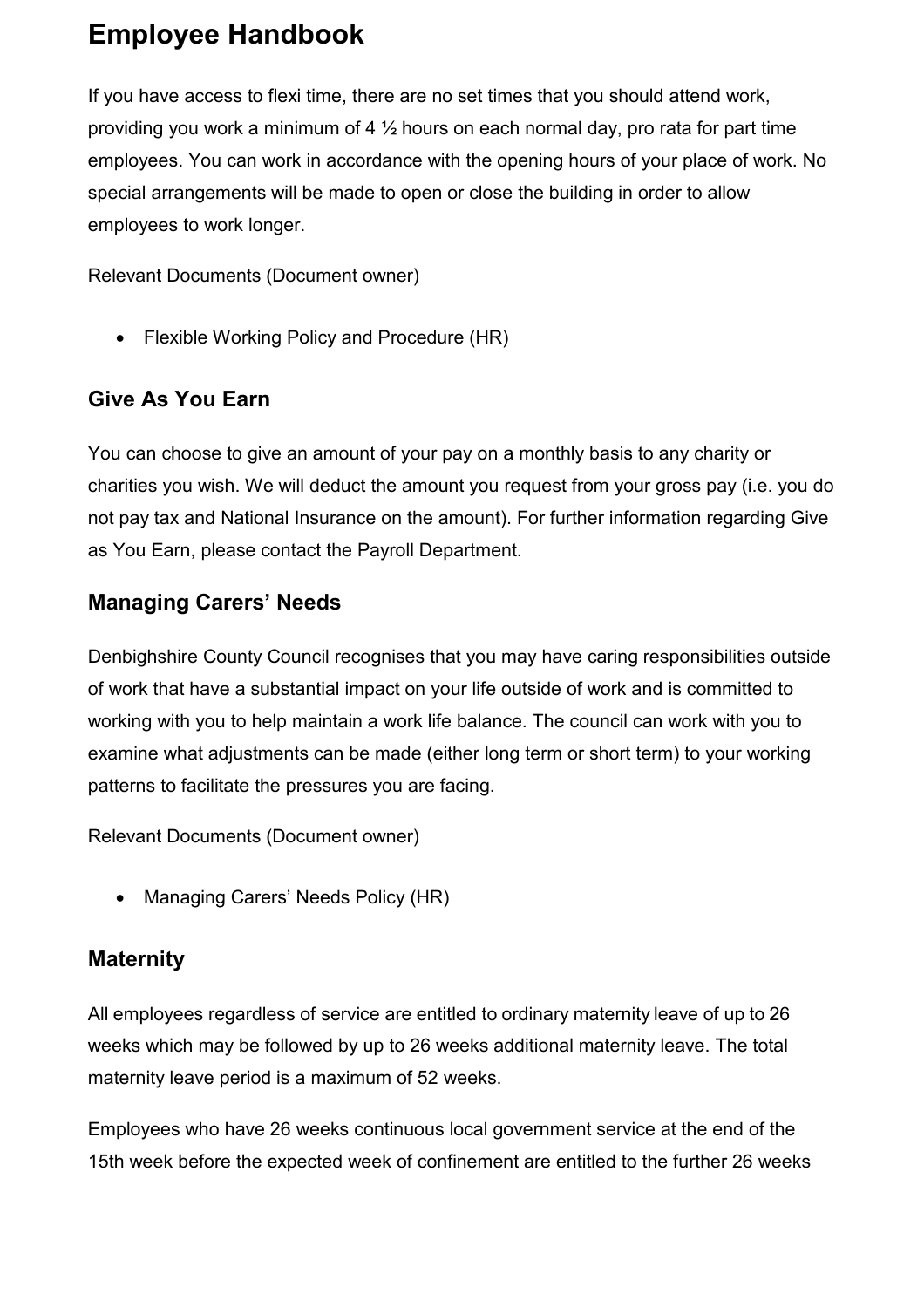If you have access to flexi time, there are no set times that you should attend work, providing you work a minimum of 4 ½ hours on each normal day, pro rata for part time employees. You can work in accordance with the opening hours of your place of work. No special arrangements will be made to open or close the building in order to allow employees to work longer.

Relevant Documents (Document owner)

- Flexible Working Policy and Procedure (HR)

## Give As You Earn

You can choose to give an amount of your pay on a monthly basis to any charity or charities you wish. We will deduct the amount you request from your gross pay (i.e. you do not pay tax and National Insurance on the amount). For further information regarding Give as You Earn, please contact the Payroll Department.

## Managing Carers' Needs

Denbighshire County Council recognises that you may have caring responsibilities outside of work that have a substantial impact on your life outside of work and is committed to working with you to help maintain a work life balance. The council can work with you to examine what adjustments can be made (either long term or short term) to your working patterns to facilitate the pressures you are facing.

Relevant Documents (Document owner)

- Managing Carers' Needs Policy (HR)

## Maternity

All employees regardless of service are entitled to ordinary maternity leave of up to 26 weeks which may be followed by up to 26 weeks additional maternity leave. The total maternity leave period is a maximum of 52 weeks.

Employees who have 26 weeks continuous local government service at the end of the 15th week before the expected week of confinement are entitled to the further 26 weeks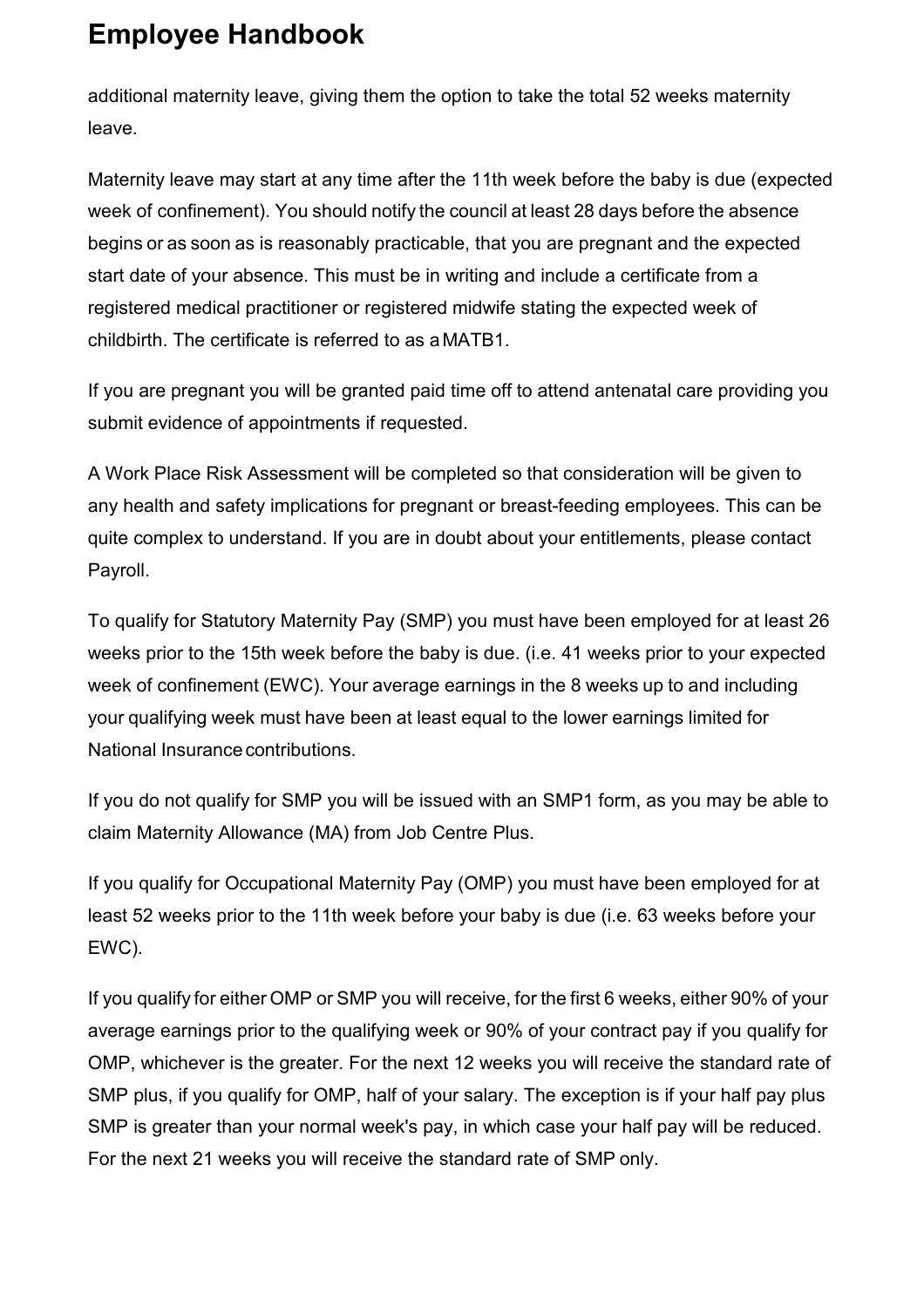additional maternity leave, giving them the option to take the total 52 weeks maternity leave.

Maternity leave may start at any time after the 11th week before the baby is due (expected week of confinement). You should notify the council at least 28 days before the absence begins or as soon as is reasonably practicable, that you are pregnant and the expected start date of your absence. This must be in writing and include a certificate from a registered medical practitioner or registered midwife stating the expected week of childbirth. The certificate is referred to as a MATB1.

If you are pregnant you will be granted paid time off to attend antenatal care providing you submit evidence of appointments if requested.

A Work Place Risk Assessment will be completed so that consideration will be given to any health and safety implications for pregnant or breast-feeding employees. This can be quite complex to understand. If you are in doubt about your entitlements, please contact Payroll.

To qualify for Statutory Maternity Pay (SMP) you must have been employed for at least 26 weeks prior to the 15th week before the baby is due. (i.e. 41 weeks prior to your expected week of confinement (EWC). Your average earnings in the 8 weeks up to and including your qualifying week must have been at least equal to the lower earnings limited for National Insurance contributions.

If you do not qualify for SMP you will be issued with an SMP1 form, as you may be able to claim Maternity Allowance (MA) from Job Centre Plus.

If you qualify for Occupational Maternity Pay (OMP) you must have been employed for at least 52 weeks prior to the 11th week before your baby is due (i.e. 63 weeks before your EWC).

If you qualify for either OMP or SMP you will receive, for the first 6 weeks, either 90% of your average earnings prior to the qualifying week or 90% of your contract pay if you qualify for OMP, whichever is the greater. For the next 12 weeks you will receive the standard rate of SMP plus, if you qualify for OMP, half of your salary. The exception is if your half pay plus SMP is greater than your normal week's pay, in which case your half pay will be reduced. For the next 21 weeks you will receive the standard rate of SMP only.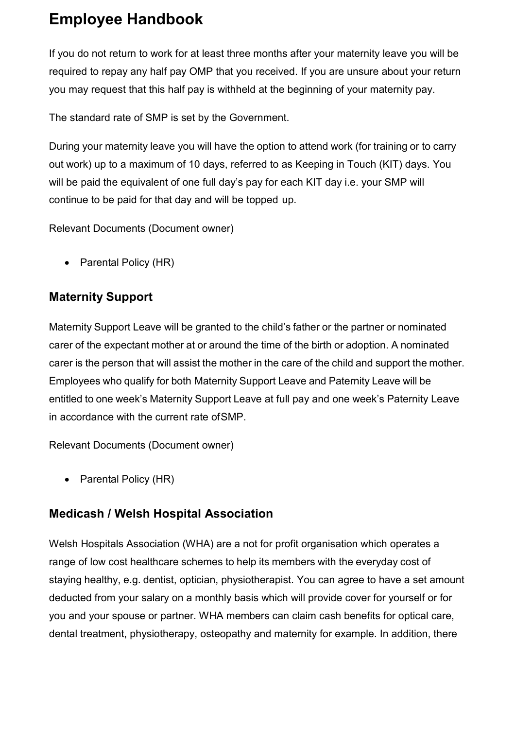If you do not return to work for at least three months after your maternity leave you will be required to repay any half pay OMP that you received. If you are unsure about your return you may request that this half pay is withheld at the beginning of your maternity pay.

The standard rate of SMP is set by the Government.

During your maternity leave you will have the option to attend work (for training or to carry out work) up to a maximum of 10 days, referred to as Keeping in Touch (KIT) days. You will be paid the equivalent of one full day's pay for each KIT day i.e. your SMP will continue to be paid for that day and will be topped up.

Relevant Documents (Document owner)

- Parental Policy (HR)

## Maternity Support

Maternity Support Leave will be granted to the child's father or the partner or nominated carer of the expectant mother at or around the time of the birth or adoption. A nominated carer is the person that will assist the mother in the care of the child and support the mother. Employees who qualify for both Maternity Support Leave and Paternity Leave will be entitled to one week's Maternity Support Leave at full pay and one week's Paternity Leave in accordance with the current rate of SMP.

Relevant Documents (Document owner)

- Parental Policy (HR)

## Medicash / Welsh Hospital Association

Welsh Hospitals Association (WHA) are a not for profit organisation which operates a range of low cost healthcare schemes to help its members with the everyday cost of staying healthy, e.g. dentist, optician, physiotherapist. You can agree to have a set amount deducted from your salary on a monthly basis which will provide cover for yourself or for you and your spouse or partner. WHA members can claim cash benefits for optical care, dental treatment, physiotherapy, osteopathy and maternity for example. In addition, there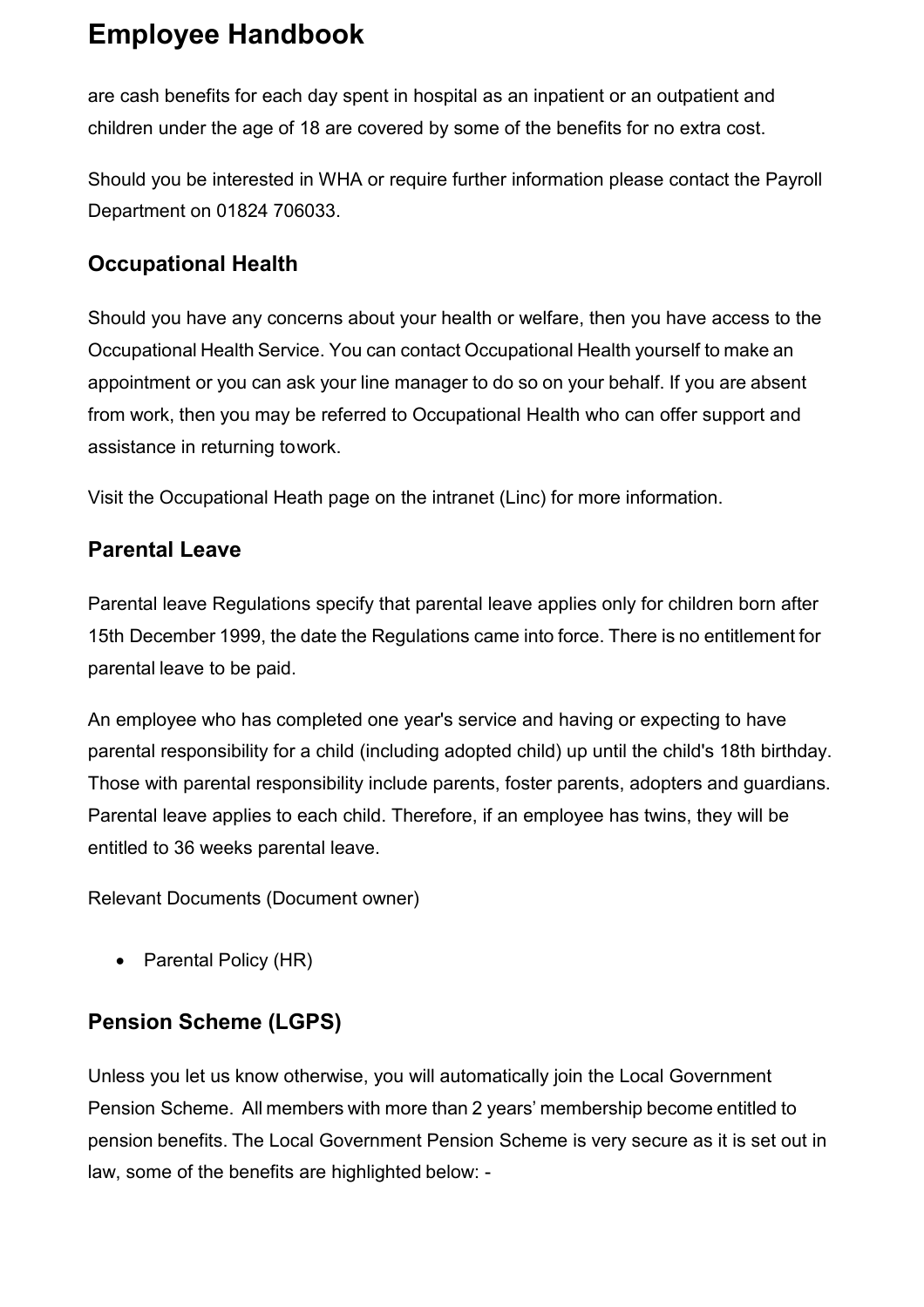are cash benefits for each day spent in hospital as an inpatient or an outpatient and children under the age of 18 are covered by some of the benefits for no extra cost.

Should you be interested in WHA or require further information please contact the Payroll Department on 01824 706033.

## Occupational Health

Should you have any concerns about your health or welfare, then you have access to the Occupational Health Service. You can contact Occupational Health yourself to make an appointment or you can ask your line manager to do so on your behalf. If you are absent from work, then you may be referred to Occupational Health who can offer support and assistance in returning towork.

Visit the Occupational Heath page on the intranet (Linc) for more information.

## Parental Leave

Parental leave Regulations specify that parental leave applies only for children born after 15th December 1999, the date the Regulations came into force. There is no entitlement for parental leave to be paid.

An employee who has completed one year's service and having or expecting to have parental responsibility for a child (including adopted child) up until the child's 18th birthday. Those with parental responsibility include parents, foster parents, adopters and guardians. Parental leave applies to each child. Therefore, if an employee has twins, they will be entitled to 36 weeks parental leave.

Relevant Documents (Document owner)

- Parental Policy (HR)

## Pension Scheme (LGPS)

Unless you let us know otherwise, you will automatically join the Local Government Pension Scheme. All members with more than 2 years' membership become entitled to pension benefits. The Local Government Pension Scheme is very secure as it is set out in law, some of the benefits are highlighted below: -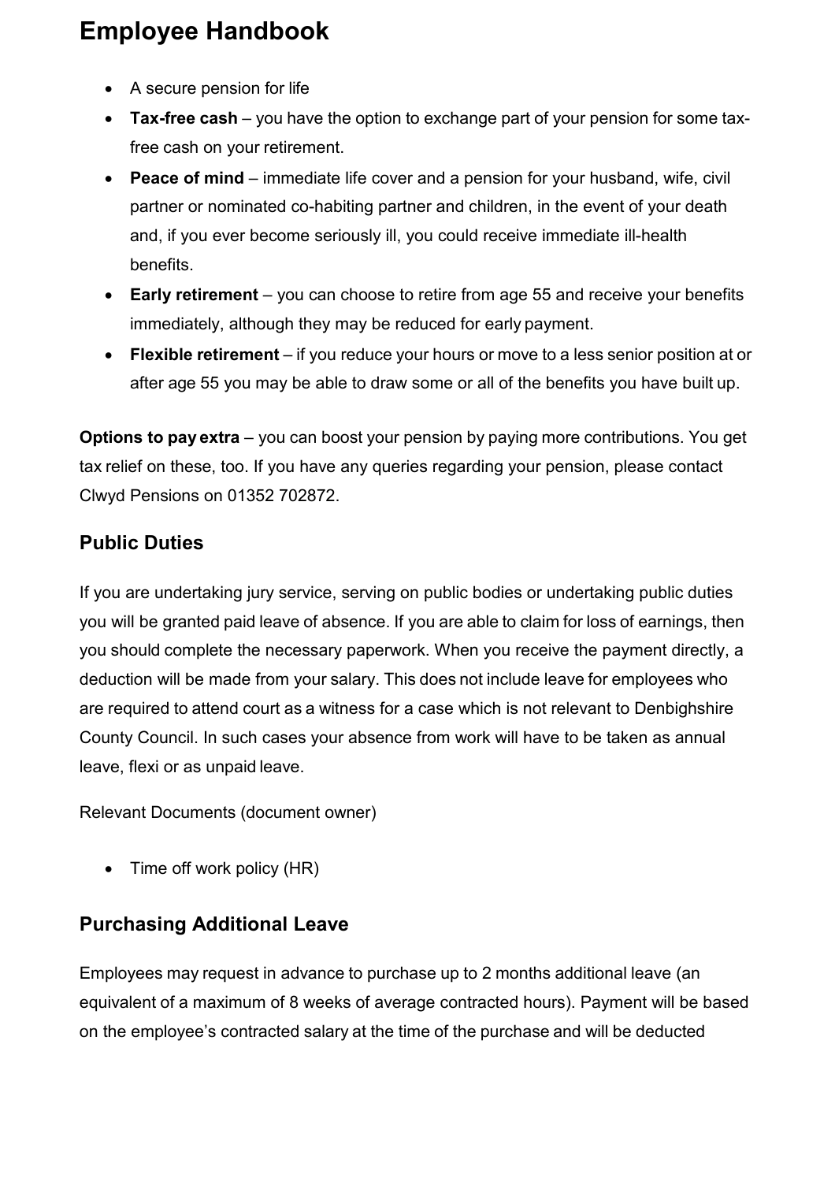- A secure pension for life
- **Tax-free cash** – you have the option to exchange part of your pension for some tax-free cash on your retirement.
- **Peace of mind** – immediate life cover and a pension for your husband, wife, civil partner or nominated co-habiting partner and children, in the event of your death and, if you ever become seriously ill, you could receive immediate ill-health benefits.
- **Early retirement** – you can choose to retire from age 55 and receive your benefits immediately, although they may be reduced for early payment.
- **Flexible retirement** – if you reduce your hours or move to a less senior position at or after age 55 you may be able to draw some or all of the benefits you have built up.

**Options to pay extra** – you can boost your pension by paying more contributions. You get tax relief on these, too. If you have any queries regarding your pension, please contact Clwyd Pensions on 01352 702872.

## Public Duties

If you are undertaking jury service, serving on public bodies or undertaking public duties you will be granted paid leave of absence. If you are able to claim for loss of earnings, then you should complete the necessary paperwork. When you receive the payment directly, a deduction will be made from your salary. This does not include leave for employees who are required to attend court as a witness for a case which is not relevant to Denbighshire County Council. In such cases your absence from work will have to be taken as annual leave, flexi or as unpaid leave.

Relevant Documents (document owner)

- Time off work policy (HR)

## Purchasing Additional Leave

Employees may request in advance to purchase up to 2 months additional leave (an equivalent of a maximum of 8 weeks of average contracted hours). Payment will be based on the employee's contracted salary at the time of the purchase and will be deducted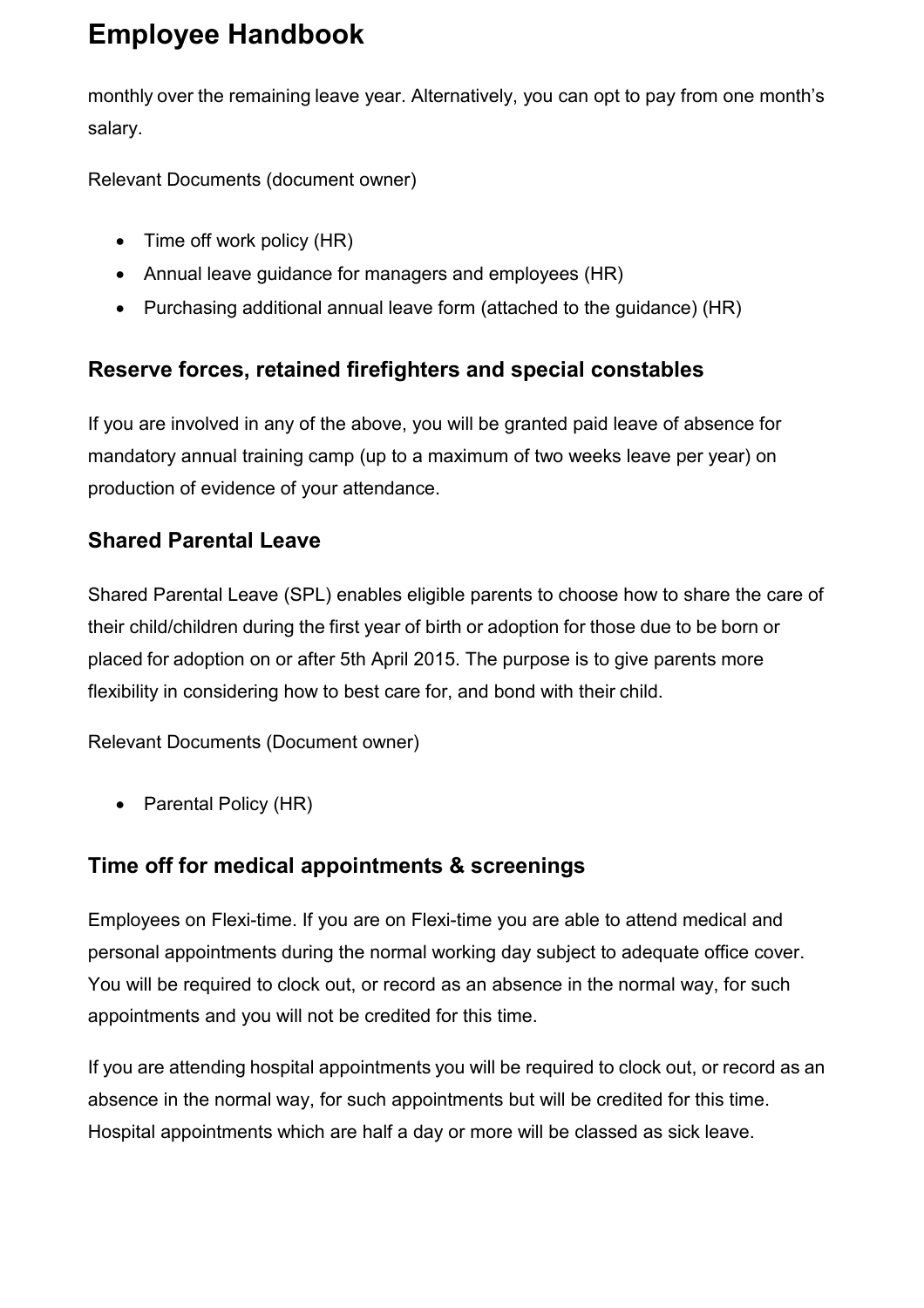monthly over the remaining leave year. Alternatively, you can opt to pay from one month's salary.

Relevant Documents (document owner)

- Time off work policy (HR)
- Annual leave guidance for managers and employees (HR)
- Purchasing additional annual leave form (attached to the guidance) (HR)

## Reserve forces, retained firefighters and special constables

If you are involved in any of the above, you will be granted paid leave of absence for mandatory annual training camp (up to a maximum of two weeks leave per year) on production of evidence of your attendance.

## Shared Parental Leave

Shared Parental Leave (SPL) enables eligible parents to choose how to share the care of their child/children during the first year of birth or adoption for those due to be born or placed for adoption on or after 5th April 2015. The purpose is to give parents more flexibility in considering how to best care for, and bond with their child.

Relevant Documents (Document owner)

- Parental Policy (HR)

## Time off for medical appointments & screenings

Employees on Flexi-time. If you are on Flexi-time you are able to attend medical and personal appointments during the normal working day subject to adequate office cover. You will be required to clock out, or record as an absence in the normal way, for such appointments and you will not be credited for this time.

If you are attending hospital appointments you will be required to clock out, or record as an absence in the normal way, for such appointments but will be credited for this time. Hospital appointments which are half a day or more will be classed as sick leave.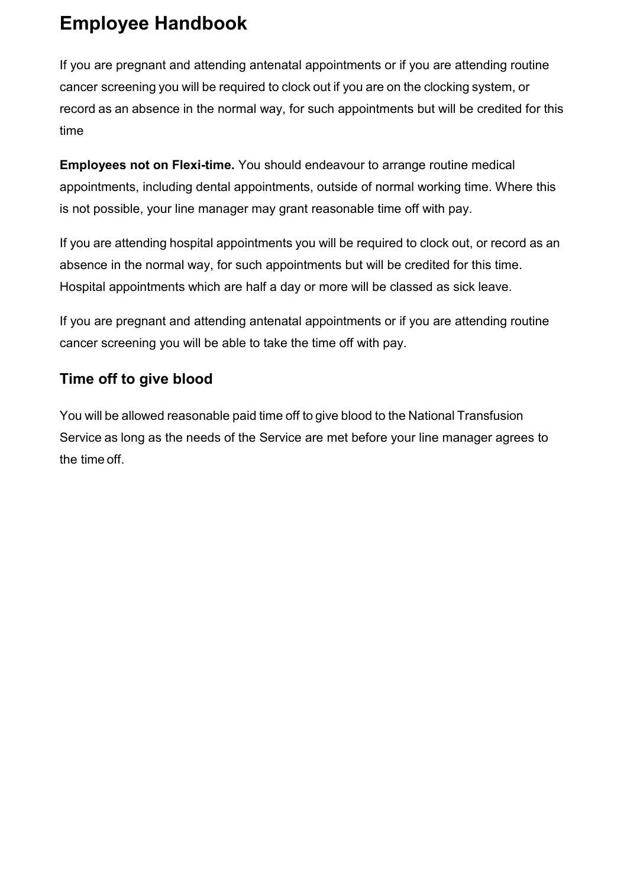# Employee Handbook

If you are pregnant and attending antenatal appointments or if you are attending routine cancer screening you will be required to clock out if you are on the clocking system, or record as an absence in the normal way, for such appointments but will be credited for this time

**Employees not on Flexi-time.** You should endeavour to arrange routine medical appointments, including dental appointments, outside of normal working time. Where this is not possible, your line manager may grant reasonable time off with pay.

If you are attending hospital appointments you will be required to clock out, or record as an absence in the normal way, for such appointments but will be credited for this time. Hospital appointments which are half a day or more will be classed as sick leave.

If you are pregnant and attending antenatal appointments or if you are attending routine cancer screening you will be able to take the time off with pay.

## Time off to give blood

You will be allowed reasonable paid time off to give blood to the National Transfusion Service as long as the needs of the Service are met before your line manager agrees to the time off.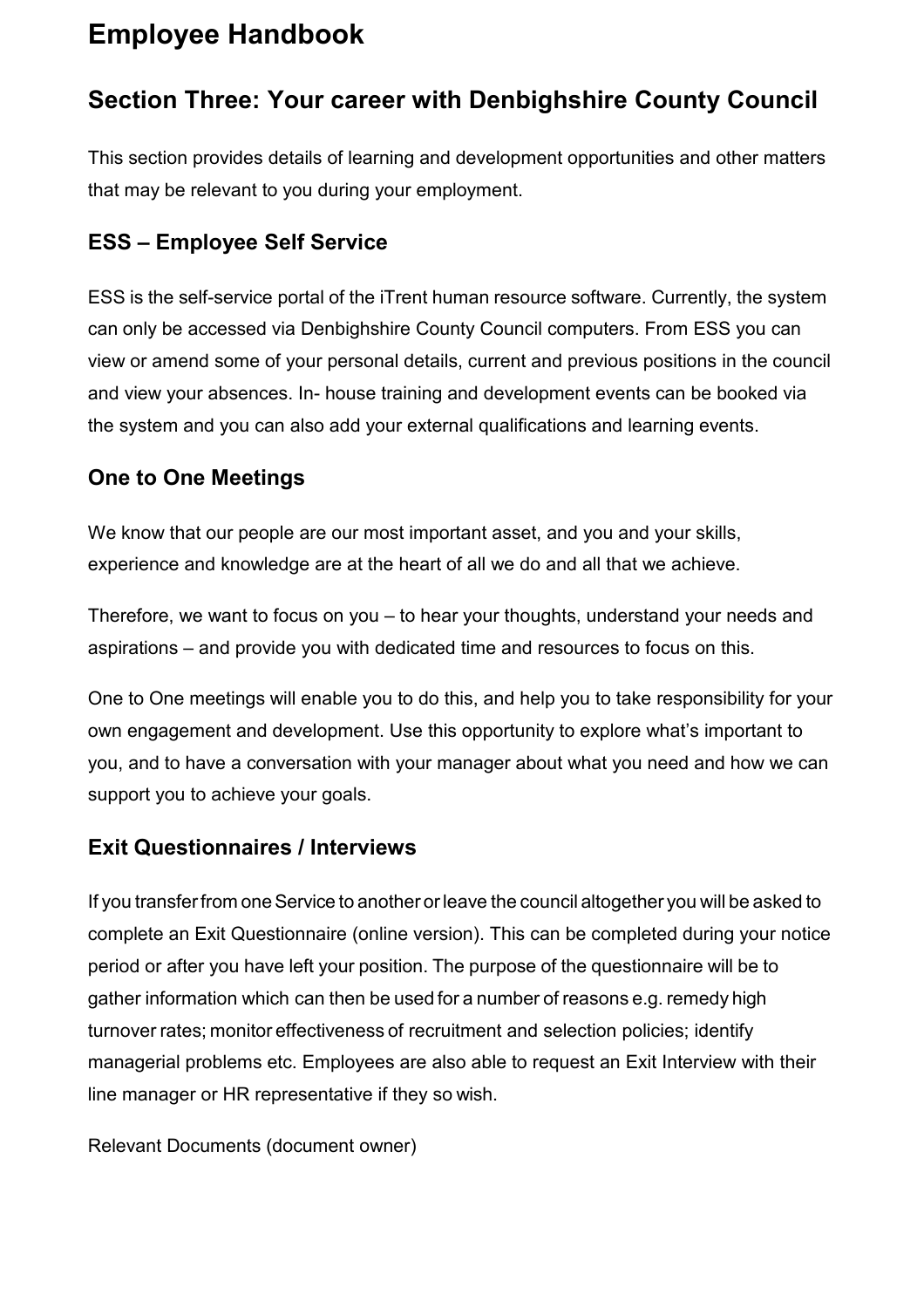# Employee Handbook

## Section Three: Your career with Denbighshire County Council

This section provides details of learning and development opportunities and other matters that may be relevant to you during your employment.

### ESS – Employee Self Service

ESS is the self-service portal of the iTrent human resource software. Currently, the system can only be accessed via Denbighshire County Council computers. From ESS you can view or amend some of your personal details, current and previous positions in the council and view your absences. In- house training and development events can be booked via the system and you can also add your external qualifications and learning events.

### One to One Meetings

We know that our people are our most important asset, and you and your skills, experience and knowledge are at the heart of all we do and all that we achieve.

Therefore, we want to focus on you – to hear your thoughts, understand your needs and aspirations – and provide you with dedicated time and resources to focus on this.

One to One meetings will enable you to do this, and help you to take responsibility for your own engagement and development. Use this opportunity to explore what's important to you, and to have a conversation with your manager about what you need and how we can support you to achieve your goals.

### Exit Questionnaires / Interviews

If you transfer from one Service to another or leave the council altogether you will be asked to complete an Exit Questionnaire (online version). This can be completed during your notice period or after you have left your position. The purpose of the questionnaire will be to gather information which can then be used for a number of reasons e.g. remedy high turnover rates; monitor effectiveness of recruitment and selection policies; identify managerial problems etc. Employees are also able to request an Exit Interview with their line manager or HR representative if they so wish.

Relevant Documents (document owner)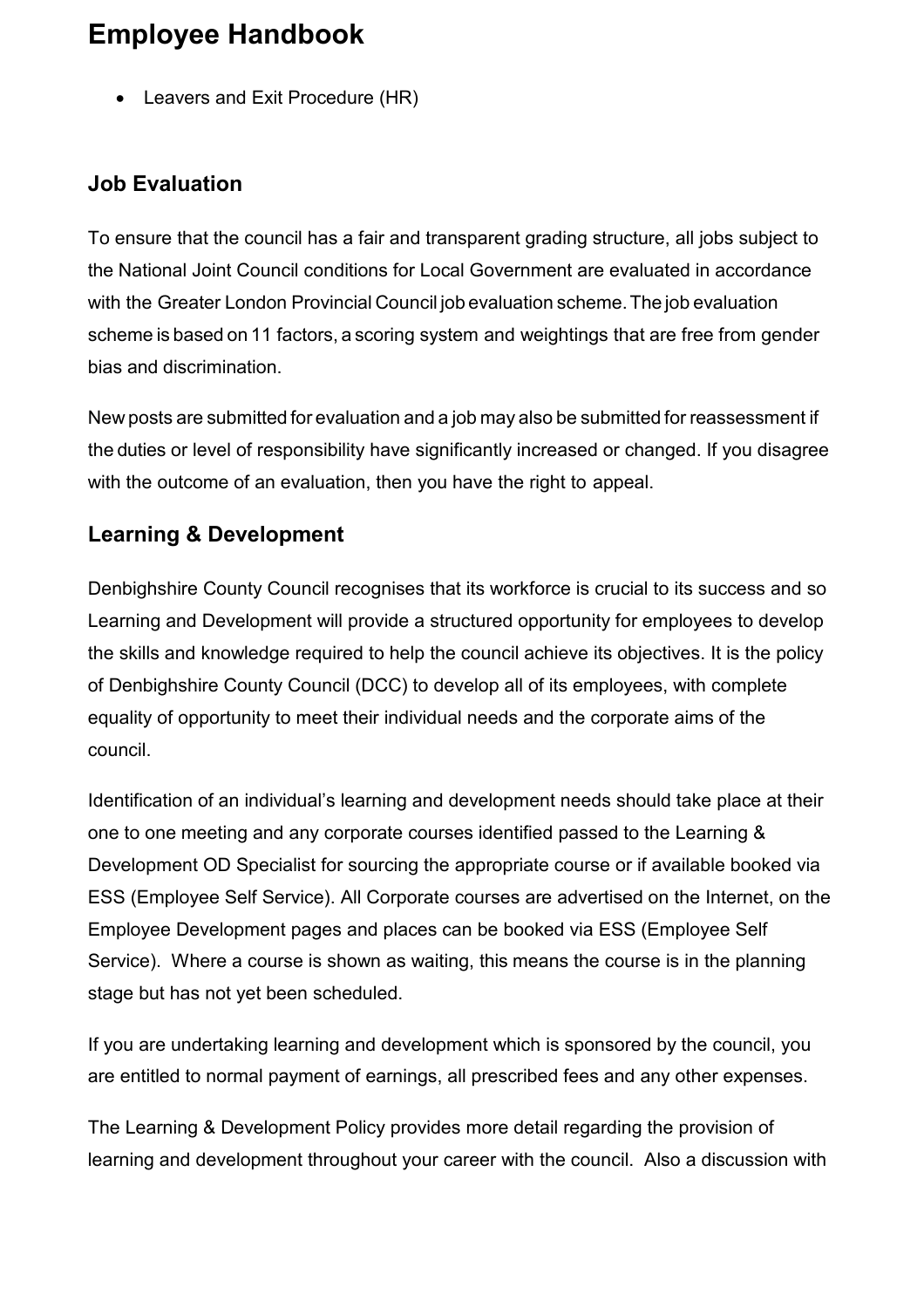- Leavers and Exit Procedure (HR)

## Job Evaluation

To ensure that the council has a fair and transparent grading structure, all jobs subject to the National Joint Council conditions for Local Government are evaluated in accordance with the Greater London Provincial Council job evaluation scheme. The job evaluation scheme is based on 11 factors, a scoring system and weightings that are free from gender bias and discrimination.

New posts are submitted for evaluation and a job may also be submitted for reassessment if the duties or level of responsibility have significantly increased or changed. If you disagree with the outcome of an evaluation, then you have the right to appeal.

## Learning & Development

Denbighshire County Council recognises that its workforce is crucial to its success and so Learning and Development will provide a structured opportunity for employees to develop the skills and knowledge required to help the council achieve its objectives. It is the policy of Denbighshire County Council (DCC) to develop all of its employees, with complete equality of opportunity to meet their individual needs and the corporate aims of the council.

Identification of an individual's learning and development needs should take place at their one to one meeting and any corporate courses identified passed to the Learning & Development OD Specialist for sourcing the appropriate course or if available booked via ESS (Employee Self Service). All Corporate courses are advertised on the Internet, on the Employee Development pages and places can be booked via ESS (Employee Self Service). Where a course is shown as waiting, this means the course is in the planning stage but has not yet been scheduled.

If you are undertaking learning and development which is sponsored by the council, you are entitled to normal payment of earnings, all prescribed fees and any other expenses.

The Learning & Development Policy provides more detail regarding the provision of learning and development throughout your career with the council. Also a discussion with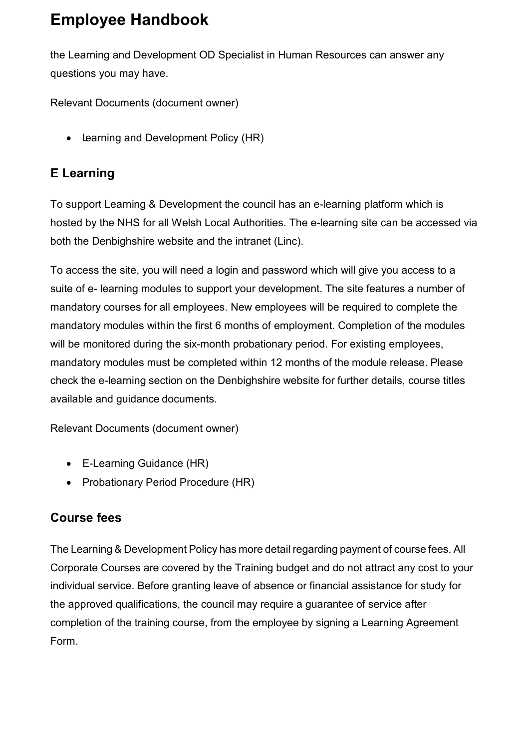the Learning and Development OD Specialist in Human Resources can answer any questions you may have.

Relevant Documents (document owner)

- Learning and Development Policy (HR)

## E Learning

To support Learning & Development the council has an e-learning platform which is hosted by the NHS for all Welsh Local Authorities. The e-learning site can be accessed via both the Denbighshire website and the intranet (Linc).

To access the site, you will need a login and password which will give you access to a suite of e- learning modules to support your development. The site features a number of mandatory courses for all employees. New employees will be required to complete the mandatory modules within the first 6 months of employment. Completion of the modules will be monitored during the six-month probationary period. For existing employees, mandatory modules must be completed within 12 months of the module release. Please check the e-learning section on the Denbighshire website for further details, course titles available and guidance documents.

Relevant Documents (document owner)

- E-Learning Guidance (HR)
- Probationary Period Procedure (HR)

## Course fees

The Learning & Development Policy has more detail regarding payment of course fees. All Corporate Courses are covered by the Training budget and do not attract any cost to your individual service. Before granting leave of absence or financial assistance for study for the approved qualifications, the council may require a guarantee of service after completion of the training course, from the employee by signing a Learning Agreement Form.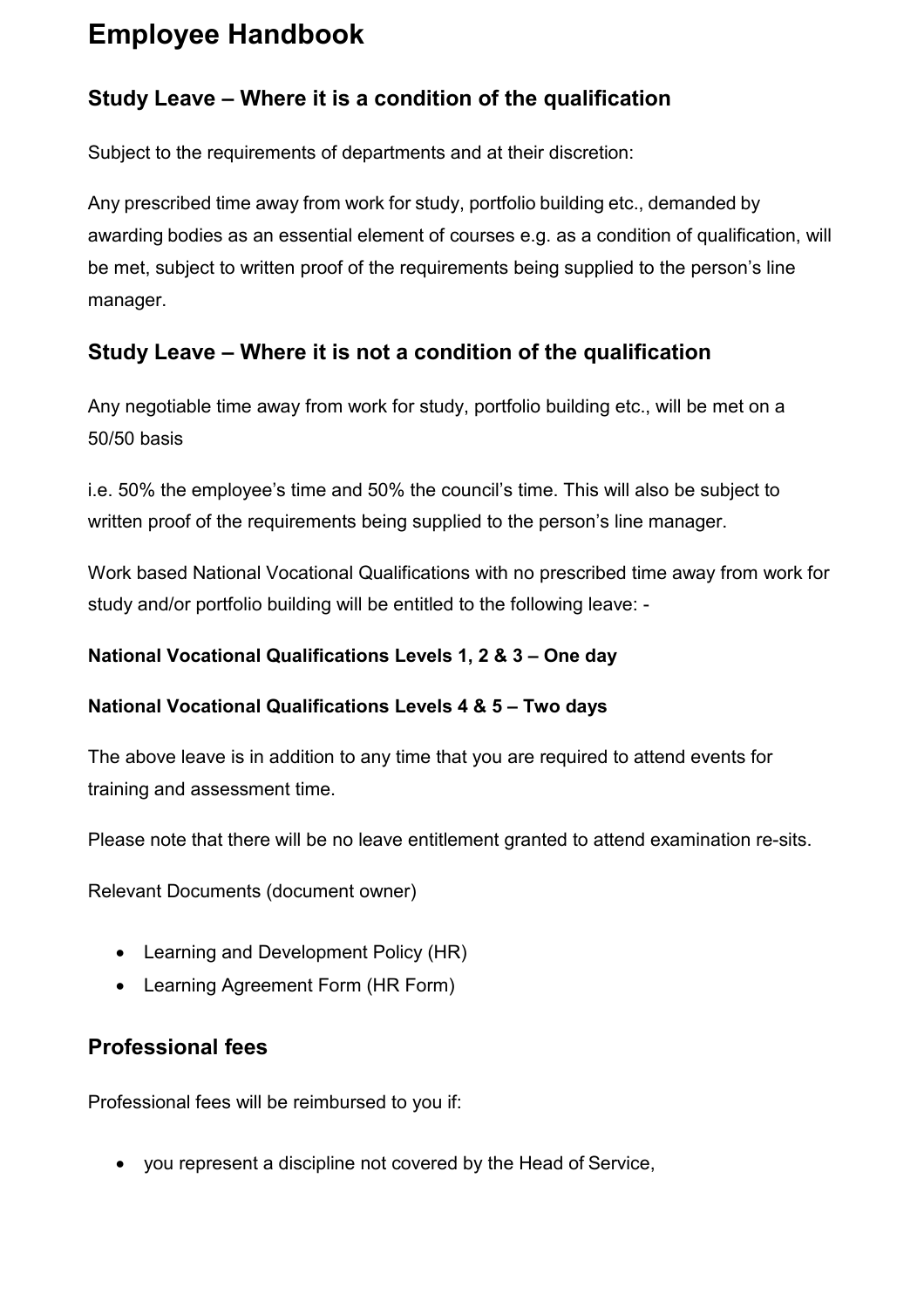# Employee Handbook

## Study Leave – Where it is a condition of the qualification

Subject to the requirements of departments and at their discretion:

Any prescribed time away from work for study, portfolio building etc., demanded by awarding bodies as an essential element of courses e.g. as a condition of qualification, will be met, subject to written proof of the requirements being supplied to the person's line manager.

## Study Leave – Where it is not a condition of the qualification

Any negotiable time away from work for study, portfolio building etc., will be met on a 50/50 basis

i.e. 50% the employee's time and 50% the council's time. This will also be subject to written proof of the requirements being supplied to the person's line manager.

Work based National Vocational Qualifications with no prescribed time away from work for study and/or portfolio building will be entitled to the following leave: -

**National Vocational Qualifications Levels 1, 2 & 3 – One day**

**National Vocational Qualifications Levels 4 & 5 – Two days**

The above leave is in addition to any time that you are required to attend events for training and assessment time.

Please note that there will be no leave entitlement granted to attend examination re-sits.

Relevant Documents (document owner)

- Learning and Development Policy (HR)
- Learning Agreement Form (HR Form)

## Professional fees

Professional fees will be reimbursed to you if:

- you represent a discipline not covered by the Head of Service,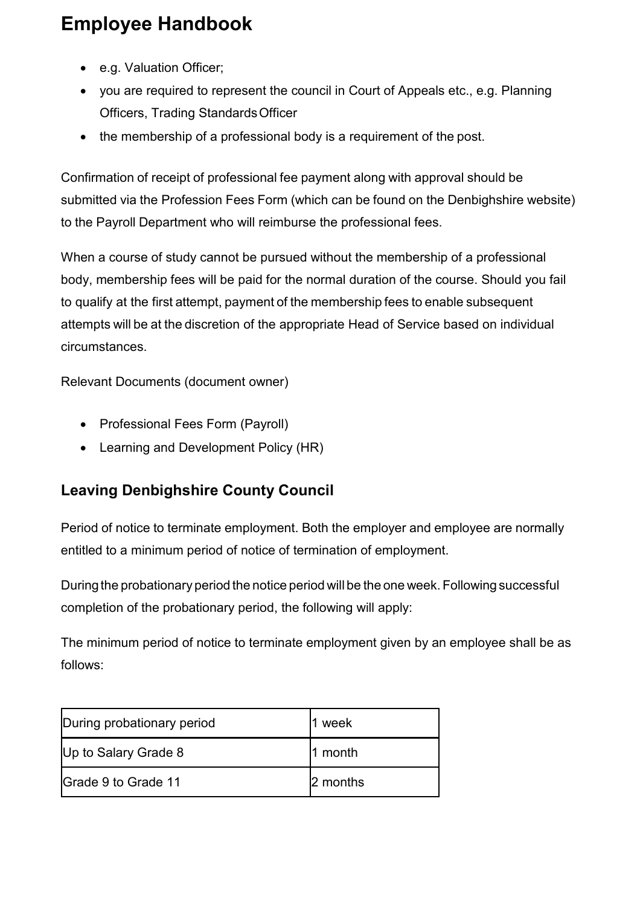- e.g. Valuation Officer;
- you are required to represent the council in Court of Appeals etc., e.g. Planning Officers, Trading Standards Officer
- the membership of a professional body is a requirement of the post.

Confirmation of receipt of professional fee payment along with approval should be submitted via the Profession Fees Form (which can be found on the Denbighshire website) to the Payroll Department who will reimburse the professional fees.

When a course of study cannot be pursued without the membership of a professional body, membership fees will be paid for the normal duration of the course. Should you fail to qualify at the first attempt, payment of the membership fees to enable subsequent attempts will be at the discretion of the appropriate Head of Service based on individual circumstances.

Relevant Documents (document owner)

- Professional Fees Form (Payroll)
- Learning and Development Policy (HR)

## Leaving Denbighshire County Council

Period of notice to terminate employment. Both the employer and employee are normally entitled to a minimum period of notice of termination of employment.

During the probationary period the notice period will be the one week. Following successful completion of the probationary period, the following will apply:

The minimum period of notice to terminate employment given by an employee shall be as follows:

| During probationary period | 1 week |
|---|---|
| Up to Salary Grade 8 | 1 month |
| Grade 9 to Grade 11 | 2 months |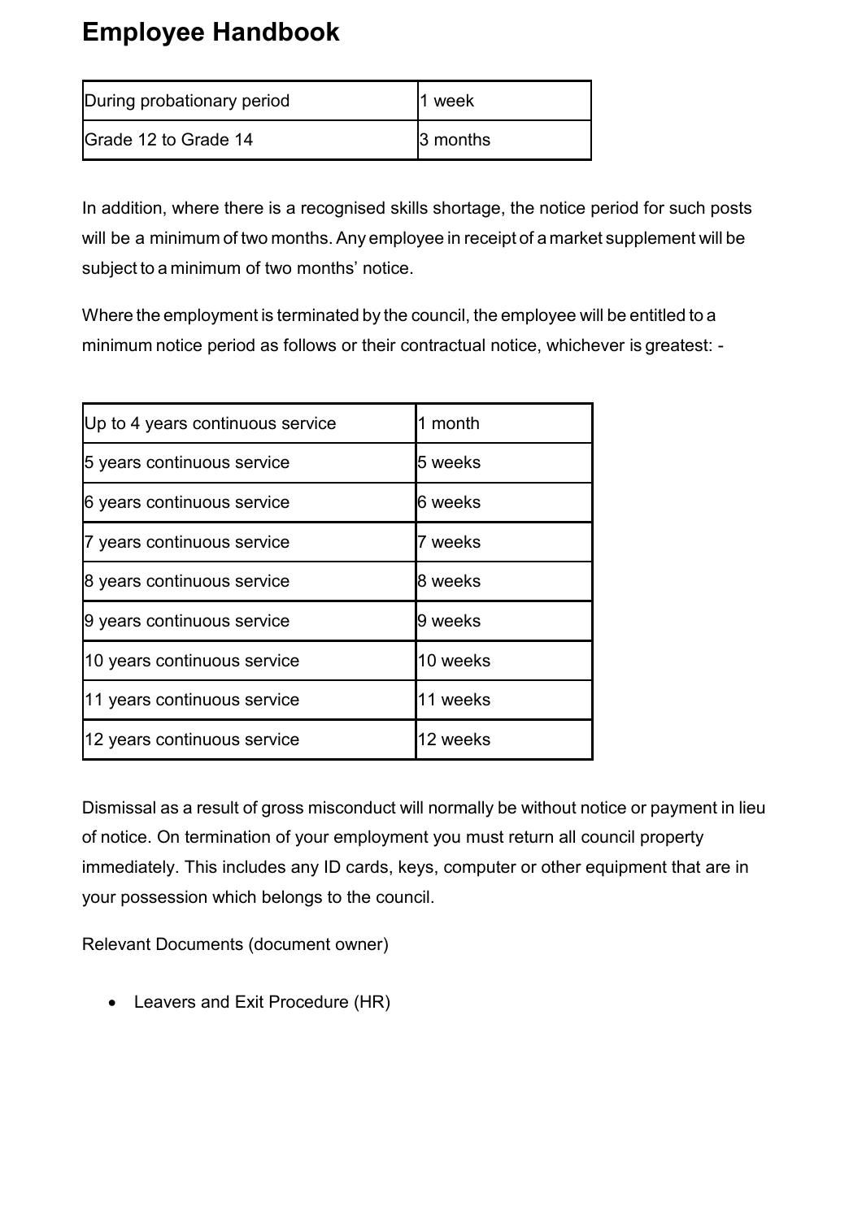| During probationary period | 1 week |
|---|---|
| Grade 12 to Grade 14 | 3 months |

In addition, where there is a recognised skills shortage, the notice period for such posts will be a minimum of two months. Any employee in receipt of a market supplement will be subject to a minimum of two months' notice.

Where the employment is terminated by the council, the employee will be entitled to a minimum notice period as follows or their contractual notice, whichever is greatest: -

| Up to 4 years continuous service | 1 month |
|---|---|
| 5 years continuous service | 5 weeks |
| 6 years continuous service | 6 weeks |
| 7 years continuous service | 7 weeks |
| 8 years continuous service | 8 weeks |
| 9 years continuous service | 9 weeks |
| 10 years continuous service | 10 weeks |
| 11 years continuous service | 11 weeks |
| 12 years continuous service | 12 weeks |

Dismissal as a result of gross misconduct will normally be without notice or payment in lieu of notice. On termination of your employment you must return all council property immediately. This includes any ID cards, keys, computer or other equipment that are in your possession which belongs to the council.

Relevant Documents (document owner)

- Leavers and Exit Procedure (HR)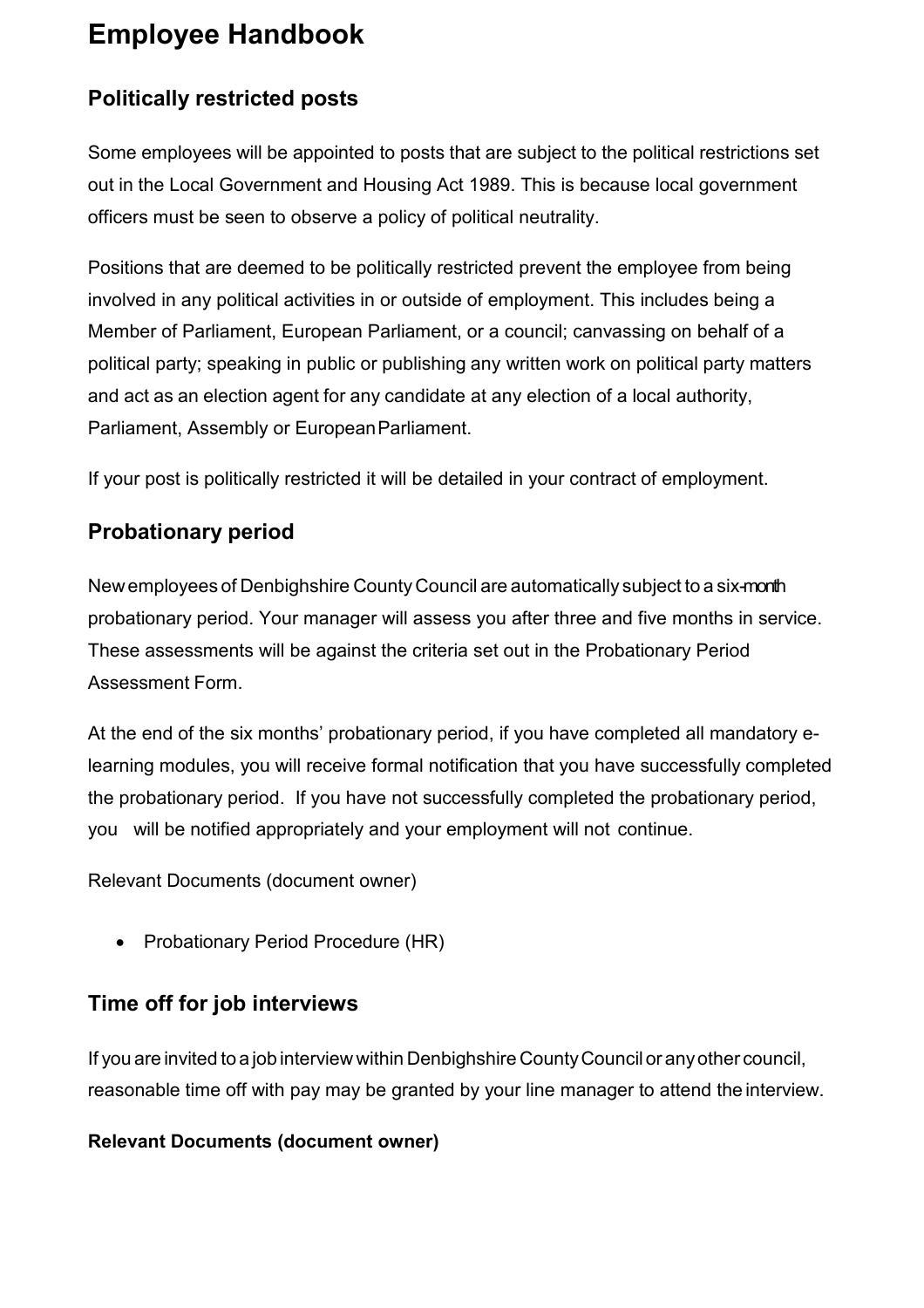# Employee Handbook

## Politically restricted posts

Some employees will be appointed to posts that are subject to the political restrictions set out in the Local Government and Housing Act 1989. This is because local government officers must be seen to observe a policy of political neutrality.

Positions that are deemed to be politically restricted prevent the employee from being involved in any political activities in or outside of employment. This includes being a Member of Parliament, European Parliament, or a council; canvassing on behalf of a political party; speaking in public or publishing any written work on political party matters and act as an election agent for any candidate at any election of a local authority, Parliament, Assembly or European Parliament.

If your post is politically restricted it will be detailed in your contract of employment.

## Probationary period

New employees of Denbighshire County Council are automatically subject to a six-month probationary period. Your manager will assess you after three and five months in service. These assessments will be against the criteria set out in the Probationary Period Assessment Form.

At the end of the six months' probationary period, if you have completed all mandatory e-learning modules, you will receive formal notification that you have successfully completed the probationary period. If you have not successfully completed the probationary period, you will be notified appropriately and your employment will not continue.

Relevant Documents (document owner)

- Probationary Period Procedure (HR)

## Time off for job interviews

If you are invited to a job interview within Denbighshire County Council or any other council, reasonable time off with pay may be granted by your line manager to attend the interview.

**Relevant Documents (document owner)**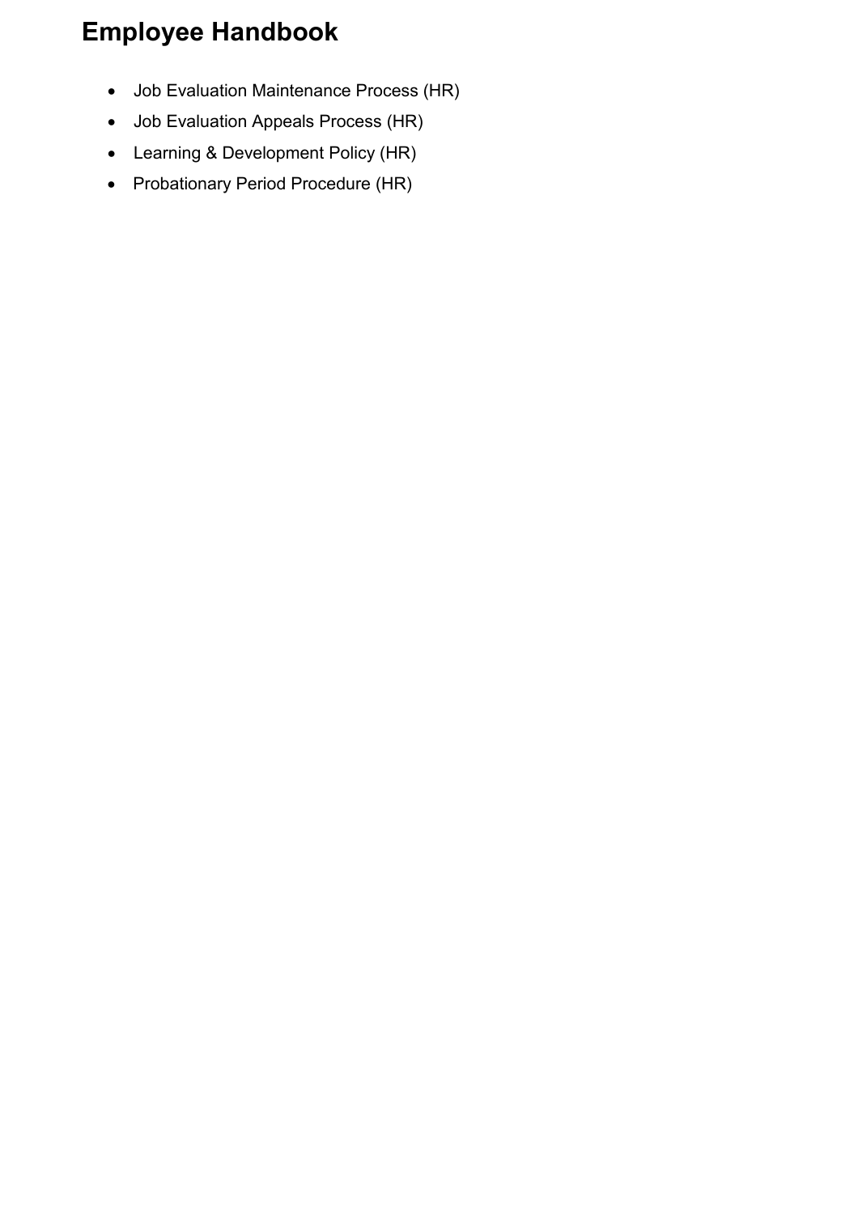# Employee Handbook

- Job Evaluation Maintenance Process (HR)
- Job Evaluation Appeals Process (HR)
- Learning & Development Policy (HR)
- Probationary Period Procedure (HR)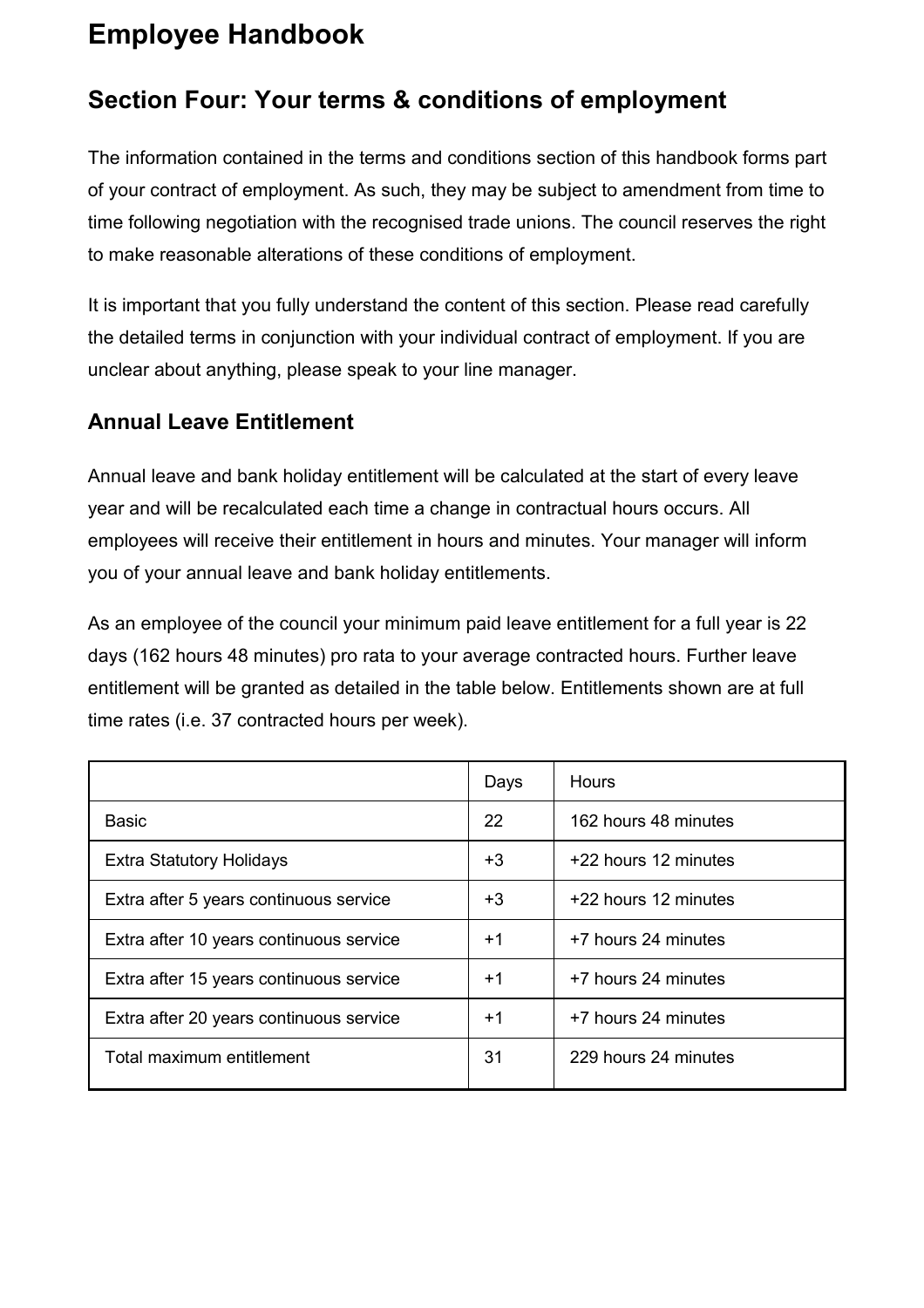# Employee Handbook

## Section Four: Your terms & conditions of employment

The information contained in the terms and conditions section of this handbook forms part of your contract of employment. As such, they may be subject to amendment from time to time following negotiation with the recognised trade unions. The council reserves the right to make reasonable alterations of these conditions of employment.

It is important that you fully understand the content of this section. Please read carefully the detailed terms in conjunction with your individual contract of employment. If you are unclear about anything, please speak to your line manager.

### Annual Leave Entitlement

Annual leave and bank holiday entitlement will be calculated at the start of every leave year and will be recalculated each time a change in contractual hours occurs. All employees will receive their entitlement in hours and minutes. Your manager will inform you of your annual leave and bank holiday entitlements.

As an employee of the council your minimum paid leave entitlement for a full year is 22 days (162 hours 48 minutes) pro rata to your average contracted hours. Further leave entitlement will be granted as detailed in the table below. Entitlements shown are at full time rates (i.e. 37 contracted hours per week).

| | Days | Hours |
|---|---|---|
| Basic | 22 | 162 hours 48 minutes |
| Extra Statutory Holidays | +3 | +22 hours 12 minutes |
| Extra after 5 years continuous service | +3 | +22 hours 12 minutes |
| Extra after 10 years continuous service | +1 | +7 hours 24 minutes |
| Extra after 15 years continuous service | +1 | +7 hours 24 minutes |
| Extra after 20 years continuous service | +1 | +7 hours 24 minutes |
| Total maximum entitlement | 31 | 229 hours 24 minutes |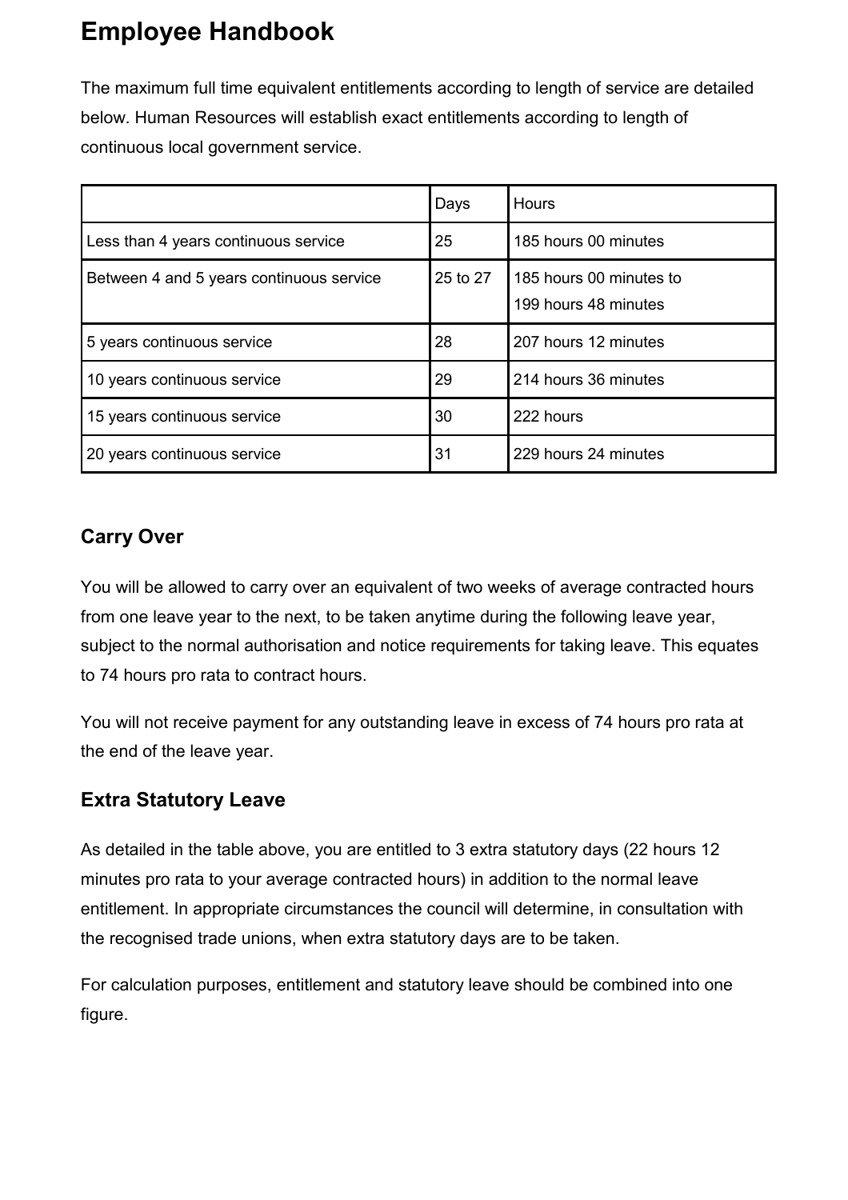# Employee Handbook

The maximum full time equivalent entitlements according to length of service are detailed below. Human Resources will establish exact entitlements according to length of continuous local government service.

| | Days | Hours |
|---|---|---|
| Less than 4 years continuous service | 25 | 185 hours 00 minutes |
| Between 4 and 5 years continuous service | 25 to 27 | 185 hours 00 minutes to 199 hours 48 minutes |
| 5 years continuous service | 28 | 207 hours 12 minutes |
| 10 years continuous service | 29 | 214 hours 36 minutes |
| 15 years continuous service | 30 | 222 hours |
| 20 years continuous service | 31 | 229 hours 24 minutes |

## Carry Over

You will be allowed to carry over an equivalent of two weeks of average contracted hours from one leave year to the next, to be taken anytime during the following leave year, subject to the normal authorisation and notice requirements for taking leave. This equates to 74 hours pro rata to contract hours.

You will not receive payment for any outstanding leave in excess of 74 hours pro rata at the end of the leave year.

## Extra Statutory Leave

As detailed in the table above, you are entitled to 3 extra statutory days (22 hours 12 minutes pro rata to your average contracted hours) in addition to the normal leave entitlement. In appropriate circumstances the council will determine, in consultation with the recognised trade unions, when extra statutory days are to be taken.

For calculation purposes, entitlement and statutory leave should be combined into one figure.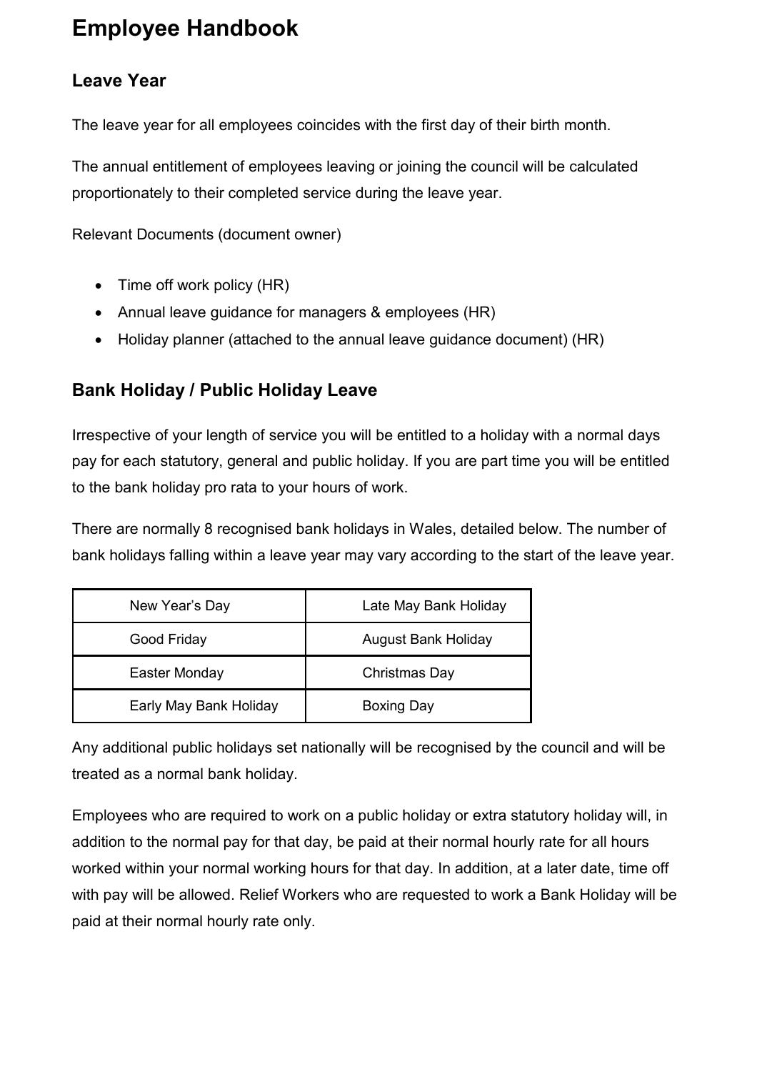# Employee Handbook

## Leave Year

The leave year for all employees coincides with the first day of their birth month.

The annual entitlement of employees leaving or joining the council will be calculated proportionately to their completed service during the leave year.

Relevant Documents (document owner)

- Time off work policy (HR)
- Annual leave guidance for managers & employees (HR)
- Holiday planner (attached to the annual leave guidance document) (HR)

## Bank Holiday / Public Holiday Leave

Irrespective of your length of service you will be entitled to a holiday with a normal days pay for each statutory, general and public holiday. If you are part time you will be entitled to the bank holiday pro rata to your hours of work.

There are normally 8 recognised bank holidays in Wales, detailed below. The number of bank holidays falling within a leave year may vary according to the start of the leave year.

| | |
|---|---|
| New Year's Day | Late May Bank Holiday |
| Good Friday | August Bank Holiday |
| Easter Monday | Christmas Day |
| Early May Bank Holiday | Boxing Day |

Any additional public holidays set nationally will be recognised by the council and will be treated as a normal bank holiday.

Employees who are required to work on a public holiday or extra statutory holiday will, in addition to the normal pay for that day, be paid at their normal hourly rate for all hours worked within your normal working hours for that day. In addition, at a later date, time off with pay will be allowed. Relief Workers who are requested to work a Bank Holiday will be paid at their normal hourly rate only.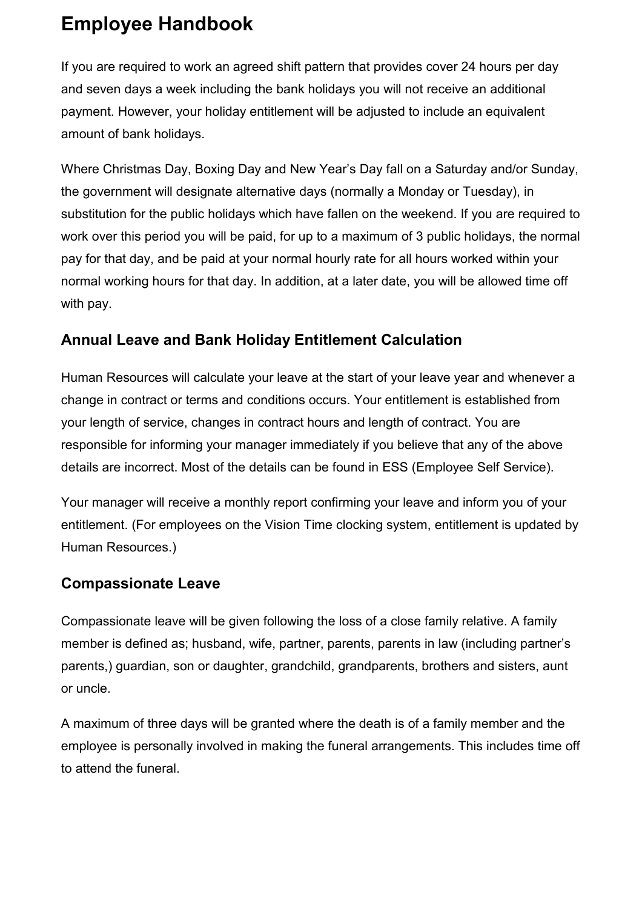# Employee Handbook

If you are required to work an agreed shift pattern that provides cover 24 hours per day and seven days a week including the bank holidays you will not receive an additional payment. However, your holiday entitlement will be adjusted to include an equivalent amount of bank holidays.

Where Christmas Day, Boxing Day and New Year's Day fall on a Saturday and/or Sunday, the government will designate alternative days (normally a Monday or Tuesday), in substitution for the public holidays which have fallen on the weekend. If you are required to work over this period you will be paid, for up to a maximum of 3 public holidays, the normal pay for that day, and be paid at your normal hourly rate for all hours worked within your normal working hours for that day. In addition, at a later date, you will be allowed time off with pay.

## Annual Leave and Bank Holiday Entitlement Calculation

Human Resources will calculate your leave at the start of your leave year and whenever a change in contract or terms and conditions occurs. Your entitlement is established from your length of service, changes in contract hours and length of contract. You are responsible for informing your manager immediately if you believe that any of the above details are incorrect. Most of the details can be found in ESS (Employee Self Service).

Your manager will receive a monthly report confirming your leave and inform you of your entitlement. (For employees on the Vision Time clocking system, entitlement is updated by Human Resources.)

## Compassionate Leave

Compassionate leave will be given following the loss of a close family relative. A family member is defined as; husband, wife, partner, parents, parents in law (including partner's parents,) guardian, son or daughter, grandchild, grandparents, brothers and sisters, aunt or uncle.

A maximum of three days will be granted where the death is of a family member and the employee is personally involved in making the funeral arrangements. This includes time off to attend the funeral.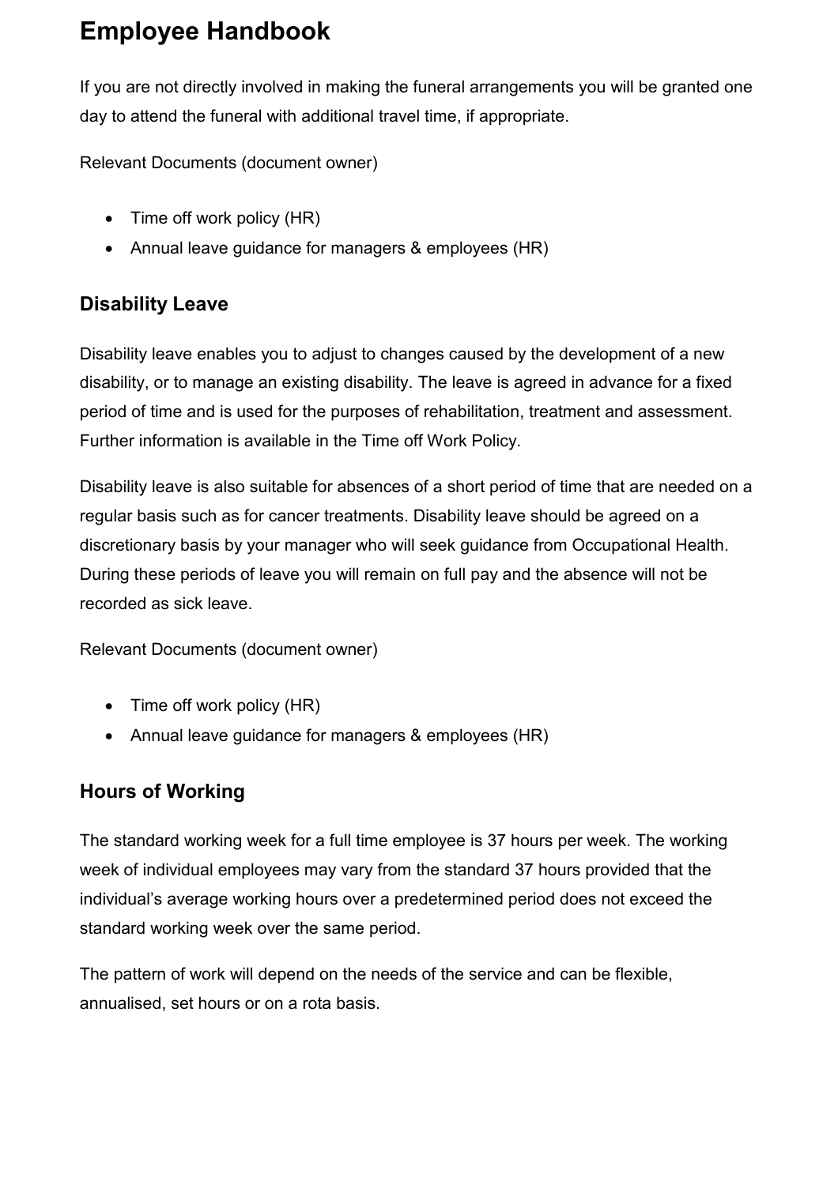If you are not directly involved in making the funeral arrangements you will be granted one day to attend the funeral with additional travel time, if appropriate.

Relevant Documents (document owner)

- Time off work policy (HR)
- Annual leave guidance for managers & employees (HR)

## Disability Leave

Disability leave enables you to adjust to changes caused by the development of a new disability, or to manage an existing disability. The leave is agreed in advance for a fixed period of time and is used for the purposes of rehabilitation, treatment and assessment. Further information is available in the Time off Work Policy.

Disability leave is also suitable for absences of a short period of time that are needed on a regular basis such as for cancer treatments. Disability leave should be agreed on a discretionary basis by your manager who will seek guidance from Occupational Health. During these periods of leave you will remain on full pay and the absence will not be recorded as sick leave.

Relevant Documents (document owner)

- Time off work policy (HR)
- Annual leave guidance for managers & employees (HR)

## Hours of Working

The standard working week for a full time employee is 37 hours per week. The working week of individual employees may vary from the standard 37 hours provided that the individual's average working hours over a predetermined period does not exceed the standard working week over the same period.

The pattern of work will depend on the needs of the service and can be flexible, annualised, set hours or on a rota basis.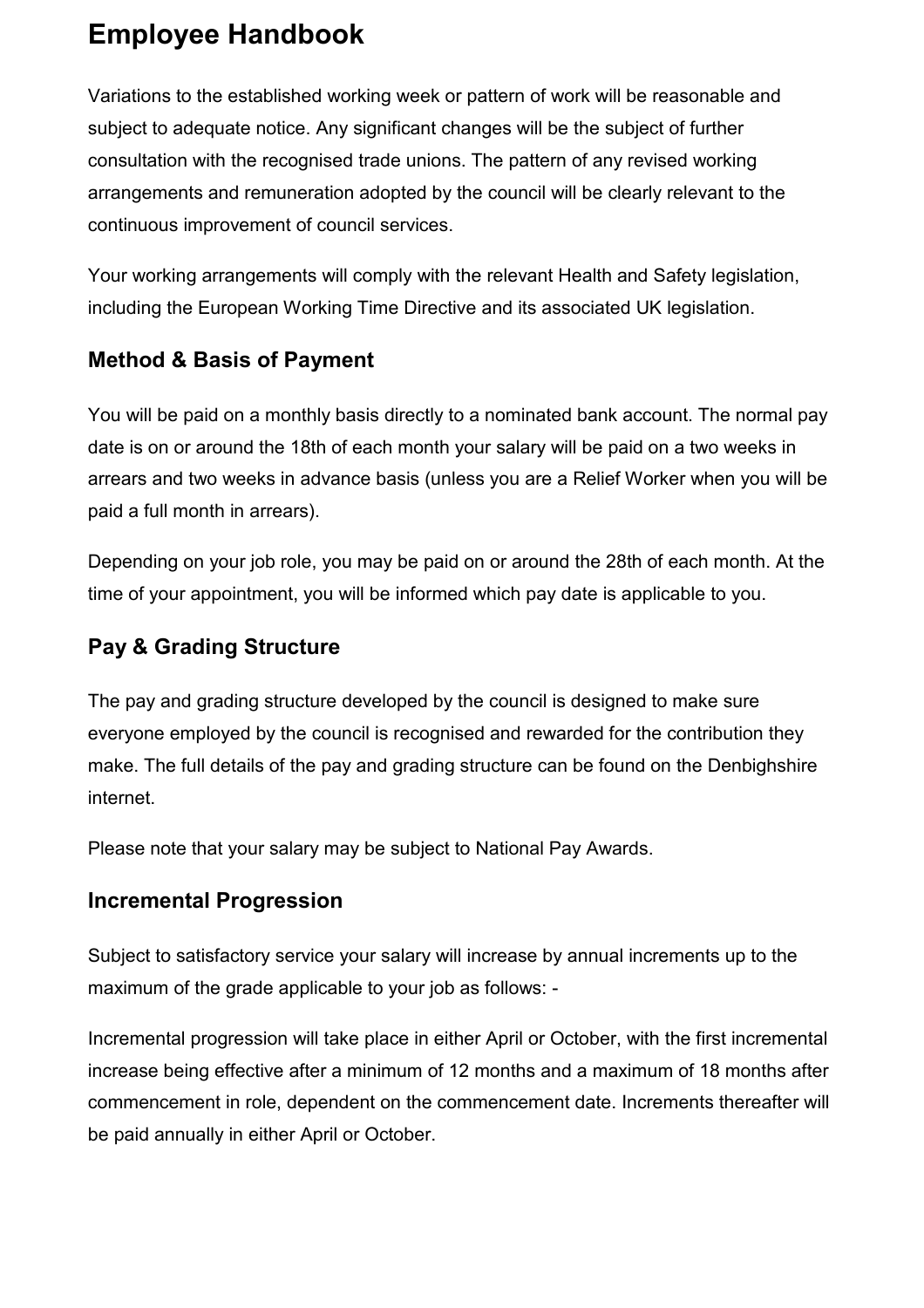# Employee Handbook

Variations to the established working week or pattern of work will be reasonable and subject to adequate notice. Any significant changes will be the subject of further consultation with the recognised trade unions. The pattern of any revised working arrangements and remuneration adopted by the council will be clearly relevant to the continuous improvement of council services.

Your working arrangements will comply with the relevant Health and Safety legislation, including the European Working Time Directive and its associated UK legislation.

## Method & Basis of Payment

You will be paid on a monthly basis directly to a nominated bank account. The normal pay date is on or around the 18th of each month your salary will be paid on a two weeks in arrears and two weeks in advance basis (unless you are a Relief Worker when you will be paid a full month in arrears).

Depending on your job role, you may be paid on or around the 28th of each month. At the time of your appointment, you will be informed which pay date is applicable to you.

## Pay & Grading Structure

The pay and grading structure developed by the council is designed to make sure everyone employed by the council is recognised and rewarded for the contribution they make. The full details of the pay and grading structure can be found on the Denbighshire internet.

Please note that your salary may be subject to National Pay Awards.

## Incremental Progression

Subject to satisfactory service your salary will increase by annual increments up to the maximum of the grade applicable to your job as follows: -

Incremental progression will take place in either April or October, with the first incremental increase being effective after a minimum of 12 months and a maximum of 18 months after commencement in role, dependent on the commencement date. Increments thereafter will be paid annually in either April or October.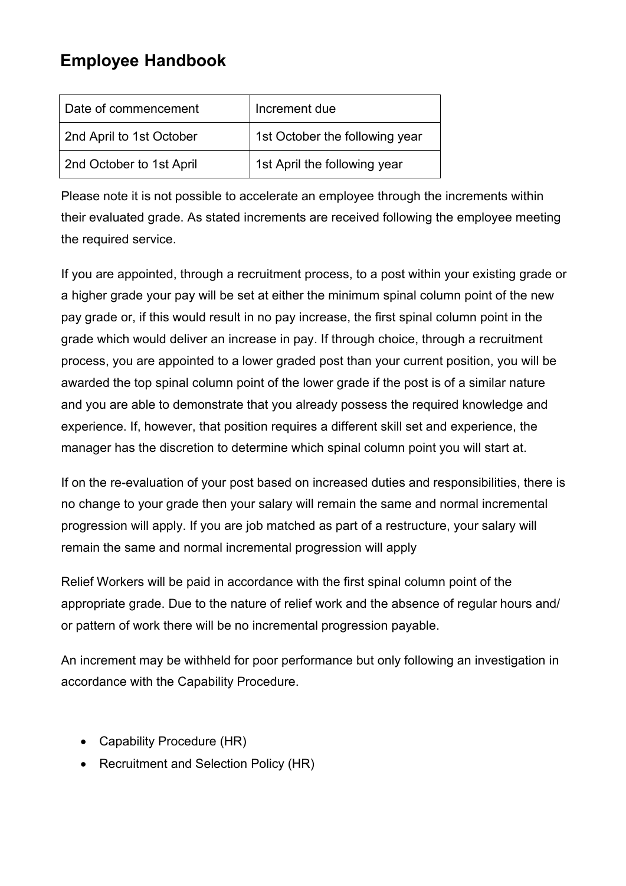# Employee Handbook

| Date of commencement | Increment due |
|---|---|
| 2nd April to 1st October | 1st October the following year |
| 2nd October to 1st April | 1st April the following year |

Please note it is not possible to accelerate an employee through the increments within their evaluated grade. As stated increments are received following the employee meeting the required service.

If you are appointed, through a recruitment process, to a post within your existing grade or a higher grade your pay will be set at either the minimum spinal column point of the new pay grade or, if this would result in no pay increase, the first spinal column point in the grade which would deliver an increase in pay. If through choice, through a recruitment process, you are appointed to a lower graded post than your current position, you will be awarded the top spinal column point of the lower grade if the post is of a similar nature and you are able to demonstrate that you already possess the required knowledge and experience. If, however, that position requires a different skill set and experience, the manager has the discretion to determine which spinal column point you will start at.

If on the re-evaluation of your post based on increased duties and responsibilities, there is no change to your grade then your salary will remain the same and normal incremental progression will apply. If you are job matched as part of a restructure, your salary will remain the same and normal incremental progression will apply

Relief Workers will be paid in accordance with the first spinal column point of the appropriate grade. Due to the nature of relief work and the absence of regular hours and/ or pattern of work there will be no incremental progression payable.

An increment may be withheld for poor performance but only following an investigation in accordance with the Capability Procedure.

- Capability Procedure (HR)
- Recruitment and Selection Policy (HR)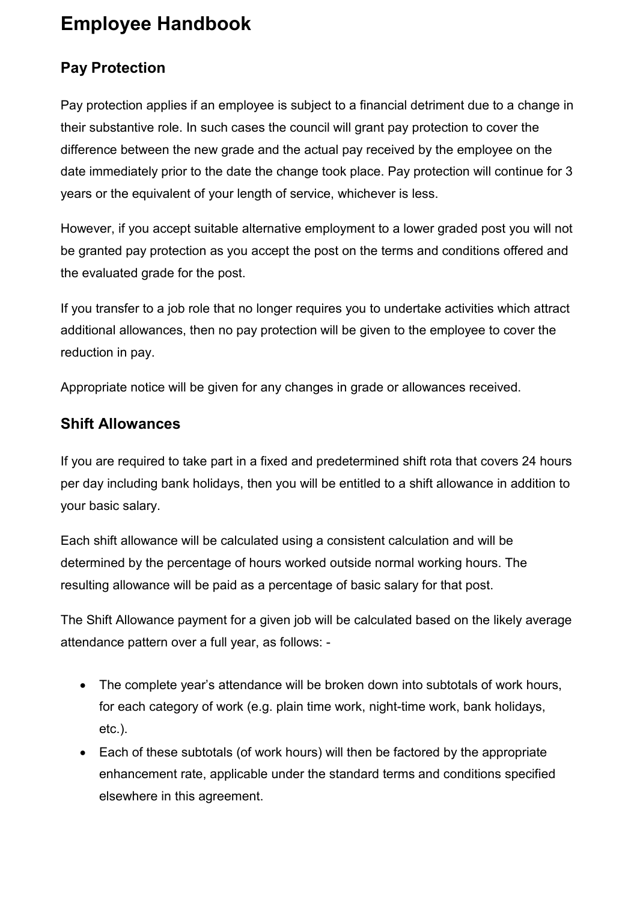# Employee Handbook

## Pay Protection

Pay protection applies if an employee is subject to a financial detriment due to a change in their substantive role. In such cases the council will grant pay protection to cover the difference between the new grade and the actual pay received by the employee on the date immediately prior to the date the change took place. Pay protection will continue for 3 years or the equivalent of your length of service, whichever is less.

However, if you accept suitable alternative employment to a lower graded post you will not be granted pay protection as you accept the post on the terms and conditions offered and the evaluated grade for the post.

If you transfer to a job role that no longer requires you to undertake activities which attract additional allowances, then no pay protection will be given to the employee to cover the reduction in pay.

Appropriate notice will be given for any changes in grade or allowances received.

## Shift Allowances

If you are required to take part in a fixed and predetermined shift rota that covers 24 hours per day including bank holidays, then you will be entitled to a shift allowance in addition to your basic salary.

Each shift allowance will be calculated using a consistent calculation and will be determined by the percentage of hours worked outside normal working hours. The resulting allowance will be paid as a percentage of basic salary for that post.

The Shift Allowance payment for a given job will be calculated based on the likely average attendance pattern over a full year, as follows: -

- The complete year's attendance will be broken down into subtotals of work hours, for each category of work (e.g. plain time work, night-time work, bank holidays, etc.).
- Each of these subtotals (of work hours) will then be factored by the appropriate enhancement rate, applicable under the standard terms and conditions specified elsewhere in this agreement.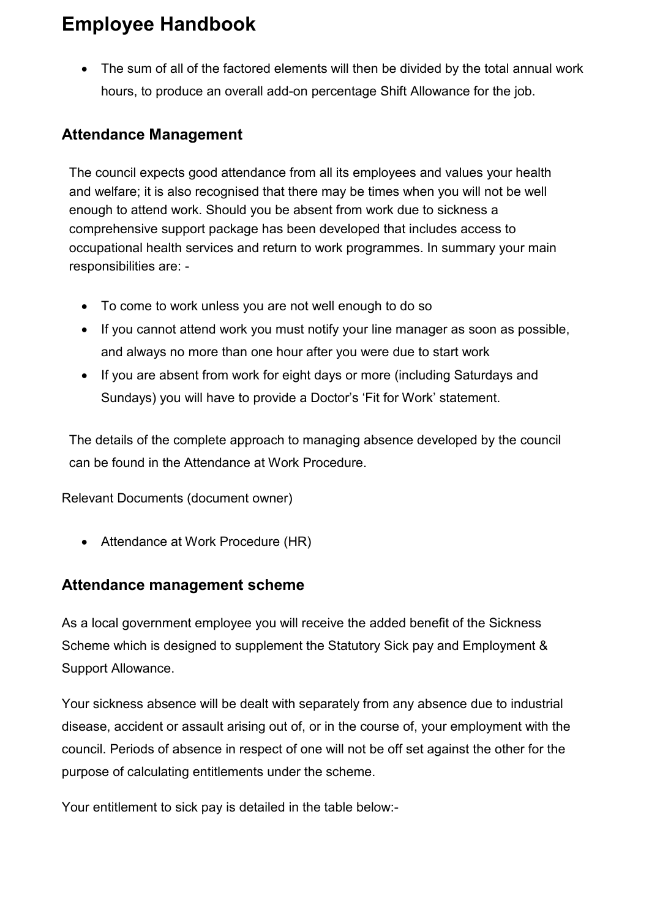- The sum of all of the factored elements will then be divided by the total annual work hours, to produce an overall add-on percentage Shift Allowance for the job.

## Attendance Management

The council expects good attendance from all its employees and values your health and welfare; it is also recognised that there may be times when you will not be well enough to attend work. Should you be absent from work due to sickness a comprehensive support package has been developed that includes access to occupational health services and return to work programmes. In summary your main responsibilities are: -

- To come to work unless you are not well enough to do so
- If you cannot attend work you must notify your line manager as soon as possible, and always no more than one hour after you were due to start work
- If you are absent from work for eight days or more (including Saturdays and Sundays) you will have to provide a Doctor's 'Fit for Work' statement.

The details of the complete approach to managing absence developed by the council can be found in the Attendance at Work Procedure.

Relevant Documents (document owner)

- Attendance at Work Procedure (HR)

## Attendance management scheme

As a local government employee you will receive the added benefit of the Sickness Scheme which is designed to supplement the Statutory Sick pay and Employment & Support Allowance.

Your sickness absence will be dealt with separately from any absence due to industrial disease, accident or assault arising out of, or in the course of, your employment with the council. Periods of absence in respect of one will not be off set against the other for the purpose of calculating entitlements under the scheme.

Your entitlement to sick pay is detailed in the table below:-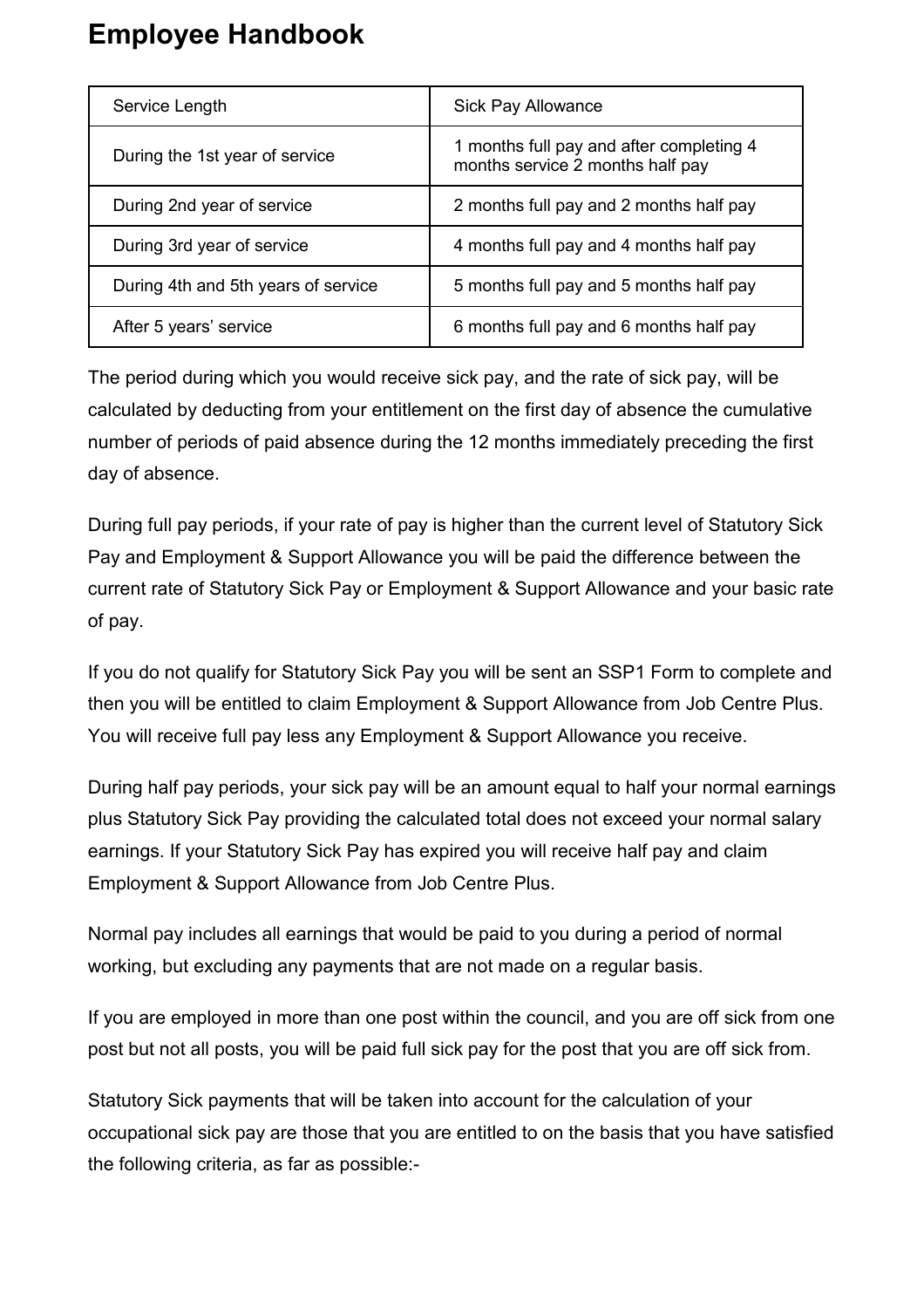# Employee Handbook

| Service Length | Sick Pay Allowance |
| --- | --- |
| During the 1st year of service | 1 months full pay and after completing 4 months service 2 months half pay |
| During 2nd year of service | 2 months full pay and 2 months half pay |
| During 3rd year of service | 4 months full pay and 4 months half pay |
| During 4th and 5th years of service | 5 months full pay and 5 months half pay |
| After 5 years' service | 6 months full pay and 6 months half pay |

The period during which you would receive sick pay, and the rate of sick pay, will be calculated by deducting from your entitlement on the first day of absence the cumulative number of periods of paid absence during the 12 months immediately preceding the first day of absence.

During full pay periods, if your rate of pay is higher than the current level of Statutory Sick Pay and Employment & Support Allowance you will be paid the difference between the current rate of Statutory Sick Pay or Employment & Support Allowance and your basic rate of pay.

If you do not qualify for Statutory Sick Pay you will be sent an SSP1 Form to complete and then you will be entitled to claim Employment & Support Allowance from Job Centre Plus. You will receive full pay less any Employment & Support Allowance you receive.

During half pay periods, your sick pay will be an amount equal to half your normal earnings plus Statutory Sick Pay providing the calculated total does not exceed your normal salary earnings. If your Statutory Sick Pay has expired you will receive half pay and claim Employment & Support Allowance from Job Centre Plus.

Normal pay includes all earnings that would be paid to you during a period of normal working, but excluding any payments that are not made on a regular basis.

If you are employed in more than one post within the council, and you are off sick from one post but not all posts, you will be paid full sick pay for the post that you are off sick from.

Statutory Sick payments that will be taken into account for the calculation of your occupational sick pay are those that you are entitled to on the basis that you have satisfied the following criteria, as far as possible:-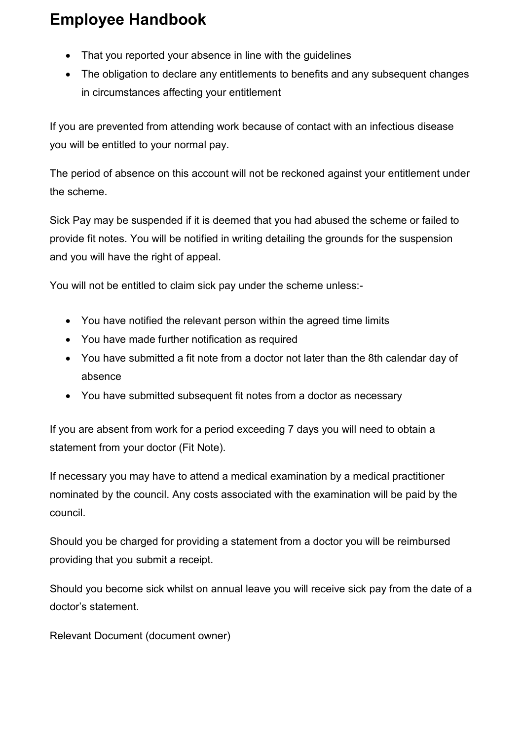- That you reported your absence in line with the guidelines
- The obligation to declare any entitlements to benefits and any subsequent changes in circumstances affecting your entitlement

If you are prevented from attending work because of contact with an infectious disease you will be entitled to your normal pay.

The period of absence on this account will not be reckoned against your entitlement under the scheme.

Sick Pay may be suspended if it is deemed that you had abused the scheme or failed to provide fit notes. You will be notified in writing detailing the grounds for the suspension and you will have the right of appeal.

You will not be entitled to claim sick pay under the scheme unless:-

- You have notified the relevant person within the agreed time limits
- You have made further notification as required
- You have submitted a fit note from a doctor not later than the 8th calendar day of absence
- You have submitted subsequent fit notes from a doctor as necessary

If you are absent from work for a period exceeding 7 days you will need to obtain a statement from your doctor (Fit Note).

If necessary you may have to attend a medical examination by a medical practitioner nominated by the council. Any costs associated with the examination will be paid by the council.

Should you be charged for providing a statement from a doctor you will be reimbursed providing that you submit a receipt.

Should you become sick whilst on annual leave you will receive sick pay from the date of a doctor's statement.

Relevant Document (document owner)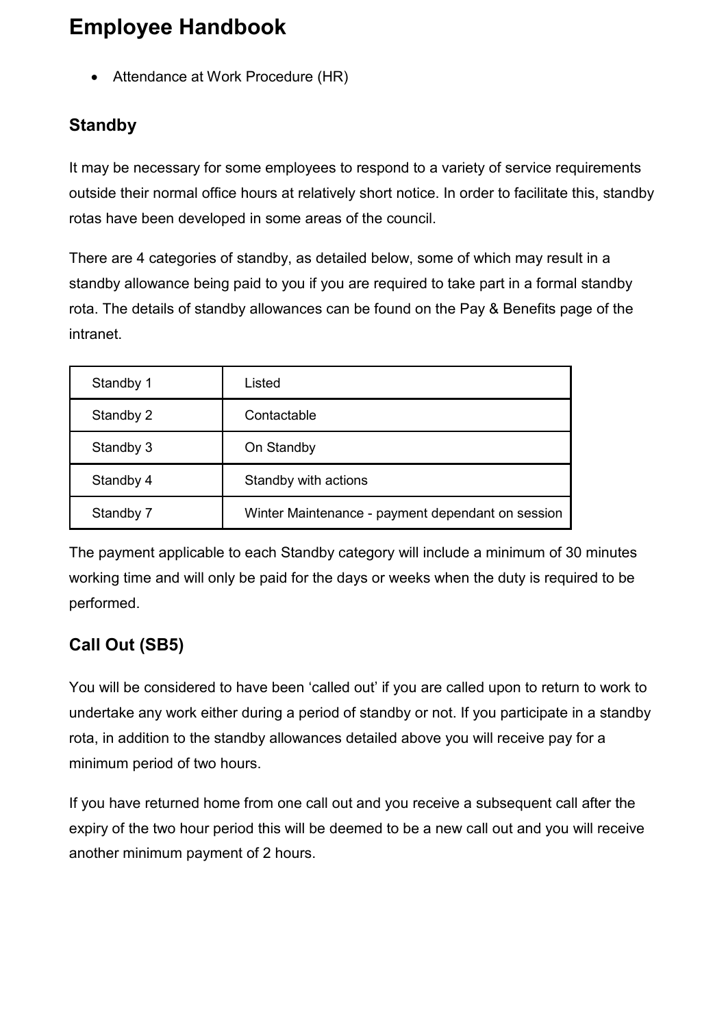# Employee Handbook

- Attendance at Work Procedure (HR)

## Standby

It may be necessary for some employees to respond to a variety of service requirements outside their normal office hours at relatively short notice. In order to facilitate this, standby rotas have been developed in some areas of the council.

There are 4 categories of standby, as detailed below, some of which may result in a standby allowance being paid to you if you are required to take part in a formal standby rota. The details of standby allowances can be found on the Pay & Benefits page of the intranet.

| | |
|---|---|
| Standby 1 | Listed |
| Standby 2 | Contactable |
| Standby 3 | On Standby |
| Standby 4 | Standby with actions |
| Standby 7 | Winter Maintenance - payment dependant on session |

The payment applicable to each Standby category will include a minimum of 30 minutes working time and will only be paid for the days or weeks when the duty is required to be performed.

## Call Out (SB5)

You will be considered to have been 'called out' if you are called upon to return to work to undertake any work either during a period of standby or not. If you participate in a standby rota, in addition to the standby allowances detailed above you will receive pay for a minimum period of two hours.

If you have returned home from one call out and you receive a subsequent call after the expiry of the two hour period this will be deemed to be a new call out and you will receive another minimum payment of 2 hours.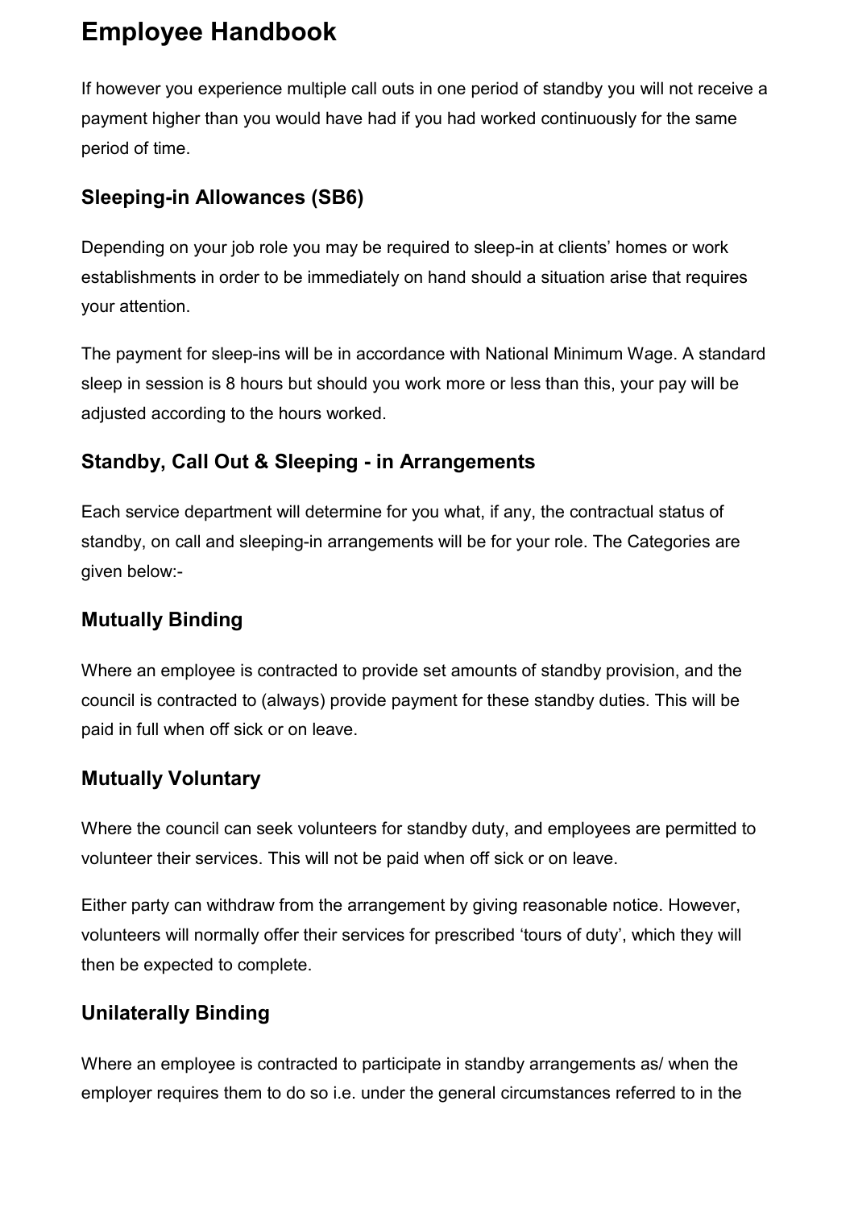If however you experience multiple call outs in one period of standby you will not receive a payment higher than you would have had if you had worked continuously for the same period of time.

## Sleeping-in Allowances (SB6)

Depending on your job role you may be required to sleep-in at clients' homes or work establishments in order to be immediately on hand should a situation arise that requires your attention.

The payment for sleep-ins will be in accordance with National Minimum Wage. A standard sleep in session is 8 hours but should you work more or less than this, your pay will be adjusted according to the hours worked.

## Standby, Call Out & Sleeping - in Arrangements

Each service department will determine for you what, if any, the contractual status of standby, on call and sleeping-in arrangements will be for your role. The Categories are given below:-

## Mutually Binding

Where an employee is contracted to provide set amounts of standby provision, and the council is contracted to (always) provide payment for these standby duties. This will be paid in full when off sick or on leave.

## Mutually Voluntary

Where the council can seek volunteers for standby duty, and employees are permitted to volunteer their services. This will not be paid when off sick or on leave.

Either party can withdraw from the arrangement by giving reasonable notice. However, volunteers will normally offer their services for prescribed 'tours of duty', which they will then be expected to complete.

## Unilaterally Binding

Where an employee is contracted to participate in standby arrangements as/ when the employer requires them to do so i.e. under the general circumstances referred to in the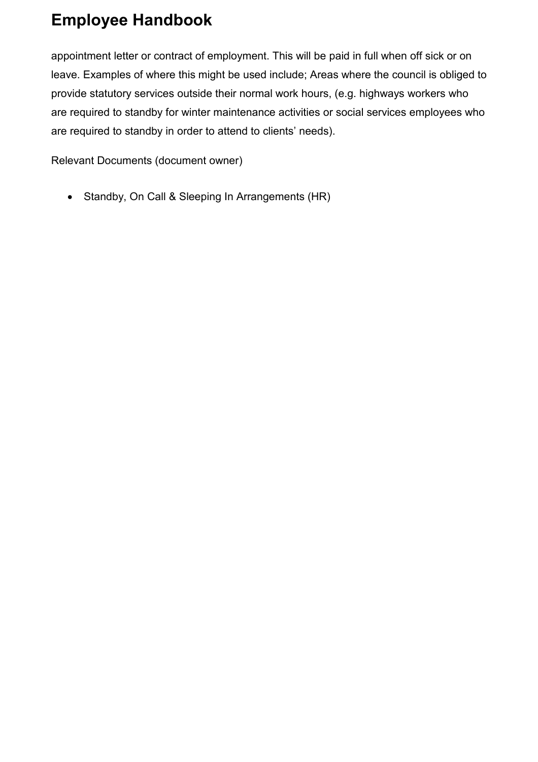appointment letter or contract of employment. This will be paid in full when off sick or on leave. Examples of where this might be used include; Areas where the council is obliged to provide statutory services outside their normal work hours, (e.g. highways workers who are required to standby for winter maintenance activities or social services employees who are required to standby in order to attend to clients' needs).

Relevant Documents (document owner)

- Standby, On Call & Sleeping In Arrangements (HR)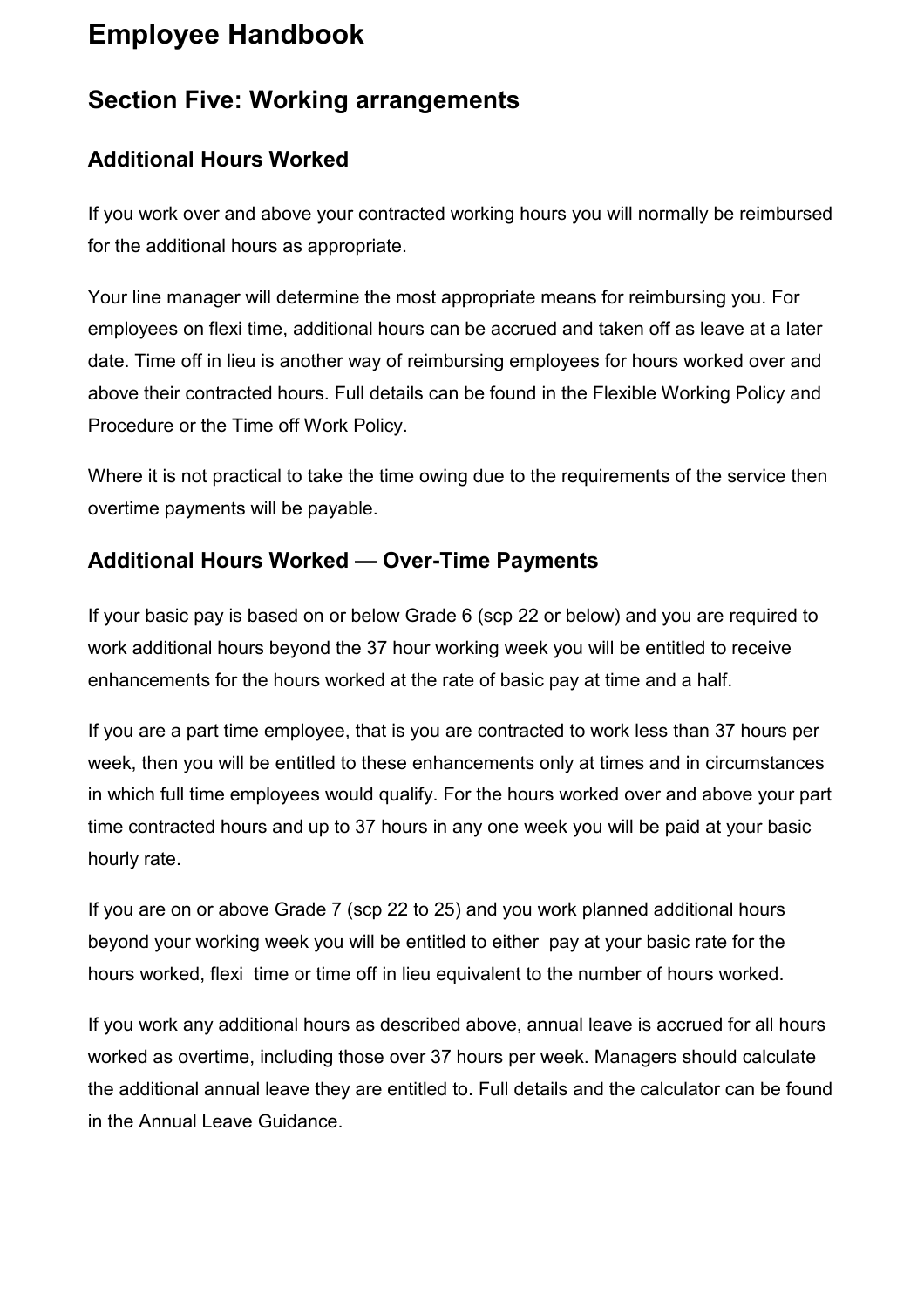# Employee Handbook

## Section Five: Working arrangements

### Additional Hours Worked

If you work over and above your contracted working hours you will normally be reimbursed for the additional hours as appropriate.

Your line manager will determine the most appropriate means for reimbursing you. For employees on flexi time, additional hours can be accrued and taken off as leave at a later date. Time off in lieu is another way of reimbursing employees for hours worked over and above their contracted hours. Full details can be found in the Flexible Working Policy and Procedure or the Time off Work Policy.

Where it is not practical to take the time owing due to the requirements of the service then overtime payments will be payable.

### Additional Hours Worked — Over-Time Payments

If your basic pay is based on or below Grade 6 (scp 22 or below) and you are required to work additional hours beyond the 37 hour working week you will be entitled to receive enhancements for the hours worked at the rate of basic pay at time and a half.

If you are a part time employee, that is you are contracted to work less than 37 hours per week, then you will be entitled to these enhancements only at times and in circumstances in which full time employees would qualify. For the hours worked over and above your part time contracted hours and up to 37 hours in any one week you will be paid at your basic hourly rate.

If you are on or above Grade 7 (scp 22 to 25) and you work planned additional hours beyond your working week you will be entitled to either pay at your basic rate for the hours worked, flexi time or time off in lieu equivalent to the number of hours worked.

If you work any additional hours as described above, annual leave is accrued for all hours worked as overtime, including those over 37 hours per week. Managers should calculate the additional annual leave they are entitled to. Full details and the calculator can be found in the Annual Leave Guidance.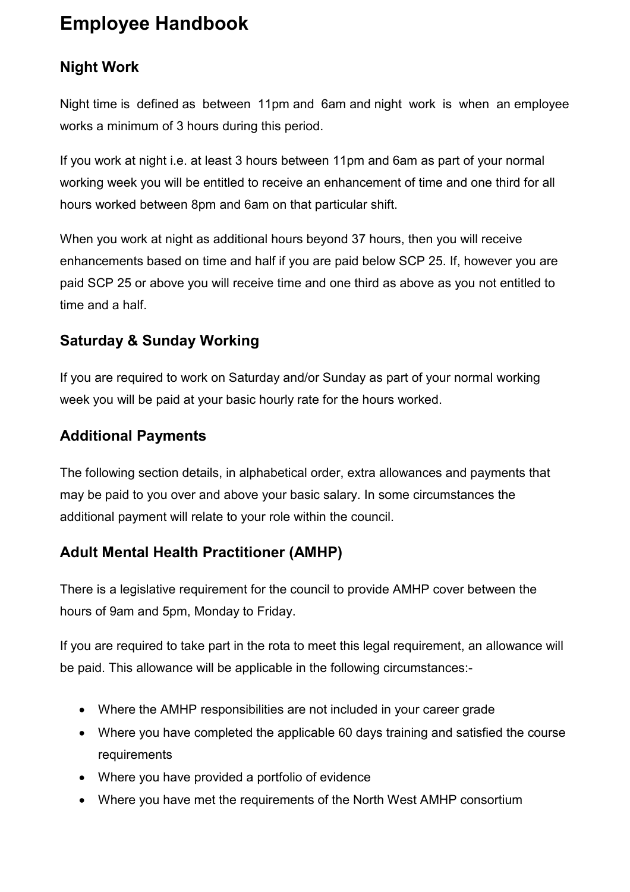# Employee Handbook

## Night Work

Night time is defined as between 11pm and 6am and night work is when an employee works a minimum of 3 hours during this period.

If you work at night i.e. at least 3 hours between 11pm and 6am as part of your normal working week you will be entitled to receive an enhancement of time and one third for all hours worked between 8pm and 6am on that particular shift.

When you work at night as additional hours beyond 37 hours, then you will receive enhancements based on time and half if you are paid below SCP 25. If, however you are paid SCP 25 or above you will receive time and one third as above as you not entitled to time and a half.

## Saturday & Sunday Working

If you are required to work on Saturday and/or Sunday as part of your normal working week you will be paid at your basic hourly rate for the hours worked.

## Additional Payments

The following section details, in alphabetical order, extra allowances and payments that may be paid to you over and above your basic salary. In some circumstances the additional payment will relate to your role within the council.

## Adult Mental Health Practitioner (AMHP)

There is a legislative requirement for the council to provide AMHP cover between the hours of 9am and 5pm, Monday to Friday.

If you are required to take part in the rota to meet this legal requirement, an allowance will be paid. This allowance will be applicable in the following circumstances:-

- Where the AMHP responsibilities are not included in your career grade
- Where you have completed the applicable 60 days training and satisfied the course requirements
- Where you have provided a portfolio of evidence
- Where you have met the requirements of the North West AMHP consortium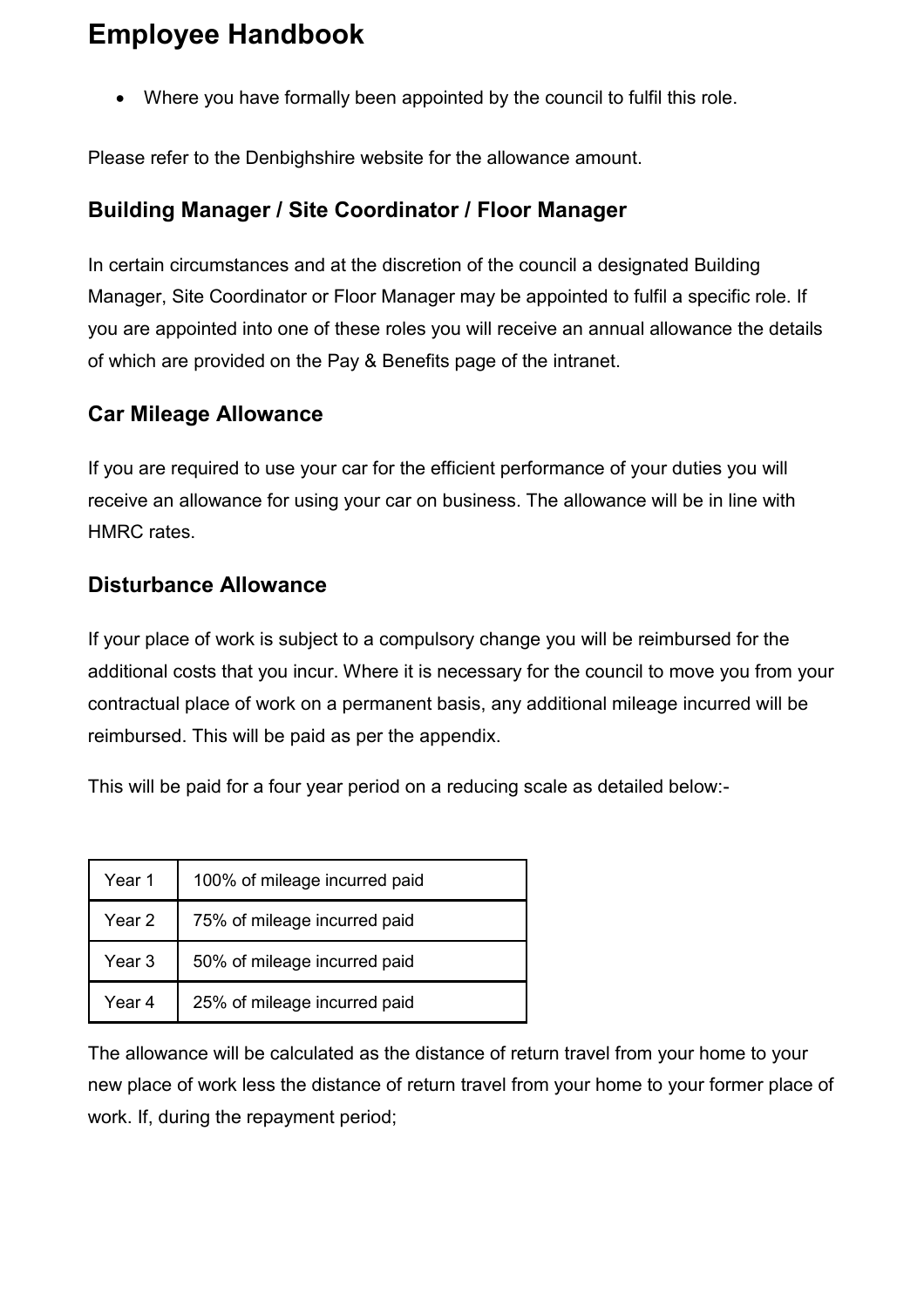- Where you have formally been appointed by the council to fulfil this role.

Please refer to the Denbighshire website for the allowance amount.

### Building Manager / Site Coordinator / Floor Manager

In certain circumstances and at the discretion of the council a designated Building Manager, Site Coordinator or Floor Manager may be appointed to fulfil a specific role. If you are appointed into one of these roles you will receive an annual allowance the details of which are provided on the Pay & Benefits page of the intranet.

### Car Mileage Allowance

If you are required to use your car for the efficient performance of your duties you will receive an allowance for using your car on business. The allowance will be in line with HMRC rates.

### Disturbance Allowance

If your place of work is subject to a compulsory change you will be reimbursed for the additional costs that you incur. Where it is necessary for the council to move you from your contractual place of work on a permanent basis, any additional mileage incurred will be reimbursed. This will be paid as per the appendix.

This will be paid for a four year period on a reducing scale as detailed below:-

| | |
|---|---|
| Year 1 | 100% of mileage incurred paid |
| Year 2 | 75% of mileage incurred paid |
| Year 3 | 50% of mileage incurred paid |
| Year 4 | 25% of mileage incurred paid |

The allowance will be calculated as the distance of return travel from your home to your new place of work less the distance of return travel from your home to your former place of work. If, during the repayment period;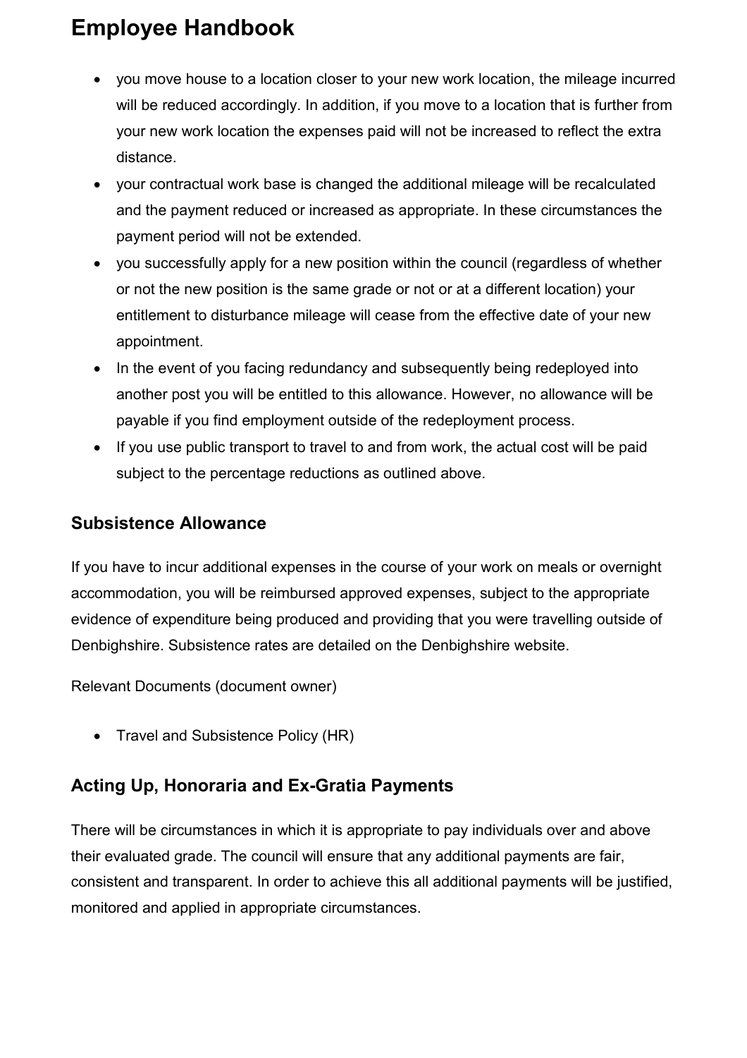- you move house to a location closer to your new work location, the mileage incurred will be reduced accordingly. In addition, if you move to a location that is further from your new work location the expenses paid will not be increased to reflect the extra distance.
- your contractual work base is changed the additional mileage will be recalculated and the payment reduced or increased as appropriate. In these circumstances the payment period will not be extended.
- you successfully apply for a new position within the council (regardless of whether or not the new position is the same grade or not or at a different location) your entitlement to disturbance mileage will cease from the effective date of your new appointment.
- In the event of you facing redundancy and subsequently being redeployed into another post you will be entitled to this allowance. However, no allowance will be payable if you find employment outside of the redeployment process.
- If you use public transport to travel to and from work, the actual cost will be paid subject to the percentage reductions as outlined above.

## Subsistence Allowance

If you have to incur additional expenses in the course of your work on meals or overnight accommodation, you will be reimbursed approved expenses, subject to the appropriate evidence of expenditure being produced and providing that you were travelling outside of Denbighshire. Subsistence rates are detailed on the Denbighshire website.

Relevant Documents (document owner)

- Travel and Subsistence Policy (HR)

## Acting Up, Honoraria and Ex-Gratia Payments

There will be circumstances in which it is appropriate to pay individuals over and above their evaluated grade. The council will ensure that any additional payments are fair, consistent and transparent. In order to achieve this all additional payments will be justified, monitored and applied in appropriate circumstances.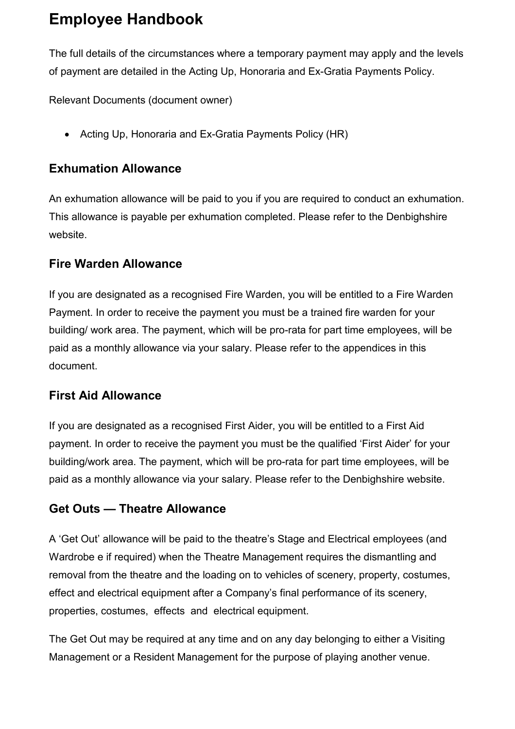The full details of the circumstances where a temporary payment may apply and the levels of payment are detailed in the Acting Up, Honoraria and Ex-Gratia Payments Policy.

Relevant Documents (document owner)

- Acting Up, Honoraria and Ex-Gratia Payments Policy (HR)

## Exhumation Allowance

An exhumation allowance will be paid to you if you are required to conduct an exhumation. This allowance is payable per exhumation completed. Please refer to the Denbighshire website.

## Fire Warden Allowance

If you are designated as a recognised Fire Warden, you will be entitled to a Fire Warden Payment. In order to receive the payment you must be a trained fire warden for your building/ work area. The payment, which will be pro-rata for part time employees, will be paid as a monthly allowance via your salary. Please refer to the appendices in this document.

## First Aid Allowance

If you are designated as a recognised First Aider, you will be entitled to a First Aid payment. In order to receive the payment you must be the qualified 'First Aider' for your building/work area. The payment, which will be pro-rata for part time employees, will be paid as a monthly allowance via your salary. Please refer to the Denbighshire website.

## Get Outs — Theatre Allowance

A 'Get Out' allowance will be paid to the theatre's Stage and Electrical employees (and Wardrobe e if required) when the Theatre Management requires the dismantling and removal from the theatre and the loading on to vehicles of scenery, property, costumes, effect and electrical equipment after a Company's final performance of its scenery, properties, costumes, effects and electrical equipment.

The Get Out may be required at any time and on any day belonging to either a Visiting Management or a Resident Management for the purpose of playing another venue.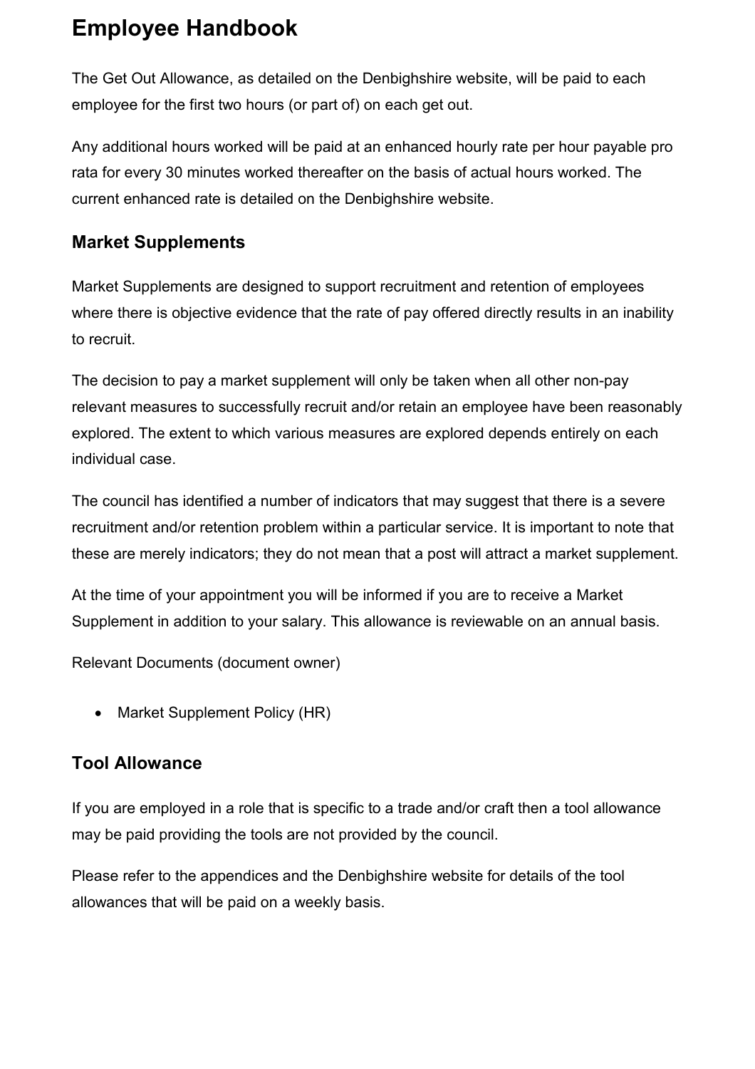# Employee Handbook

The Get Out Allowance, as detailed on the Denbighshire website, will be paid to each employee for the first two hours (or part of) on each get out.

Any additional hours worked will be paid at an enhanced hourly rate per hour payable pro rata for every 30 minutes worked thereafter on the basis of actual hours worked. The current enhanced rate is detailed on the Denbighshire website.

## Market Supplements

Market Supplements are designed to support recruitment and retention of employees where there is objective evidence that the rate of pay offered directly results in an inability to recruit.

The decision to pay a market supplement will only be taken when all other non-pay relevant measures to successfully recruit and/or retain an employee have been reasonably explored. The extent to which various measures are explored depends entirely on each individual case.

The council has identified a number of indicators that may suggest that there is a severe recruitment and/or retention problem within a particular service. It is important to note that these are merely indicators; they do not mean that a post will attract a market supplement.

At the time of your appointment you will be informed if you are to receive a Market Supplement in addition to your salary. This allowance is reviewable on an annual basis.

Relevant Documents (document owner)

- Market Supplement Policy (HR)

## Tool Allowance

If you are employed in a role that is specific to a trade and/or craft then a tool allowance may be paid providing the tools are not provided by the council.

Please refer to the appendices and the Denbighshire website for details of the tool allowances that will be paid on a weekly basis.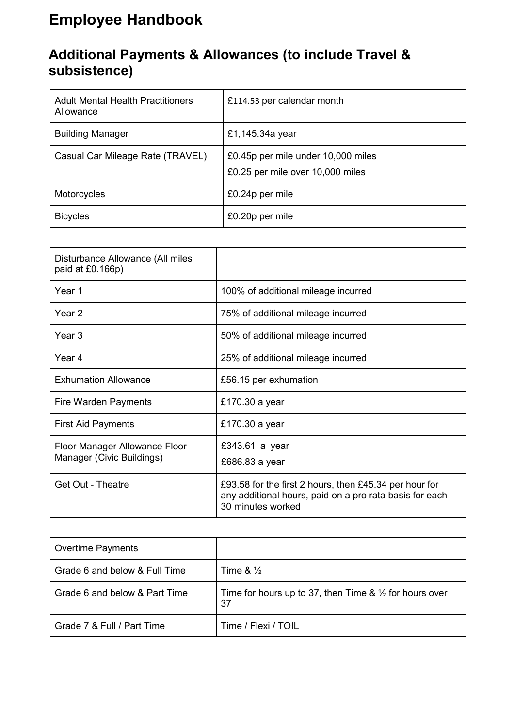# Employee Handbook

## Additional Payments & Allowances (to include Travel & subsistence)

| | |
|---|---|
| Adult Mental Health Practitioners Allowance | £114.53 per calendar month |
| Building Manager | £1,145.34a year |
| Casual Car Mileage Rate (TRAVEL) | £0.45p per mile under 10,000 miles<br>£0.25 per mile over 10,000 miles |
| Motorcycles | £0.24p per mile |
| Bicycles | £0.20p per mile |

| | |
|---|---|
| Disturbance Allowance (All miles paid at £0.166p) | |
| Year 1 | 100% of additional mileage incurred |
| Year 2 | 75% of additional mileage incurred |
| Year 3 | 50% of additional mileage incurred |
| Year 4 | 25% of additional mileage incurred |
| Exhumation Allowance | £56.15 per exhumation |
| Fire Warden Payments | £170.30 a year |
| First Aid Payments | £170.30 a year |
| Floor Manager Allowance Floor Manager (Civic Buildings) | £343.61 a year<br>£686.83 a year |
| Get Out - Theatre | £93.58 for the first 2 hours, then £45.34 per hour for any additional hours, paid on a pro rata basis for each 30 minutes worked |

| | |
|---|---|
| Overtime Payments | |
| Grade 6 and below & Full Time | Time & ½ |
| Grade 6 and below & Part Time | Time for hours up to 37, then Time & ½ for hours over 37 |
| Grade 7 & Full / Part Time | Time / Flexi / TOIL |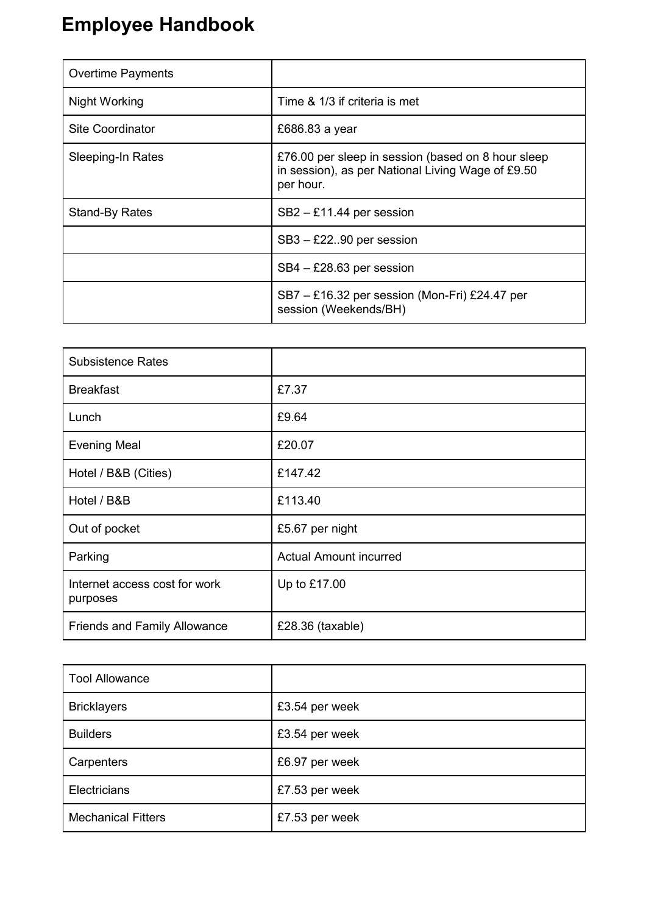# Employee Handbook

| Overtime Payments | |
|---|---|
| Night Working | Time & 1/3 if criteria is met |
| Site Coordinator | £686.83 a year |
| Sleeping-In Rates | £76.00 per sleep in session (based on 8 hour sleep in session), as per National Living Wage of £9.50 per hour. |
| Stand-By Rates | SB2 – £11.44 per session |
| | SB3 – £22..90 per session |
| | SB4 – £28.63 per session |
| | SB7 – £16.32 per session (Mon-Fri) £24.47 per session (Weekends/BH) |

| Subsistence Rates | |
|---|---|
| Breakfast | £7.37 |
| Lunch | £9.64 |
| Evening Meal | £20.07 |
| Hotel / B&B (Cities) | £147.42 |
| Hotel / B&B | £113.40 |
| Out of pocket | £5.67 per night |
| Parking | Actual Amount incurred |
| Internet access cost for work purposes | Up to £17.00 |
| Friends and Family Allowance | £28.36 (taxable) |

| Tool Allowance | |
|---|---|
| Bricklayers | £3.54 per week |
| Builders | £3.54 per week |
| Carpenters | £6.97 per week |
| Electricians | £7.53 per week |
| Mechanical Fitters | £7.53 per week |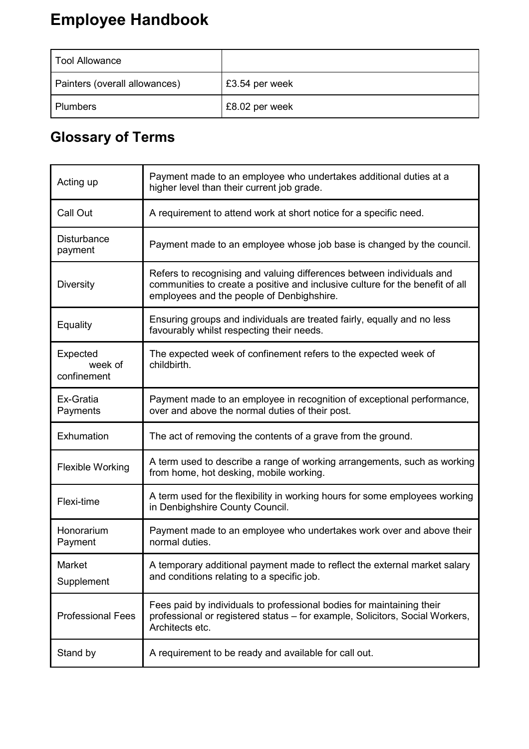| Tool Allowance | |
| --- | --- |
| Painters (overall allowances) | £3.54 per week |
| Plumbers | £8.02 per week |

## Glossary of Terms

| Term | Definition |
| --- | --- |
| Acting up | Payment made to an employee who undertakes additional duties at a higher level than their current job grade. |
| Call Out | A requirement to attend work at short notice for a specific need. |
| Disturbance payment | Payment made to an employee whose job base is changed by the council. |
| Diversity | Refers to recognising and valuing differences between individuals and communities to create a positive and inclusive culture for the benefit of all employees and the people of Denbighshire. |
| Equality | Ensuring groups and individuals are treated fairly, equally and no less favourably whilst respecting their needs. |
| Expected week of confinement | The expected week of confinement refers to the expected week of childbirth. |
| Ex-Gratia Payments | Payment made to an employee in recognition of exceptional performance, over and above the normal duties of their post. |
| Exhumation | The act of removing the contents of a grave from the ground. |
| Flexible Working | A term used to describe a range of working arrangements, such as working from home, hot desking, mobile working. |
| Flexi-time | A term used for the flexibility in working hours for some employees working in Denbighshire County Council. |
| Honorarium Payment | Payment made to an employee who undertakes work over and above their normal duties. |
| Market Supplement | A temporary additional payment made to reflect the external market salary and conditions relating to a specific job. |
| Professional Fees | Fees paid by individuals to professional bodies for maintaining their professional or registered status – for example, Solicitors, Social Workers, Architects etc. |
| Stand by | A requirement to be ready and available for call out. |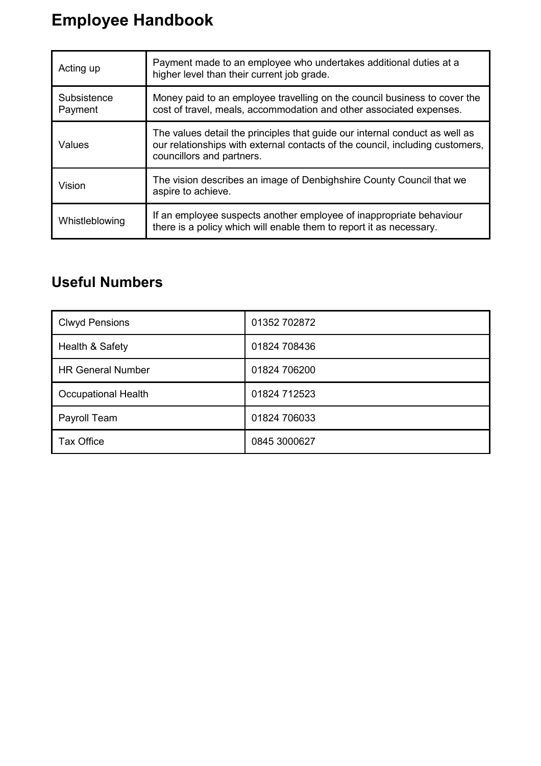# Employee Handbook

| | |
|---|---|
| Acting up | Payment made to an employee who undertakes additional duties at a higher level than their current job grade. |
| Subsistence Payment | Money paid to an employee travelling on the council business to cover the cost of travel, meals, accommodation and other associated expenses. |
| Values | The values detail the principles that guide our internal conduct as well as our relationships with external contacts of the council, including customers, councillors and partners. |
| Vision | The vision describes an image of Denbighshire County Council that we aspire to achieve. |
| Whistleblowing | If an employee suspects another employee of inappropriate behaviour there is a policy which will enable them to report it as necessary. |

## Useful Numbers

| | |
|---|---|
| Clwyd Pensions | 01352 702872 |
| Health & Safety | 01824 708436 |
| HR General Number | 01824 706200 |
| Occupational Health | 01824 712523 |
| Payroll Team | 01824 706033 |
| Tax Office | 0845 3000627 |